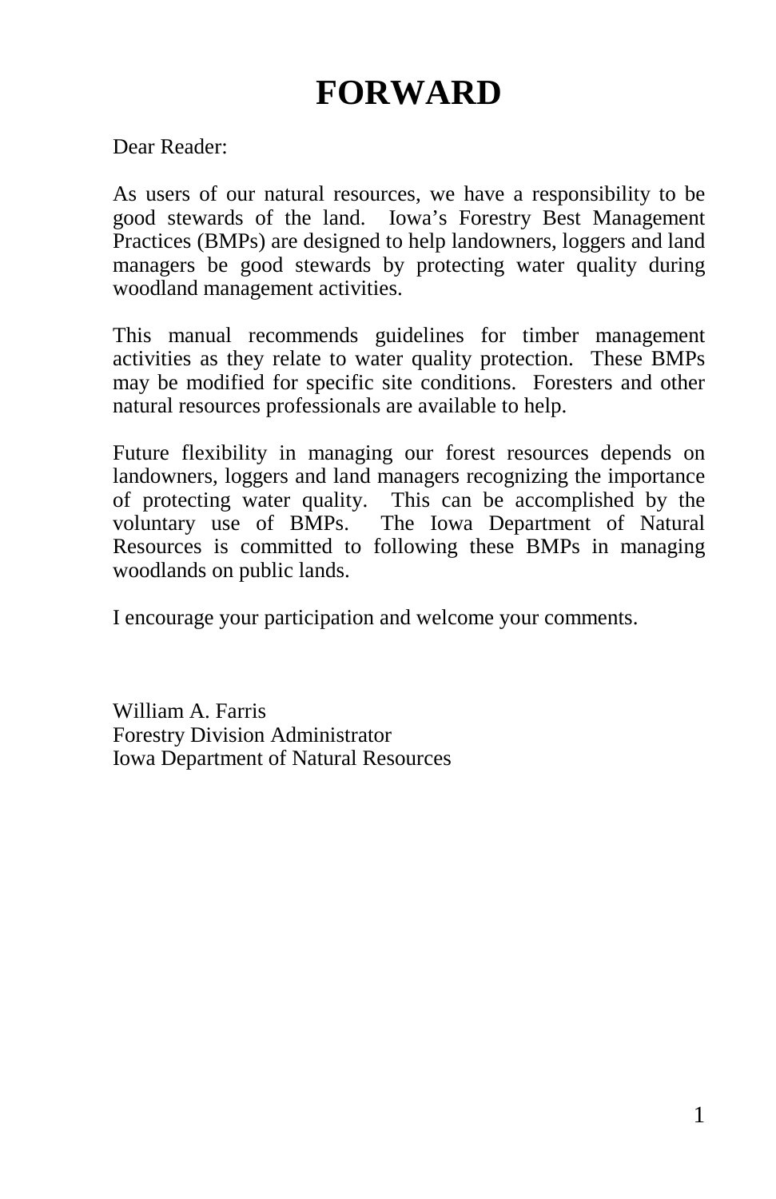# FORWARD

Dear Reader:

As users of our natural resources, we have a responsibility to be good stewards of the land. Iowa's Forestry Best Management Practices (BMPs) are designed to help landowners, loggers and land managers be good stewards by protecting water quality during woodland management activities.

This manual recommends guidelines for timber management activities as they relate to water quality protection. These BMPs may be modified for specific site conditions. Foresters and other natural resources professionals are available to help.

Future flexibility in managing our forest resources depends on landowners, loggers and land managers recognizing the importance of protecting water quality. This can be accomplished by the voluntary use of BMPs. The Iowa Department of Natural Resources is committed to following these BMPs in managing woodlands on public lands.

I encourage your participation and welcome your comments.

William A. Farris
Forestry Division Administrator
Iowa Department of Natural Resources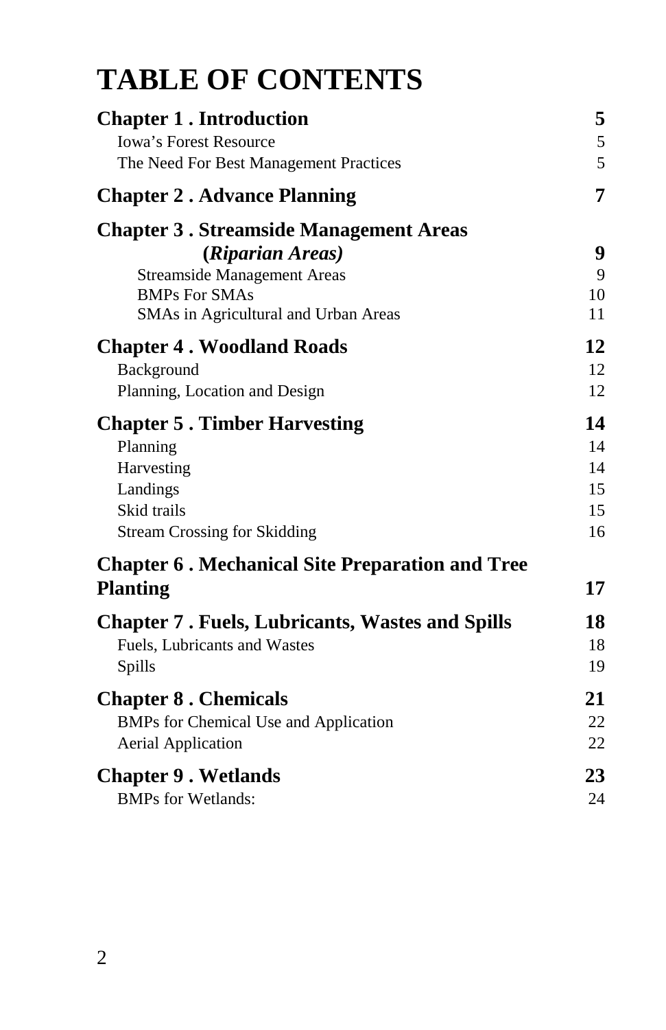# TABLE OF CONTENTS

| | |
|---|---|
| **Chapter 1 . Introduction** | **5** |
| Iowa's Forest Resource | 5 |
| The Need For Best Management Practices | 5 |
| **Chapter 2 . Advance Planning** | **7** |
| **Chapter 3 . Streamside Management Areas (*Riparian Areas)*** | **9** |
| Streamside Management Areas | 9 |
| BMPs For SMAs | 10 |
| SMAs in Agricultural and Urban Areas | 11 |
| **Chapter 4 . Woodland Roads** | **12** |
| Background | 12 |
| Planning, Location and Design | 12 |
| **Chapter 5 . Timber Harvesting** | **14** |
| Planning | 14 |
| Harvesting | 14 |
| Landings | 15 |
| Skid trails | 15 |
| Stream Crossing for Skidding | 16 |
| **Chapter 6 . Mechanical Site Preparation and Tree Planting** | **17** |
| **Chapter 7 . Fuels, Lubricants, Wastes and Spills** | **18** |
| Fuels, Lubricants and Wastes | 18 |
| Spills | 19 |
| **Chapter 8 . Chemicals** | **21** |
| BMPs for Chemical Use and Application | 22 |
| Aerial Application | 22 |
| **Chapter 9 . Wetlands** | **23** |
| BMPs for Wetlands: | 24 |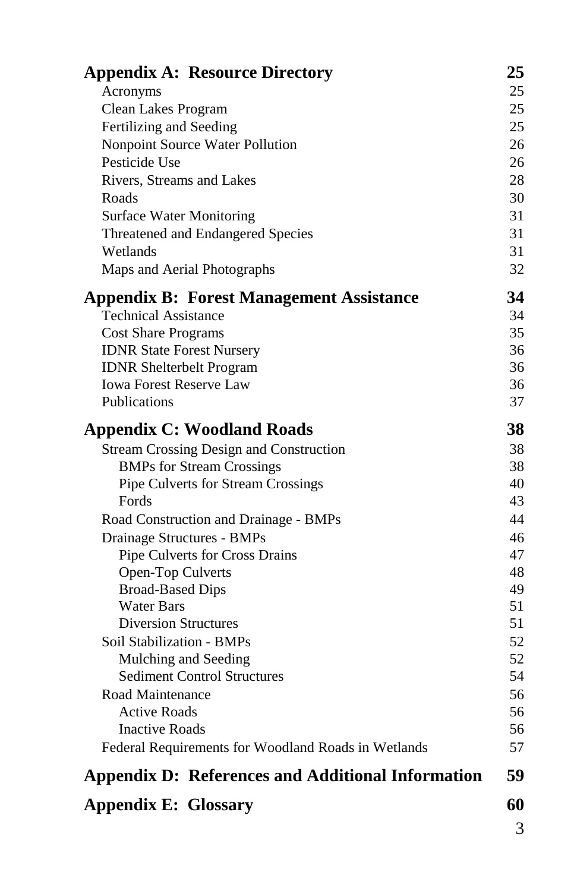| | |
|---|---|
| **Appendix A: Resource Directory** | **25** |
| Acronyms | 25 |
| Clean Lakes Program | 25 |
| Fertilizing and Seeding | 25 |
| Nonpoint Source Water Pollution | 26 |
| Pesticide Use | 26 |
| Rivers, Streams and Lakes | 28 |
| Roads | 30 |
| Surface Water Monitoring | 31 |
| Threatened and Endangered Species | 31 |
| Wetlands | 31 |
| Maps and Aerial Photographs | 32 |
| **Appendix B: Forest Management Assistance** | **34** |
| Technical Assistance | 34 |
| Cost Share Programs | 35 |
| IDNR State Forest Nursery | 36 |
| IDNR Shelterbelt Program | 36 |
| Iowa Forest Reserve Law | 36 |
| Publications | 37 |
| **Appendix C: Woodland Roads** | **38** |
| Stream Crossing Design and Construction | 38 |
| BMPs for Stream Crossings | 38 |
| Pipe Culverts for Stream Crossings | 40 |
| Fords | 43 |
| Road Construction and Drainage - BMPs | 44 |
| Drainage Structures - BMPs | 46 |
| Pipe Culverts for Cross Drains | 47 |
| Open-Top Culverts | 48 |
| Broad-Based Dips | 49 |
| Water Bars | 51 |
| Diversion Structures | 51 |
| Soil Stabilization - BMPs | 52 |
| Mulching and Seeding | 52 |
| Sediment Control Structures | 54 |
| Road Maintenance | 56 |
| Active Roads | 56 |
| Inactive Roads | 56 |
| Federal Requirements for Woodland Roads in Wetlands | 57 |
| **Appendix D: References and Additional Information** | **59** |
| **Appendix E: Glossary** | **60** |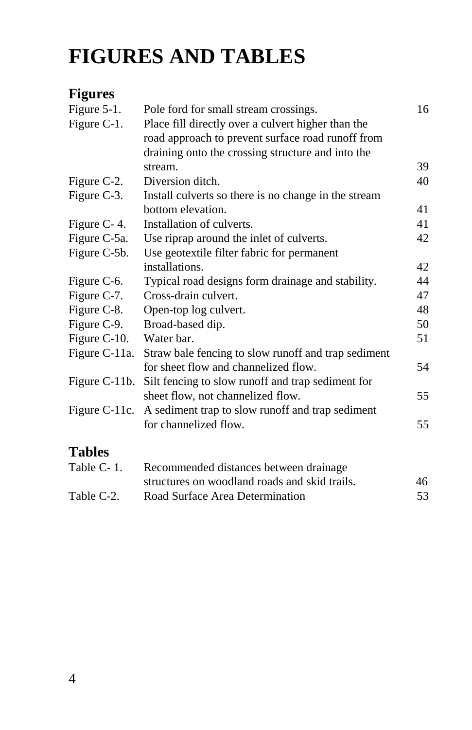# FIGURES AND TABLES

## Figures

| | | |
|---|---|---|
| Figure 5-1. | Pole ford for small stream crossings. | 16 |
| Figure C-1. | Place fill directly over a culvert higher than the road approach to prevent surface road runoff from draining onto the crossing structure and into the stream. | 39 |
| Figure C-2. | Diversion ditch. | 40 |
| Figure C-3. | Install culverts so there is no change in the stream bottom elevation. | 41 |
| Figure C- 4. | Installation of culverts. | 41 |
| Figure C-5a. | Use riprap around the inlet of culverts. | 42 |
| Figure C-5b. | Use geotextile filter fabric for permanent installations. | 42 |
| Figure C-6. | Typical road designs form drainage and stability. | 44 |
| Figure C-7. | Cross-drain culvert. | 47 |
| Figure C-8. | Open-top log culvert. | 48 |
| Figure C-9. | Broad-based dip. | 50 |
| Figure C-10. | Water bar. | 51 |
| Figure C-11a. | Straw bale fencing to slow runoff and trap sediment for sheet flow and channelized flow. | 54 |
| Figure C-11b. | Silt fencing to slow runoff and trap sediment for sheet flow, not channelized flow. | 55 |
| Figure C-11c. | A sediment trap to slow runoff and trap sediment for channelized flow. | 55 |

## Tables

| | | |
|---|---|---|
| Table C- 1. | Recommended distances between drainage structures on woodland roads and skid trails. | 46 |
| Table C-2. | Road Surface Area Determination | 53 |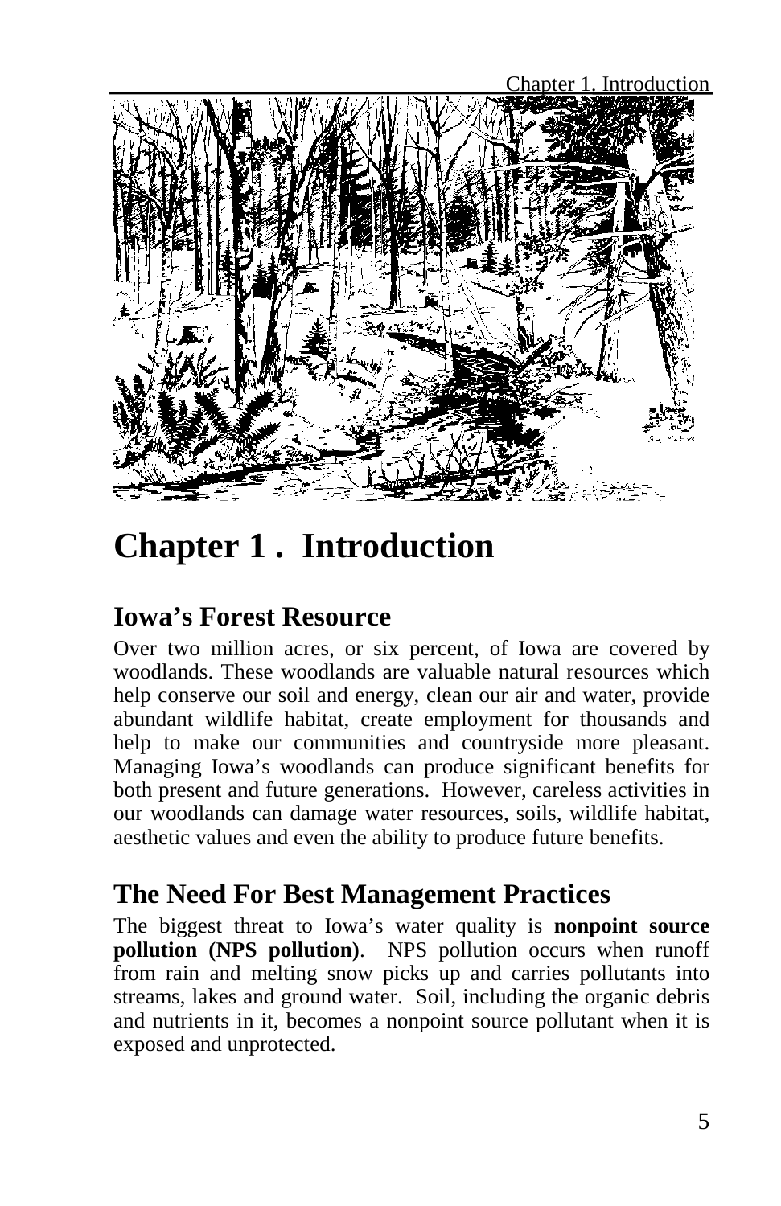# Chapter 1 . Introduction

## Iowa's Forest Resource

Over two million acres, or six percent, of Iowa are covered by woodlands. These woodlands are valuable natural resources which help conserve our soil and energy, clean our air and water, provide abundant wildlife habitat, create employment for thousands and help to make our communities and countryside more pleasant. Managing Iowa's woodlands can produce significant benefits for both present and future generations. However, careless activities in our woodlands can damage water resources, soils, wildlife habitat, aesthetic values and even the ability to produce future benefits.

## The Need For Best Management Practices

The biggest threat to Iowa's water quality is **nonpoint source pollution (NPS pollution)**. NPS pollution occurs when runoff from rain and melting snow picks up and carries pollutants into streams, lakes and ground water. Soil, including the organic debris and nutrients in it, becomes a nonpoint source pollutant when it is exposed and unprotected.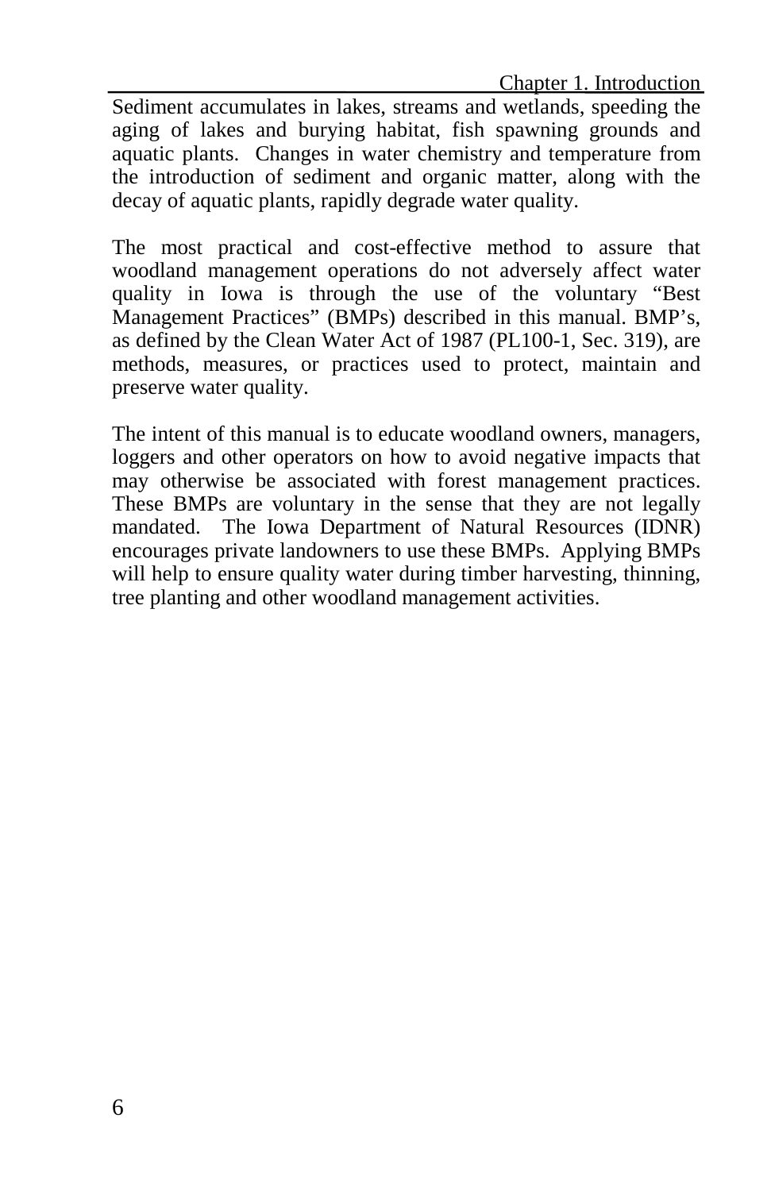Sediment accumulates in lakes, streams and wetlands, speeding the aging of lakes and burying habitat, fish spawning grounds and aquatic plants. Changes in water chemistry and temperature from the introduction of sediment and organic matter, along with the decay of aquatic plants, rapidly degrade water quality.

The most practical and cost-effective method to assure that woodland management operations do not adversely affect water quality in Iowa is through the use of the voluntary “Best Management Practices” (BMPs) described in this manual. BMP’s, as defined by the Clean Water Act of 1987 (PL100-1, Sec. 319), are methods, measures, or practices used to protect, maintain and preserve water quality.

The intent of this manual is to educate woodland owners, managers, loggers and other operators on how to avoid negative impacts that may otherwise be associated with forest management practices. These BMPs are voluntary in the sense that they are not legally mandated. The Iowa Department of Natural Resources (IDNR) encourages private landowners to use these BMPs. Applying BMPs will help to ensure quality water during timber harvesting, thinning, tree planting and other woodland management activities.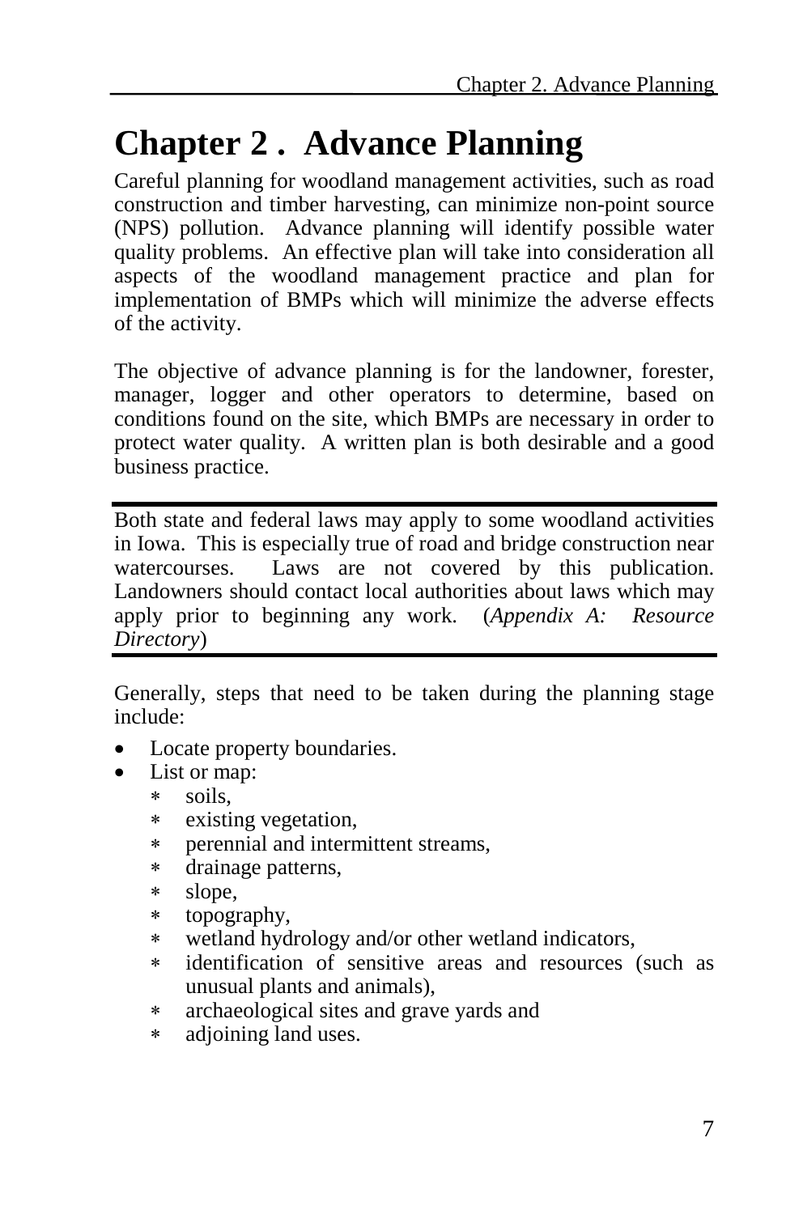# Chapter 2 . Advance Planning

Careful planning for woodland management activities, such as road construction and timber harvesting, can minimize non-point source (NPS) pollution. Advance planning will identify possible water quality problems. An effective plan will take into consideration all aspects of the woodland management practice and plan for implementation of BMPs which will minimize the adverse effects of the activity.

The objective of advance planning is for the landowner, forester, manager, logger and other operators to determine, based on conditions found on the site, which BMPs are necessary in order to protect water quality. A written plan is both desirable and a good business practice.

---

Both state and federal laws may apply to some woodland activities in Iowa. This is especially true of road and bridge construction near watercourses. Laws are not covered by this publication. Landowners should contact local authorities about laws which may apply prior to beginning any work. (*Appendix A: Resource Directory*)

---

Generally, steps that need to be taken during the planning stage include:

- Locate property boundaries.
- List or map:
    - soils,
    - existing vegetation,
    - perennial and intermittent streams,
    - drainage patterns,
    - slope,
    - topography,
    - wetland hydrology and/or other wetland indicators,
    - identification of sensitive areas and resources (such as unusual plants and animals),
    - archaeological sites and grave yards and
    - adjoining land uses.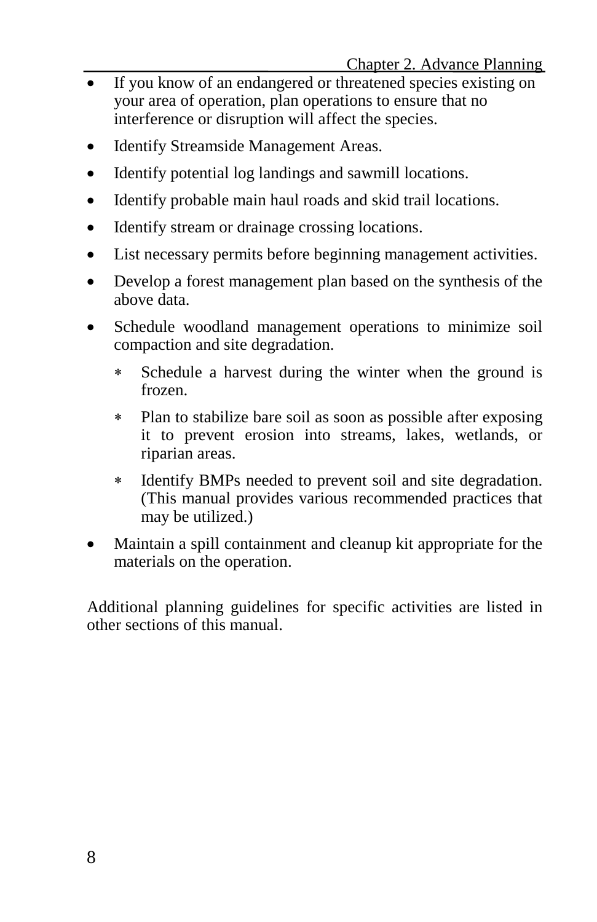- If you know of an endangered or threatened species existing on your area of operation, plan operations to ensure that no interference or disruption will affect the species.
- Identify Streamside Management Areas.
- Identify potential log landings and sawmill locations.
- Identify probable main haul roads and skid trail locations.
- Identify stream or drainage crossing locations.
- List necessary permits before beginning management activities.
- Develop a forest management plan based on the synthesis of the above data.
- Schedule woodland management operations to minimize soil compaction and site degradation.
  - Schedule a harvest during the winter when the ground is frozen.
  - Plan to stabilize bare soil as soon as possible after exposing it to prevent erosion into streams, lakes, wetlands, or riparian areas.
  - Identify BMPs needed to prevent soil and site degradation. (This manual provides various recommended practices that may be utilized.)
- Maintain a spill containment and cleanup kit appropriate for the materials on the operation.

Additional planning guidelines for specific activities are listed in other sections of this manual.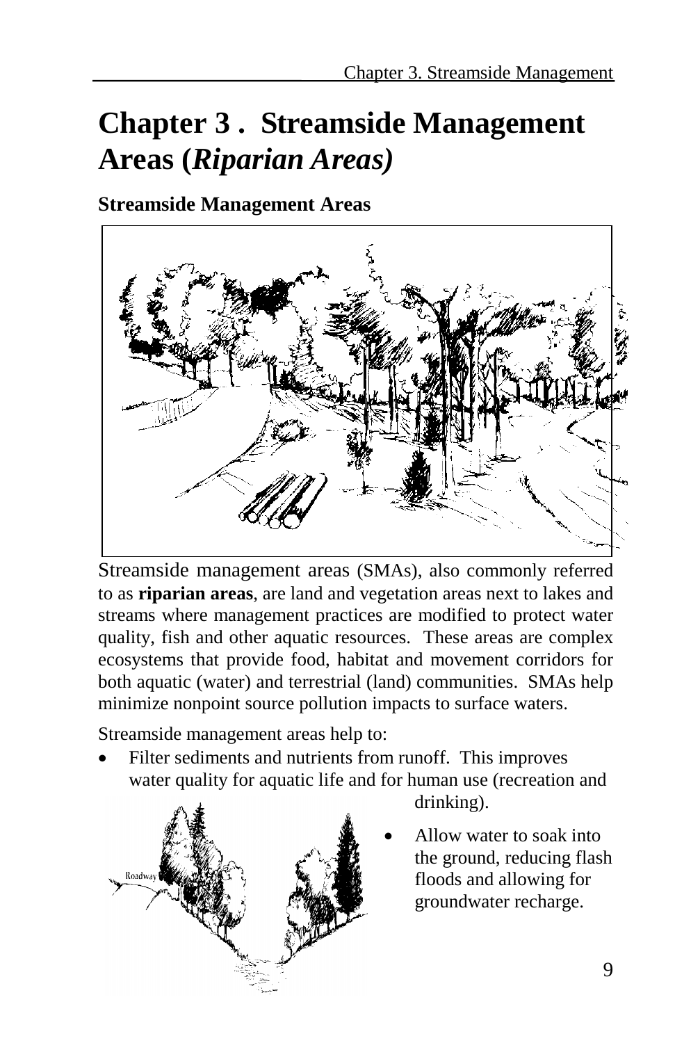# Chapter 3 . Streamside Management Areas (*Riparian Areas)*

**Streamside Management Areas**

Streamside management areas (SMAs), also commonly referred to as **riparian areas**, are land and vegetation areas next to lakes and streams where management practices are modified to protect water quality, fish and other aquatic resources. These areas are complex ecosystems that provide food, habitat and movement corridors for both aquatic (water) and terrestrial (land) communities. SMAs help minimize nonpoint source pollution impacts to surface waters.

Streamside management areas help to:

- Filter sediments and nutrients from runoff. This improves water quality for aquatic life and for human use (recreation and drinking).
- Allow water to soak into the ground, reducing flash floods and allowing for groundwater recharge.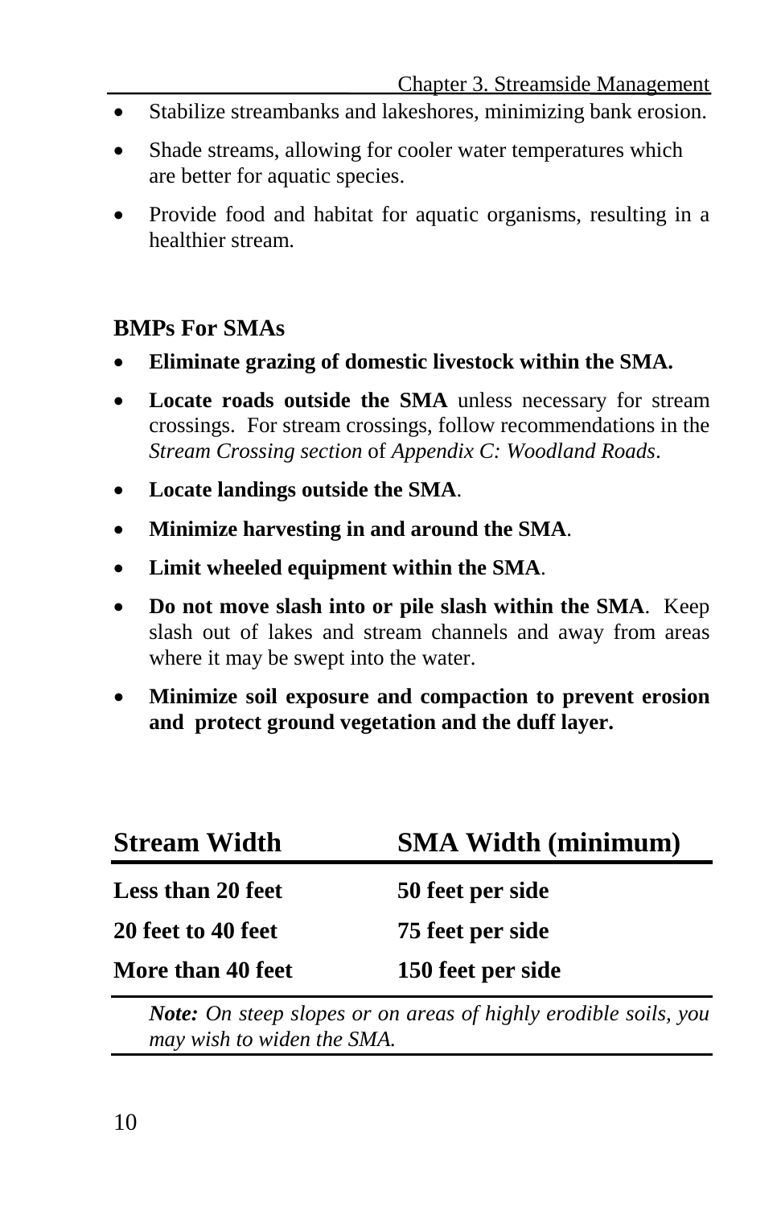- Stabilize streambanks and lakeshores, minimizing bank erosion.
- Shade streams, allowing for cooler water temperatures which are better for aquatic species.
- Provide food and habitat for aquatic organisms, resulting in a healthier stream.

### BMPs For SMAs

- **Eliminate grazing of domestic livestock within the SMA.**
- **Locate roads outside the SMA** unless necessary for stream crossings. For stream crossings, follow recommendations in the *Stream Crossing section* of *Appendix C: Woodland Roads*.
- **Locate landings outside the SMA**.
- **Minimize harvesting in and around the SMA**.
- **Limit wheeled equipment within the SMA**.
- **Do not move slash into or pile slash within the SMA**. Keep slash out of lakes and stream channels and away from areas where it may be swept into the water.
- **Minimize soil exposure and compaction to prevent erosion and protect ground vegetation and the duff layer.**

| Stream Width | SMA Width (minimum) |
|---|---|
| **Less than 20 feet** | **50 feet per side** |
| **20 feet to 40 feet** | **75 feet per side** |
| **More than 40 feet** | **150 feet per side** |

***Note:*** *On steep slopes or on areas of highly erodible soils, you may wish to widen the SMA.*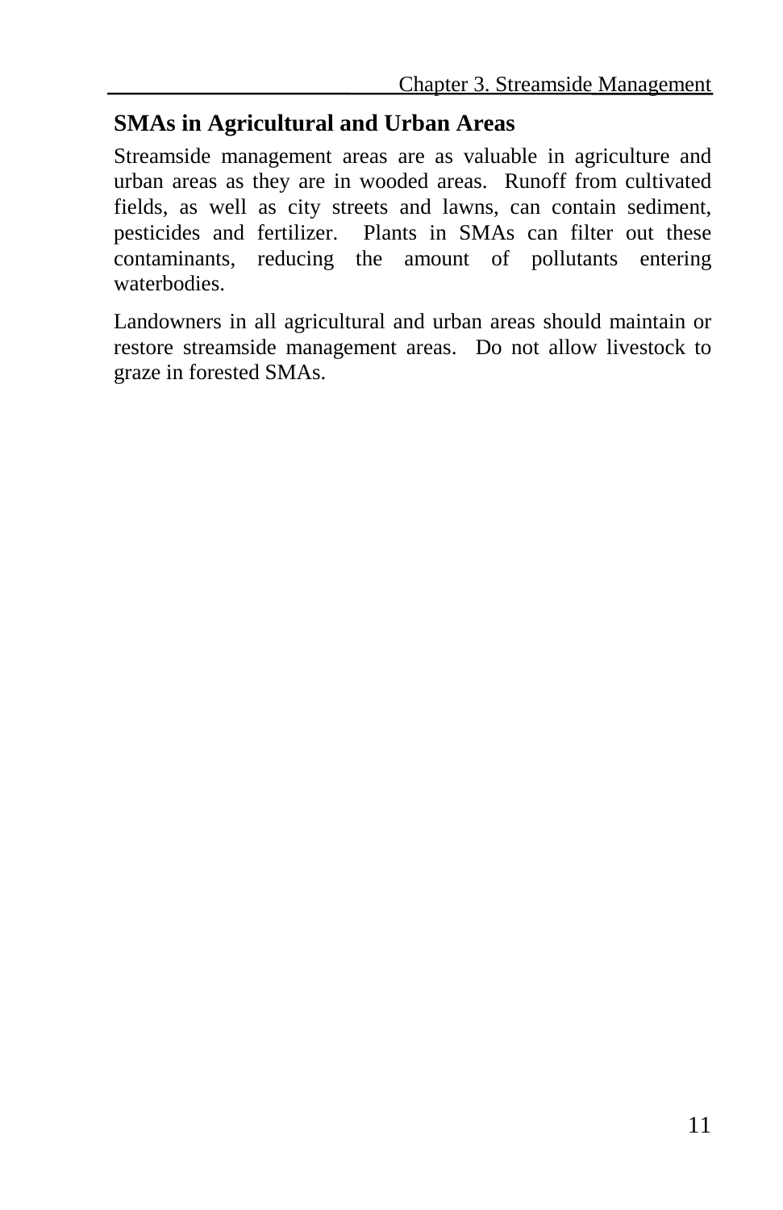## SMAs in Agricultural and Urban Areas

Streamside management areas are as valuable in agriculture and urban areas as they are in wooded areas. Runoff from cultivated fields, as well as city streets and lawns, can contain sediment, pesticides and fertilizer. Plants in SMAs can filter out these contaminants, reducing the amount of pollutants entering waterbodies.

Landowners in all agricultural and urban areas should maintain or restore streamside management areas. Do not allow livestock to graze in forested SMAs.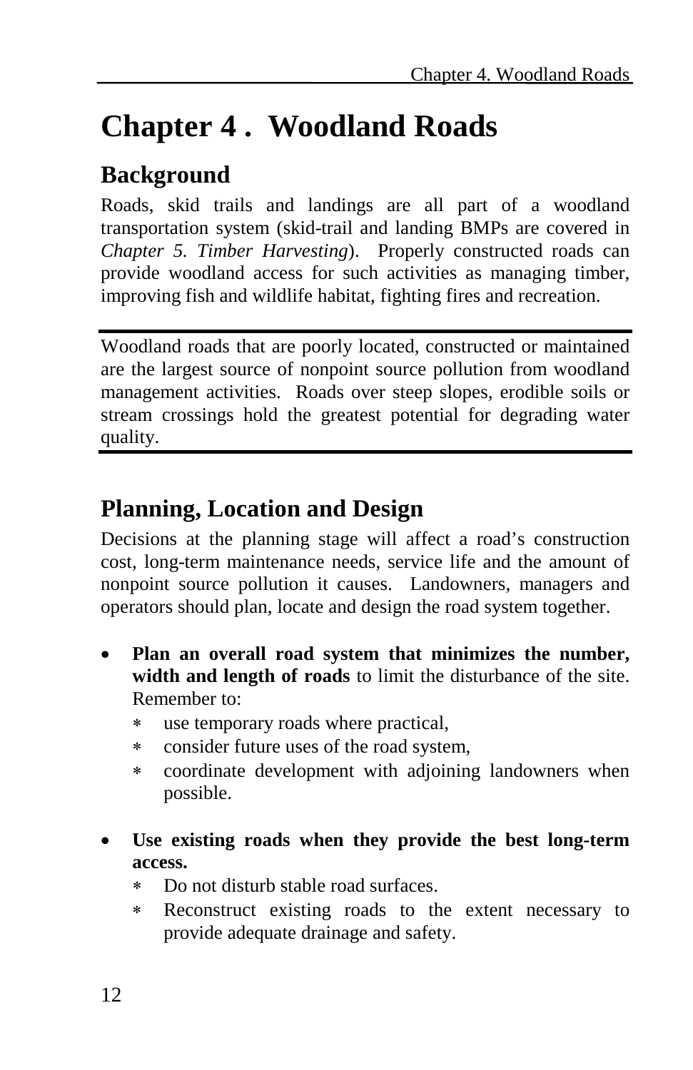# Chapter 4 . Woodland Roads

## Background

Roads, skid trails and landings are all part of a woodland transportation system (skid-trail and landing BMPs are covered in *Chapter 5. Timber Harvesting*). Properly constructed roads can provide woodland access for such activities as managing timber, improving fish and wildlife habitat, fighting fires and recreation.

---

Woodland roads that are poorly located, constructed or maintained are the largest source of nonpoint source pollution from woodland management activities. Roads over steep slopes, erodible soils or stream crossings hold the greatest potential for degrading water quality.

---

## Planning, Location and Design

Decisions at the planning stage will affect a road's construction cost, long-term maintenance needs, service life and the amount of nonpoint source pollution it causes. Landowners, managers and operators should plan, locate and design the road system together.

- **Plan an overall road system that minimizes the number, width and length of roads** to limit the disturbance of the site. Remember to:
  - use temporary roads where practical,
  - consider future uses of the road system,
  - coordinate development with adjoining landowners when possible.

- **Use existing roads when they provide the best long-term access.**
  - Do not disturb stable road surfaces.
  - Reconstruct existing roads to the extent necessary to provide adequate drainage and safety.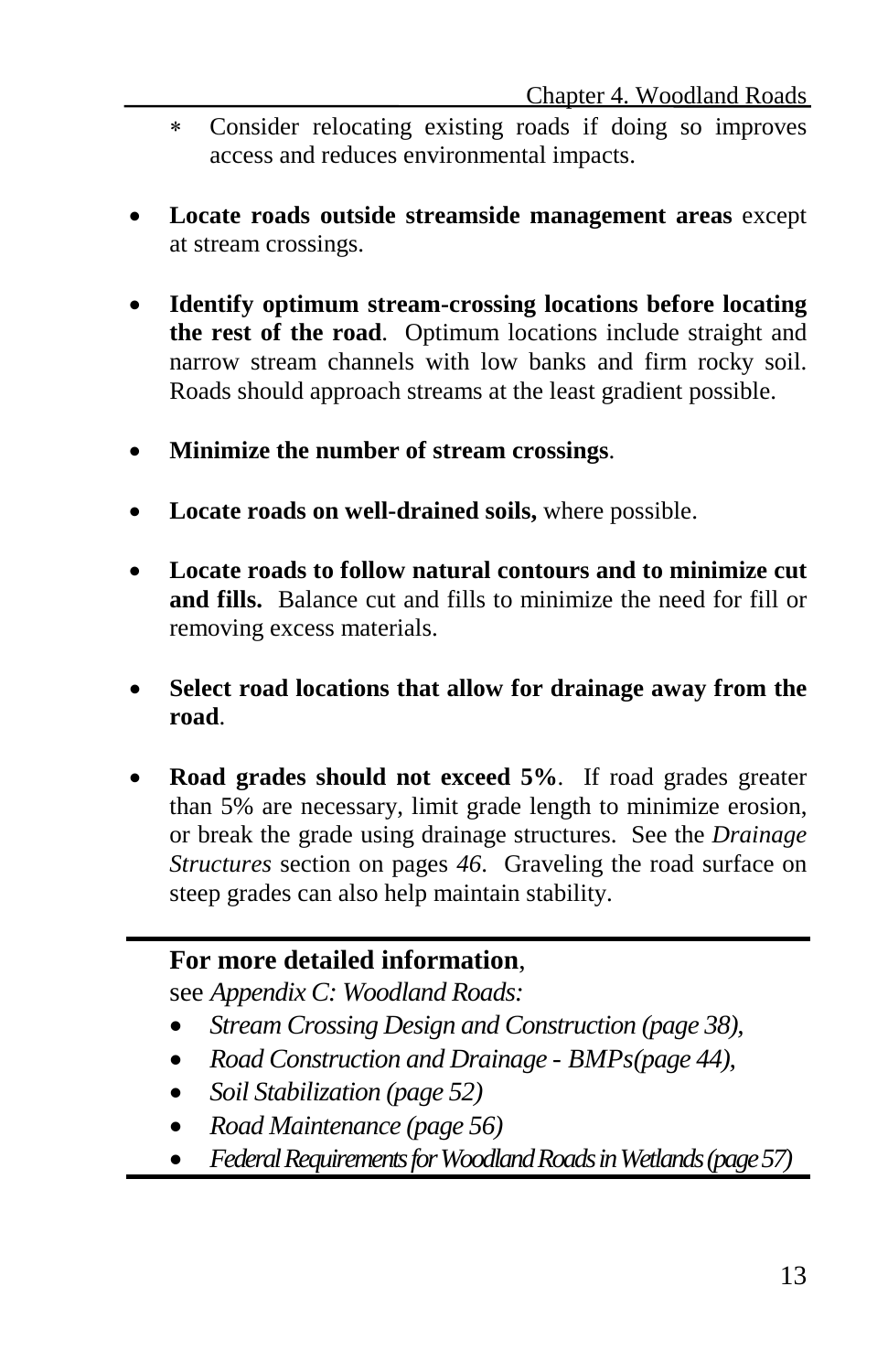- Consider relocating existing roads if doing so improves access and reduces environmental impacts.

- **Locate roads outside streamside management areas** except at stream crossings.

- **Identify optimum stream-crossing locations before locating the rest of the road**. Optimum locations include straight and narrow stream channels with low banks and firm rocky soil. Roads should approach streams at the least gradient possible.

- **Minimize the number of stream crossings**.

- **Locate roads on well-drained soils,** where possible.

- **Locate roads to follow natural contours and to minimize cut and fills.** Balance cut and fills to minimize the need for fill or removing excess materials.

- **Select road locations that allow for drainage away from the road**.

- **Road grades should not exceed 5%**. If road grades greater than 5% are necessary, limit grade length to minimize erosion, or break the grade using drainage structures. See the *Drainage Structures* section on pages *46*. Graveling the road surface on steep grades can also help maintain stability.

---

**For more detailed information**,
see *Appendix C: Woodland Roads:*

- *Stream Crossing Design and Construction (page 38),*
- *Road Construction and Drainage - BMPs(page 44),*
- *Soil Stabilization (page 52)*
- *Road Maintenance (page 56)*
- *Federal Requirements for Woodland Roads in Wetlands (page 57)*

---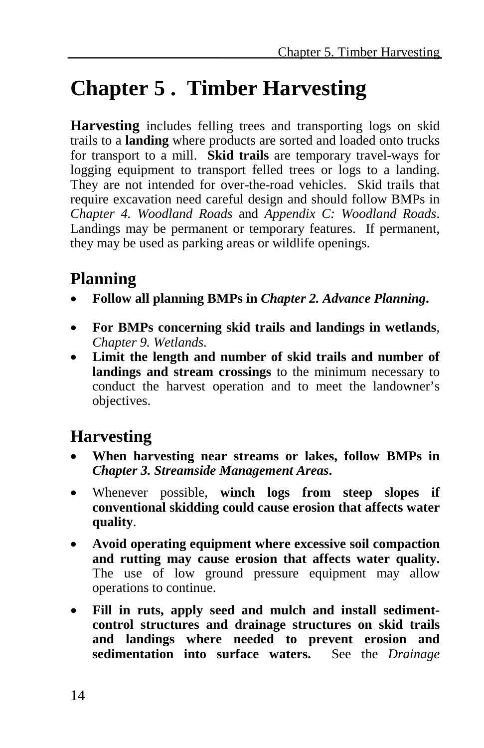# Chapter 5 . Timber Harvesting

**Harvesting** includes felling trees and transporting logs on skid trails to a **landing** where products are sorted and loaded onto trucks for transport to a mill. **Skid trails** are temporary travel-ways for logging equipment to transport felled trees or logs to a landing. They are not intended for over-the-road vehicles. Skid trails that require excavation need careful design and should follow BMPs in *Chapter 4. Woodland Roads* and *Appendix C: Woodland Roads*. Landings may be permanent or temporary features. If permanent, they may be used as parking areas or wildlife openings.

## Planning

- **Follow all planning BMPs in *Chapter 2. Advance Planning*.**
- **For BMPs concerning skid trails and landings in wetlands**, *Chapter 9. Wetlands.*
- **Limit the length and number of skid trails and number of landings and stream crossings** to the minimum necessary to conduct the harvest operation and to meet the landowner's objectives.

## Harvesting

- **When harvesting near streams or lakes, follow BMPs in *Chapter 3. Streamside Management Areas*.**
- Whenever possible, **winch logs from steep slopes if conventional skidding could cause erosion that affects water quality**.
- **Avoid operating equipment where excessive soil compaction and rutting may cause erosion that affects water quality.** The use of low ground pressure equipment may allow operations to continue.
- **Fill in ruts, apply seed and mulch and install sediment-control structures and drainage structures on skid trails and landings where needed to prevent erosion and sedimentation into surface waters.** See the *Drainage*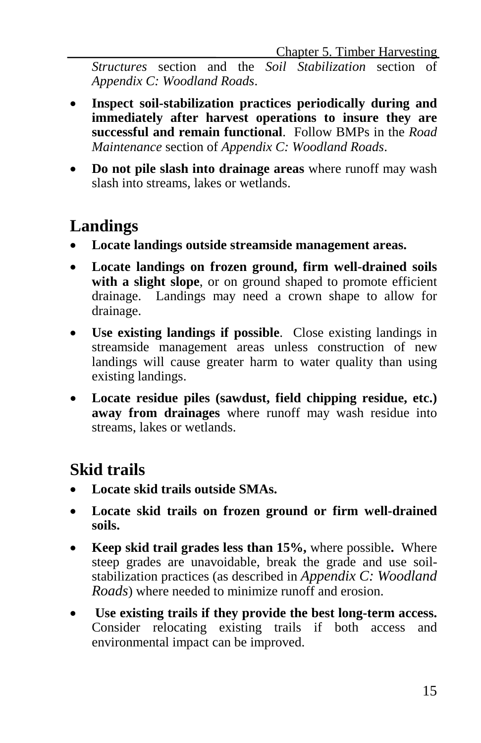*Structures* section and the *Soil Stabilization* section of *Appendix C: Woodland Roads*.

- **Inspect soil-stabilization practices periodically during and immediately after harvest operations to insure they are successful and remain functional**. Follow BMPs in the *Road Maintenance* section of *Appendix C: Woodland Roads*.
- **Do not pile slash into drainage areas** where runoff may wash slash into streams, lakes or wetlands.

## Landings

- **Locate landings outside streamside management areas.**
- **Locate landings on frozen ground, firm well-drained soils with a slight slope**, or on ground shaped to promote efficient drainage. Landings may need a crown shape to allow for drainage.
- **Use existing landings if possible**. Close existing landings in streamside management areas unless construction of new landings will cause greater harm to water quality than using existing landings.
- **Locate residue piles (sawdust, field chipping residue, etc.) away from drainages** where runoff may wash residue into streams, lakes or wetlands.

## Skid trails

- **Locate skid trails outside SMAs.**
- **Locate skid trails on frozen ground or firm well-drained soils.**
- **Keep skid trail grades less than 15%,** where possible**.** Where steep grades are unavoidable, break the grade and use soil-stabilization practices (as described in *Appendix C: Woodland Roads*) where needed to minimize runoff and erosion.
- **Use existing trails if they provide the best long-term access.** Consider relocating existing trails if both access and environmental impact can be improved.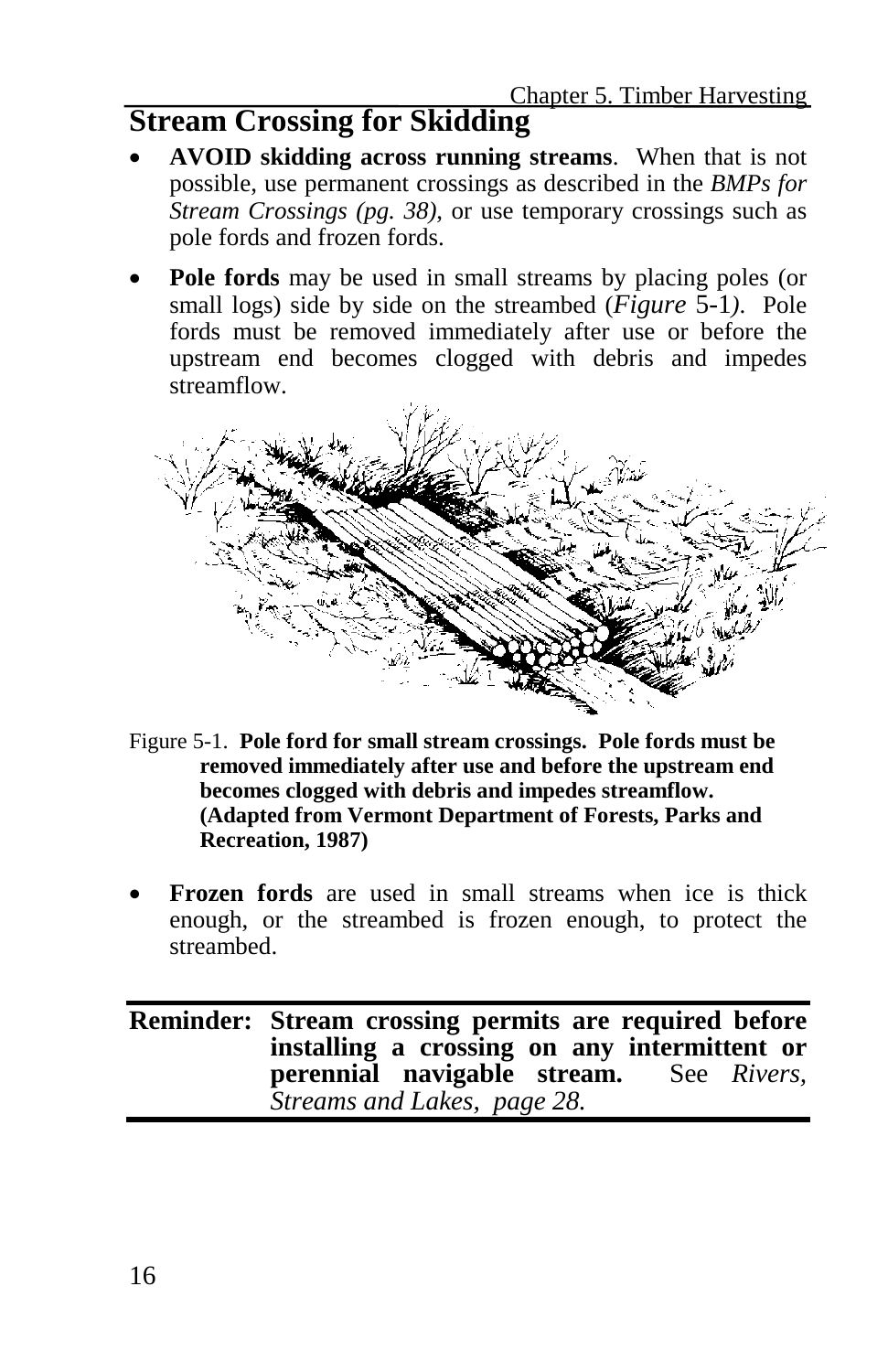## Stream Crossing for Skidding

- **AVOID skidding across running streams**. When that is not possible, use permanent crossings as described in the *BMPs for Stream Crossings (pg. 38)*, or use temporary crossings such as pole fords and frozen fords.
- **Pole fords** may be used in small streams by placing poles (or small logs) side by side on the streambed (*Figure* 5-1). Pole fords must be removed immediately after use or before the upstream end becomes clogged with debris and impedes streamflow.

Figure 5-1. **Pole ford for small stream crossings. Pole fords must be removed immediately after use and before the upstream end becomes clogged with debris and impedes streamflow. (Adapted from Vermont Department of Forests, Parks and Recreation, 1987)**

- **Frozen fords** are used in small streams when ice is thick enough, or the streambed is frozen enough, to protect the streambed.

**Reminder: Stream crossing permits are required before installing a crossing on any intermittent or perennial navigable stream.** See *Rivers, Streams and Lakes, page 28.*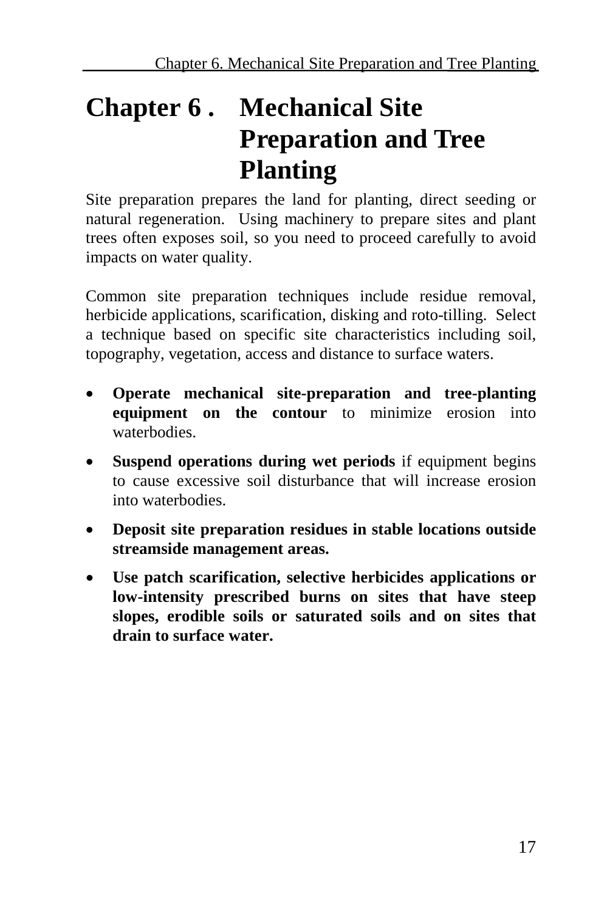# Chapter 6 . Mechanical Site Preparation and Tree Planting

Site preparation prepares the land for planting, direct seeding or natural regeneration. Using machinery to prepare sites and plant trees often exposes soil, so you need to proceed carefully to avoid impacts on water quality.

Common site preparation techniques include residue removal, herbicide applications, scarification, disking and roto-tilling. Select a technique based on specific site characteristics including soil, topography, vegetation, access and distance to surface waters.

- **Operate mechanical site-preparation and tree-planting equipment on the contour** to minimize erosion into waterbodies.
- **Suspend operations during wet periods** if equipment begins to cause excessive soil disturbance that will increase erosion into waterbodies.
- **Deposit site preparation residues in stable locations outside streamside management areas.**
- **Use patch scarification, selective herbicides applications or low-intensity prescribed burns on sites that have steep slopes, erodible soils or saturated soils and on sites that drain to surface water.**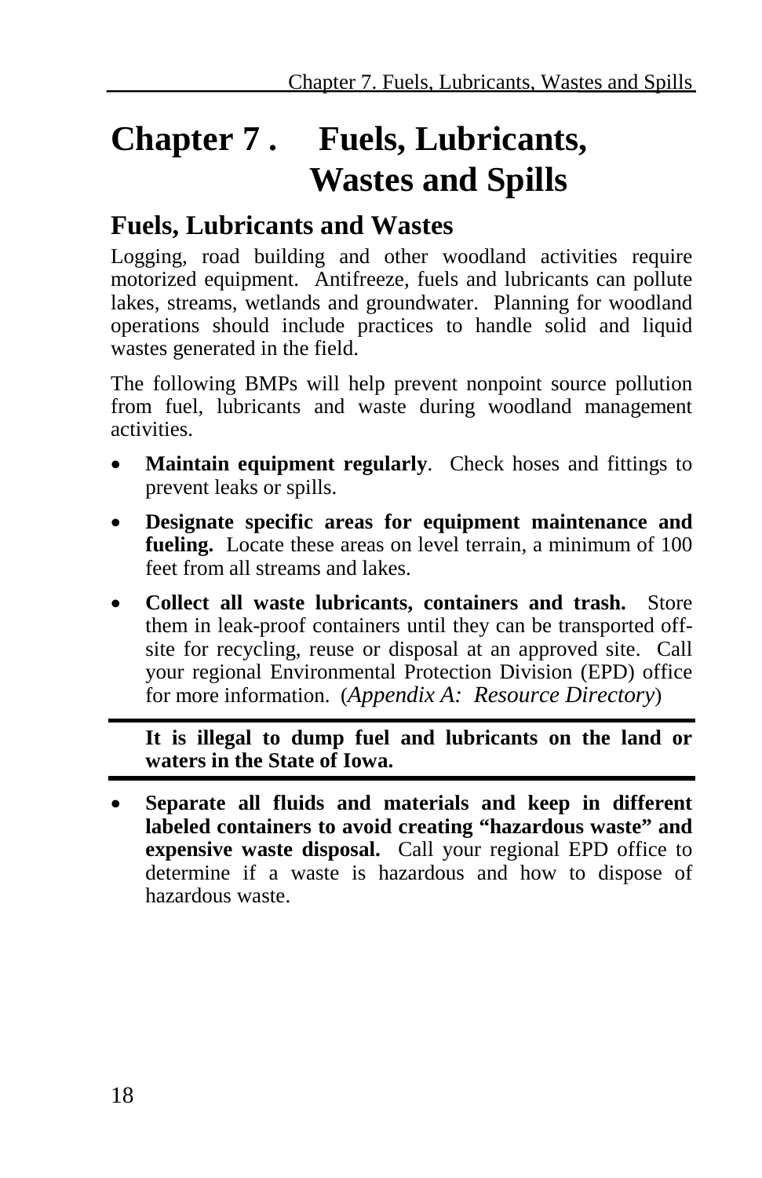# Chapter 7 . Fuels, Lubricants, Wastes and Spills

## Fuels, Lubricants and Wastes

Logging, road building and other woodland activities require motorized equipment. Antifreeze, fuels and lubricants can pollute lakes, streams, wetlands and groundwater. Planning for woodland operations should include practices to handle solid and liquid wastes generated in the field.

The following BMPs will help prevent nonpoint source pollution from fuel, lubricants and waste during woodland management activities.

- **Maintain equipment regularly**. Check hoses and fittings to prevent leaks or spills.
- **Designate specific areas for equipment maintenance and fueling.** Locate these areas on level terrain, a minimum of 100 feet from all streams and lakes.
- **Collect all waste lubricants, containers and trash.** Store them in leak-proof containers until they can be transported off-site for recycling, reuse or disposal at an approved site. Call your regional Environmental Protection Division (EPD) office for more information. (*Appendix A: Resource Directory*)

---

**It is illegal to dump fuel and lubricants on the land or waters in the State of Iowa.**

---

- **Separate all fluids and materials and keep in different labeled containers to avoid creating "hazardous waste" and expensive waste disposal.** Call your regional EPD office to determine if a waste is hazardous and how to dispose of hazardous waste.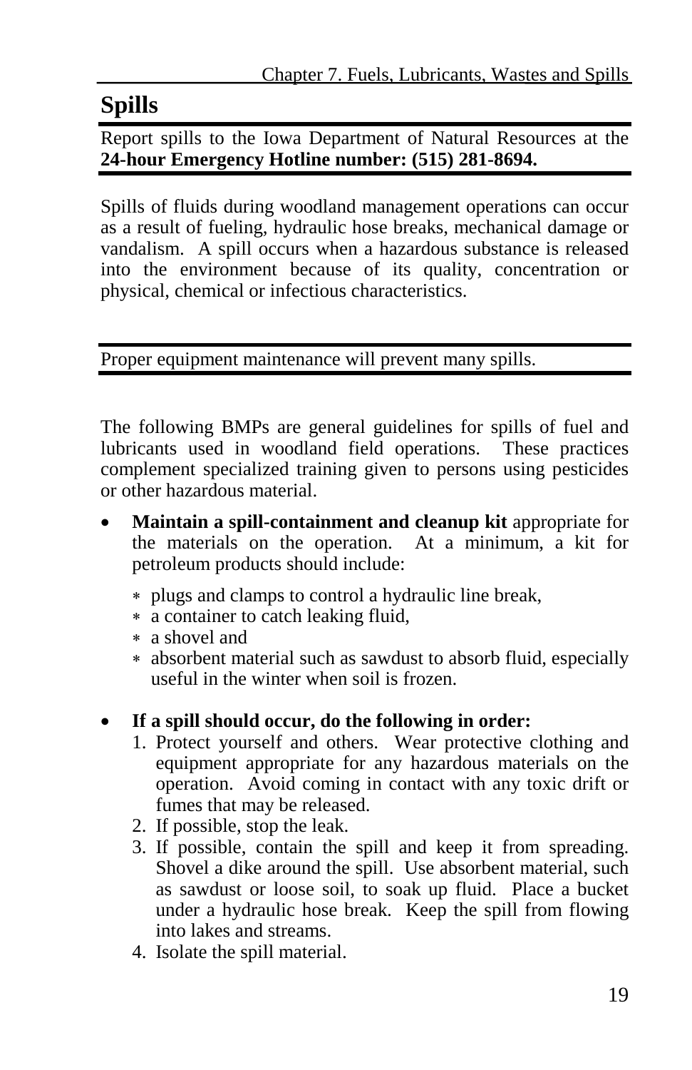## Spills

Report spills to the Iowa Department of Natural Resources at the **24-hour Emergency Hotline number: (515) 281-8694.**

Spills of fluids during woodland management operations can occur as a result of fueling, hydraulic hose breaks, mechanical damage or vandalism. A spill occurs when a hazardous substance is released into the environment because of its quality, concentration or physical, chemical or infectious characteristics.

Proper equipment maintenance will prevent many spills.

The following BMPs are general guidelines for spills of fuel and lubricants used in woodland field operations. These practices complement specialized training given to persons using pesticides or other hazardous material.

- **Maintain a spill-containment and cleanup kit** appropriate for the materials on the operation. At a minimum, a kit for petroleum products should include:
  - plugs and clamps to control a hydraulic line break,
  - a container to catch leaking fluid,
  - a shovel and
  - absorbent material such as sawdust to absorb fluid, especially useful in the winter when soil is frozen.

- **If a spill should occur, do the following in order:**
  1. Protect yourself and others. Wear protective clothing and equipment appropriate for any hazardous materials on the operation. Avoid coming in contact with any toxic drift or fumes that may be released.
  2. If possible, stop the leak.
  3. If possible, contain the spill and keep it from spreading. Shovel a dike around the spill. Use absorbent material, such as sawdust or loose soil, to soak up fluid. Place a bucket under a hydraulic hose break. Keep the spill from flowing into lakes and streams.
  4. Isolate the spill material.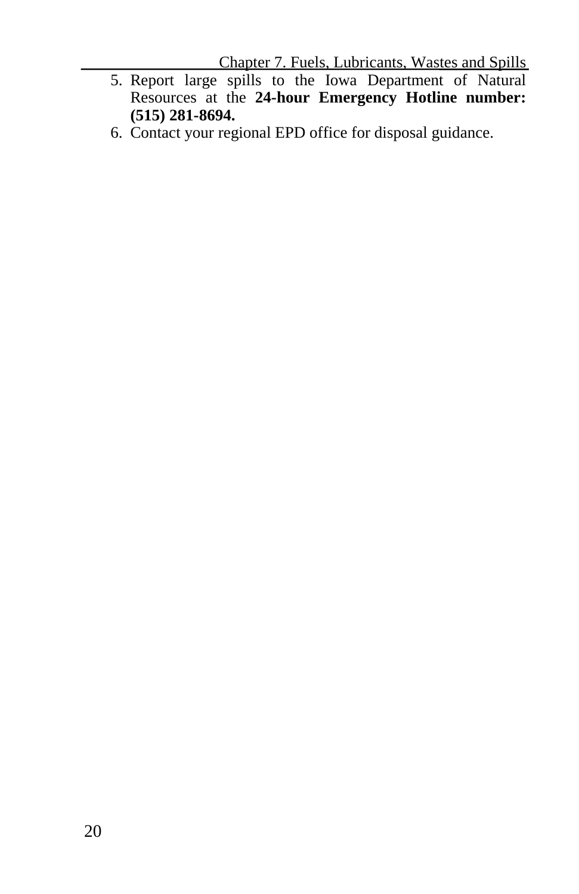5. Report large spills to the Iowa Department of Natural Resources at the **24-hour Emergency Hotline number: (515) 281-8694.**
6. Contact your regional EPD office for disposal guidance.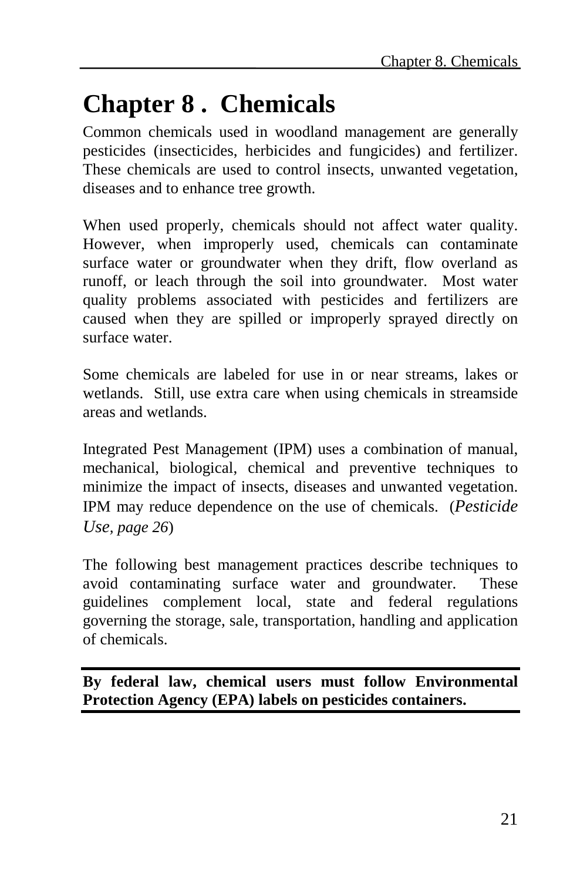# Chapter 8 . Chemicals

Common chemicals used in woodland management are generally pesticides (insecticides, herbicides and fungicides) and fertilizer. These chemicals are used to control insects, unwanted vegetation, diseases and to enhance tree growth.

When used properly, chemicals should not affect water quality. However, when improperly used, chemicals can contaminate surface water or groundwater when they drift, flow overland as runoff, or leach through the soil into groundwater. Most water quality problems associated with pesticides and fertilizers are caused when they are spilled or improperly sprayed directly on surface water.

Some chemicals are labeled for use in or near streams, lakes or wetlands. Still, use extra care when using chemicals in streamside areas and wetlands.

Integrated Pest Management (IPM) uses a combination of manual, mechanical, biological, chemical and preventive techniques to minimize the impact of insects, diseases and unwanted vegetation. IPM may reduce dependence on the use of chemicals. (*Pesticide Use, page 26*)

The following best management practices describe techniques to avoid contaminating surface water and groundwater. These guidelines complement local, state and federal regulations governing the storage, sale, transportation, handling and application of chemicals.

---

**By federal law, chemical users must follow Environmental Protection Agency (EPA) labels on pesticides containers.**

---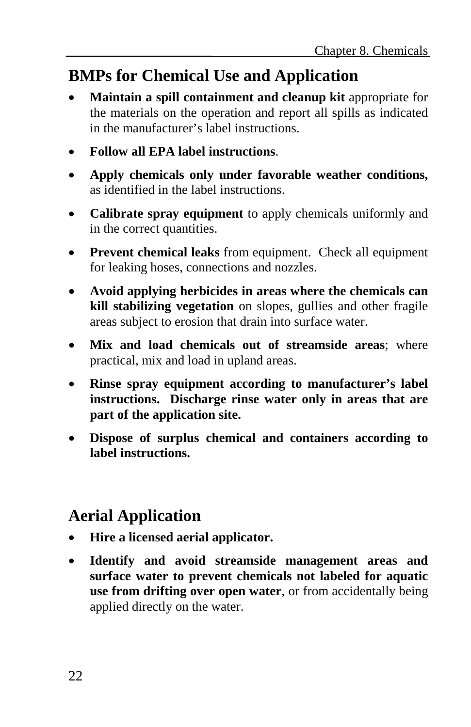## BMPs for Chemical Use and Application

- **Maintain a spill containment and cleanup kit** appropriate for the materials on the operation and report all spills as indicated in the manufacturer's label instructions.
- **Follow all EPA label instructions**.
- **Apply chemicals only under favorable weather conditions,** as identified in the label instructions.
- **Calibrate spray equipment** to apply chemicals uniformly and in the correct quantities.
- **Prevent chemical leaks** from equipment. Check all equipment for leaking hoses, connections and nozzles.
- **Avoid applying herbicides in areas where the chemicals can kill stabilizing vegetation** on slopes, gullies and other fragile areas subject to erosion that drain into surface water.
- **Mix and load chemicals out of streamside areas**; where practical, mix and load in upland areas.
- **Rinse spray equipment according to manufacturer's label instructions. Discharge rinse water only in areas that are part of the application site.**
- **Dispose of surplus chemical and containers according to label instructions.**

## Aerial Application

- **Hire a licensed aerial applicator.**
- **Identify and avoid streamside management areas and surface water to prevent chemicals not labeled for aquatic use from drifting over open water**, or from accidentally being applied directly on the water.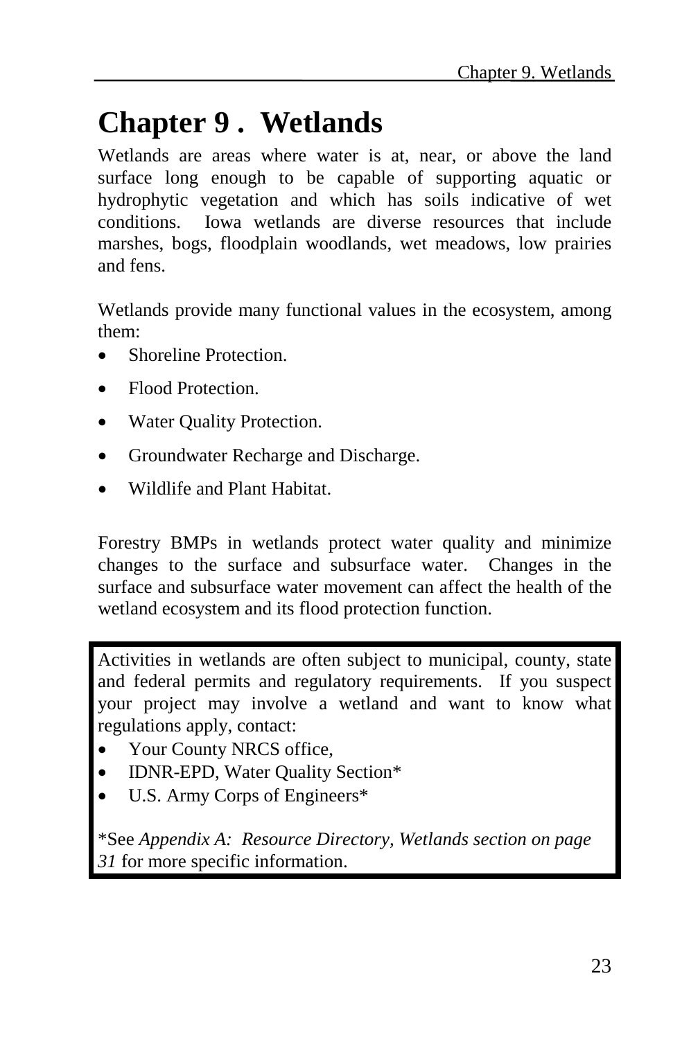# Chapter 9 . Wetlands

Wetlands are areas where water is at, near, or above the land surface long enough to be capable of supporting aquatic or hydrophytic vegetation and which has soils indicative of wet conditions. Iowa wetlands are diverse resources that include marshes, bogs, floodplain woodlands, wet meadows, low prairies and fens.

Wetlands provide many functional values in the ecosystem, among them:

- Shoreline Protection.
- Flood Protection.
- Water Quality Protection.
- Groundwater Recharge and Discharge.
- Wildlife and Plant Habitat.

Forestry BMPs in wetlands protect water quality and minimize changes to the surface and subsurface water. Changes in the surface and subsurface water movement can affect the health of the wetland ecosystem and its flood protection function.

Activities in wetlands are often subject to municipal, county, state and federal permits and regulatory requirements. If you suspect your project may involve a wetland and want to know what regulations apply, contact:

- Your County NRCS office,
- IDNR-EPD, Water Quality Section*
- U.S. Army Corps of Engineers*

*See *Appendix A: Resource Directory, Wetlands section on page 31* for more specific information.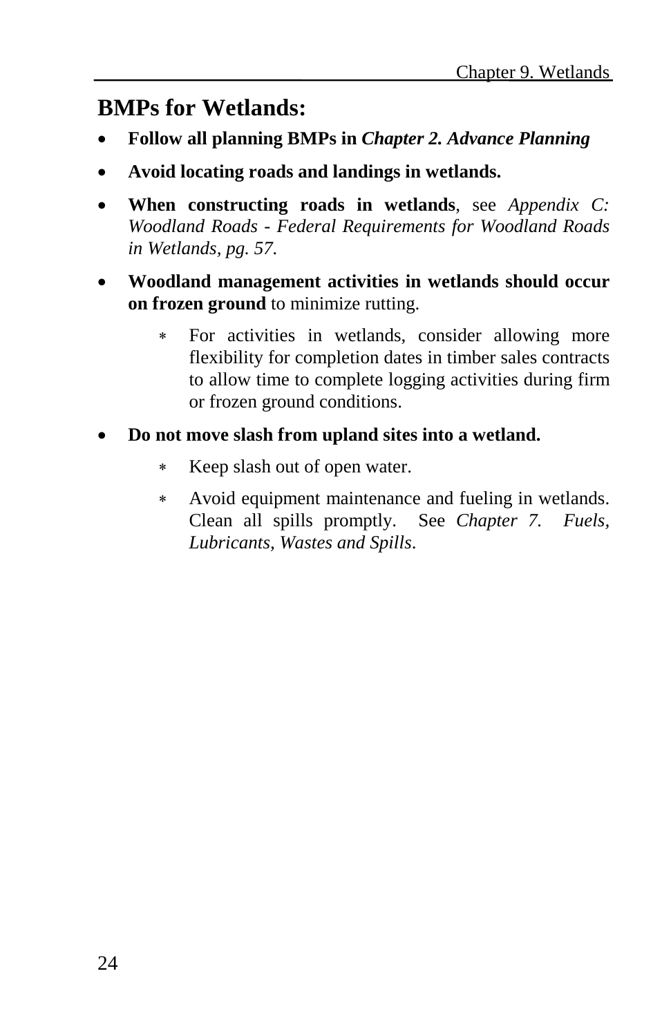## BMPs for Wetlands:

- **Follow all planning BMPs in *Chapter 2. Advance Planning***
- **Avoid locating roads and landings in wetlands.**
- **When constructing roads in wetlands**, see *Appendix C: Woodland Roads - Federal Requirements for Woodland Roads in Wetlands, pg. 57.*
- **Woodland management activities in wetlands should occur on frozen ground** to minimize rutting.
  - For activities in wetlands, consider allowing more flexibility for completion dates in timber sales contracts to allow time to complete logging activities during firm or frozen ground conditions.
- **Do not move slash from upland sites into a wetland.**
  - Keep slash out of open water.
  - Avoid equipment maintenance and fueling in wetlands. Clean all spills promptly. See *Chapter 7. Fuels, Lubricants, Wastes and Spills*.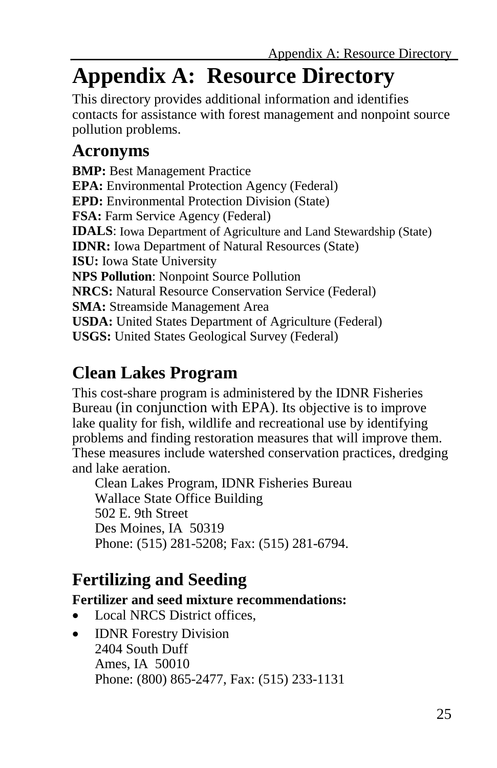# Appendix A: Resource Directory

This directory provides additional information and identifies contacts for assistance with forest management and nonpoint source pollution problems.

## Acronyms

**BMP:** Best Management Practice
**EPA:** Environmental Protection Agency (Federal)
**EPD:** Environmental Protection Division (State)
**FSA:** Farm Service Agency (Federal)
**IDALS**: Iowa Department of Agriculture and Land Stewardship (State)
**IDNR:** Iowa Department of Natural Resources (State)
**ISU:** Iowa State University
**NPS Pollution**: Nonpoint Source Pollution
**NRCS:** Natural Resource Conservation Service (Federal)
**SMA:** Streamside Management Area
**USDA:** United States Department of Agriculture (Federal)
**USGS:** United States Geological Survey (Federal)

## Clean Lakes Program

This cost-share program is administered by the IDNR Fisheries Bureau (in conjunction with EPA). Its objective is to improve lake quality for fish, wildlife and recreational use by identifying problems and finding restoration measures that will improve them. These measures include watershed conservation practices, dredging and lake aeration.

Clean Lakes Program, IDNR Fisheries Bureau
Wallace State Office Building
502 E. 9th Street
Des Moines, IA 50319
Phone: (515) 281-5208; Fax: (515) 281-6794.

## Fertilizing and Seeding

**Fertilizer and seed mixture recommendations:**

- Local NRCS District offices,
- IDNR Forestry Division
  2404 South Duff
  Ames, IA 50010
  Phone: (800) 865-2477, Fax: (515) 233-1131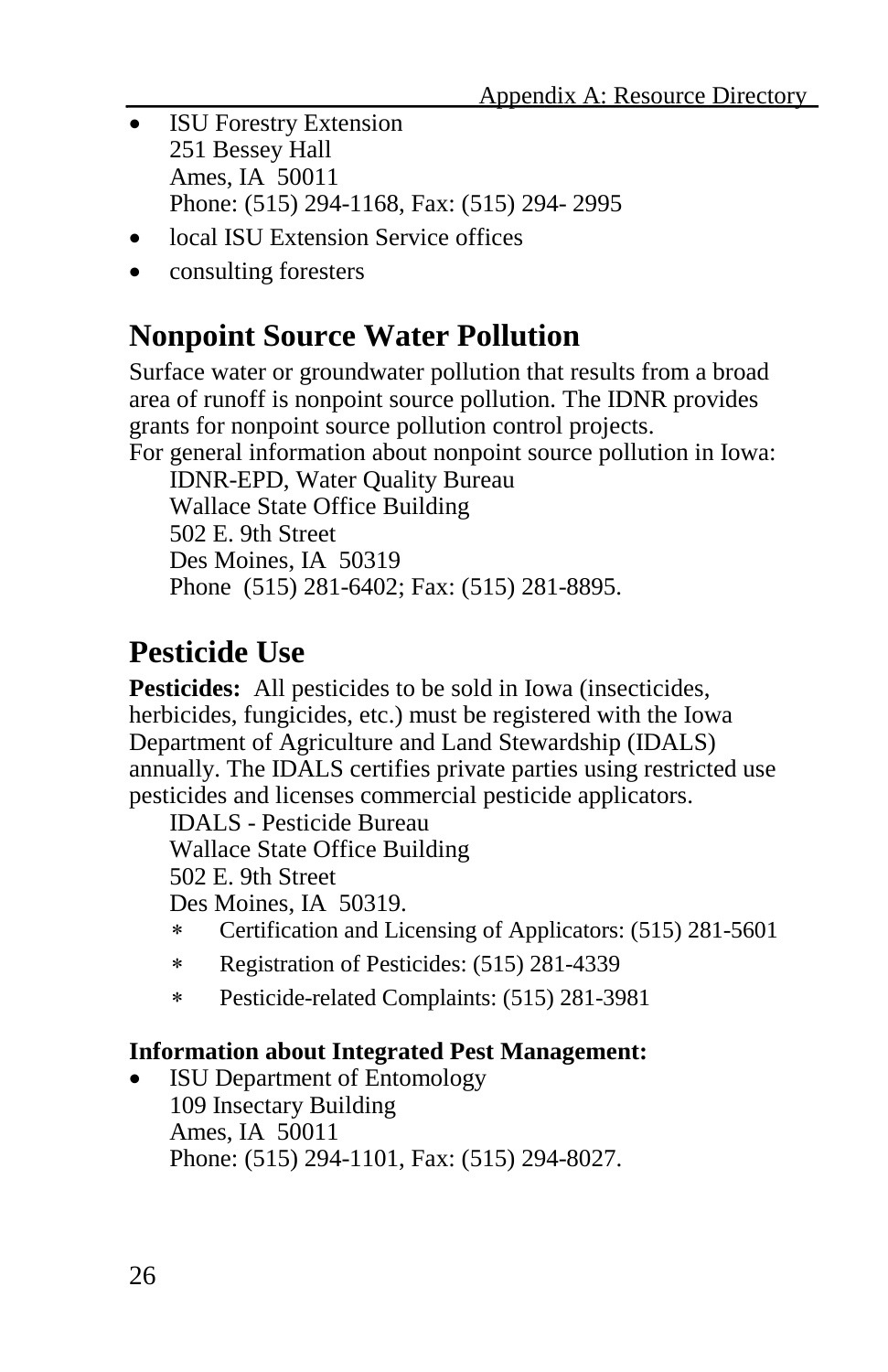- ISU Forestry Extension
  251 Bessey Hall
  Ames, IA 50011
  Phone: (515) 294-1168, Fax: (515) 294- 2995
- local ISU Extension Service offices
- consulting foresters

## Nonpoint Source Water Pollution

Surface water or groundwater pollution that results from a broad area of runoff is nonpoint source pollution. The IDNR provides grants for nonpoint source pollution control projects.
For general information about nonpoint source pollution in Iowa:

IDNR-EPD, Water Quality Bureau
Wallace State Office Building
502 E. 9th Street
Des Moines, IA 50319
Phone (515) 281-6402; Fax: (515) 281-8895.

## Pesticide Use

**Pesticides:** All pesticides to be sold in Iowa (insecticides, herbicides, fungicides, etc.) must be registered with the Iowa Department of Agriculture and Land Stewardship (IDALS) annually. The IDALS certifies private parties using restricted use pesticides and licenses commercial pesticide applicators.

IDALS - Pesticide Bureau
Wallace State Office Building
502 E. 9th Street
Des Moines, IA 50319.

- Certification and Licensing of Applicators: (515) 281-5601
- Registration of Pesticides: (515) 281-4339
- Pesticide-related Complaints: (515) 281-3981

**Information about Integrated Pest Management:**

- ISU Department of Entomology
  109 Insectary Building
  Ames, IA 50011
  Phone: (515) 294-1101, Fax: (515) 294-8027.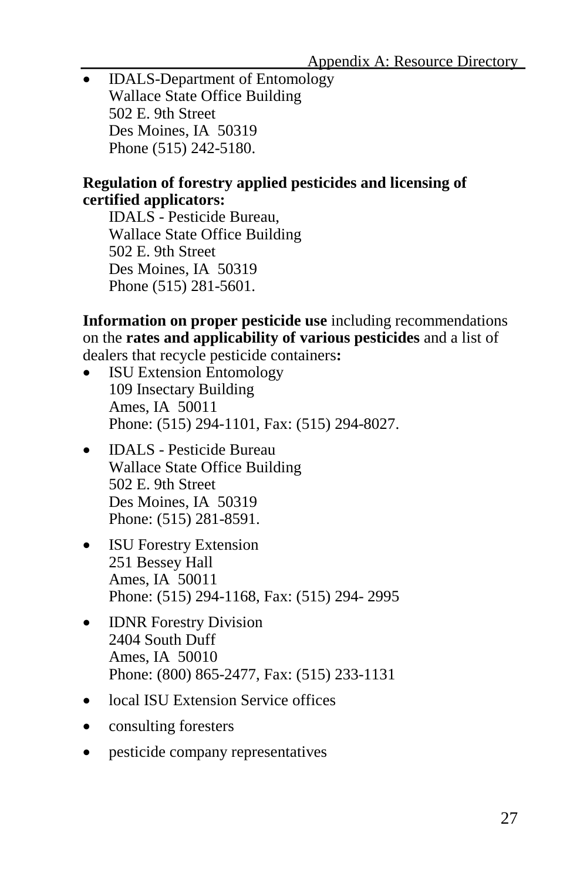- IDALS-Department of Entomology
  Wallace State Office Building
  502 E. 9th Street
  Des Moines, IA 50319
  Phone (515) 242-5180.

**Regulation of forestry applied pesticides and licensing of certified applicators:**

IDALS - Pesticide Bureau,
Wallace State Office Building
502 E. 9th Street
Des Moines, IA 50319
Phone (515) 281-5601.

**Information on proper pesticide use** including recommendations on the **rates and applicability of various pesticides** and a list of dealers that recycle pesticide containers**:**

- ISU Extension Entomology
  109 Insectary Building
  Ames, IA 50011
  Phone: (515) 294-1101, Fax: (515) 294-8027.
- IDALS - Pesticide Bureau
  Wallace State Office Building
  502 E. 9th Street
  Des Moines, IA 50319
  Phone: (515) 281-8591.
- ISU Forestry Extension
  251 Bessey Hall
  Ames, IA 50011
  Phone: (515) 294-1168, Fax: (515) 294- 2995
- IDNR Forestry Division
  2404 South Duff
  Ames, IA 50010
  Phone: (800) 865-2477, Fax: (515) 233-1131
- local ISU Extension Service offices
- consulting foresters
- pesticide company representatives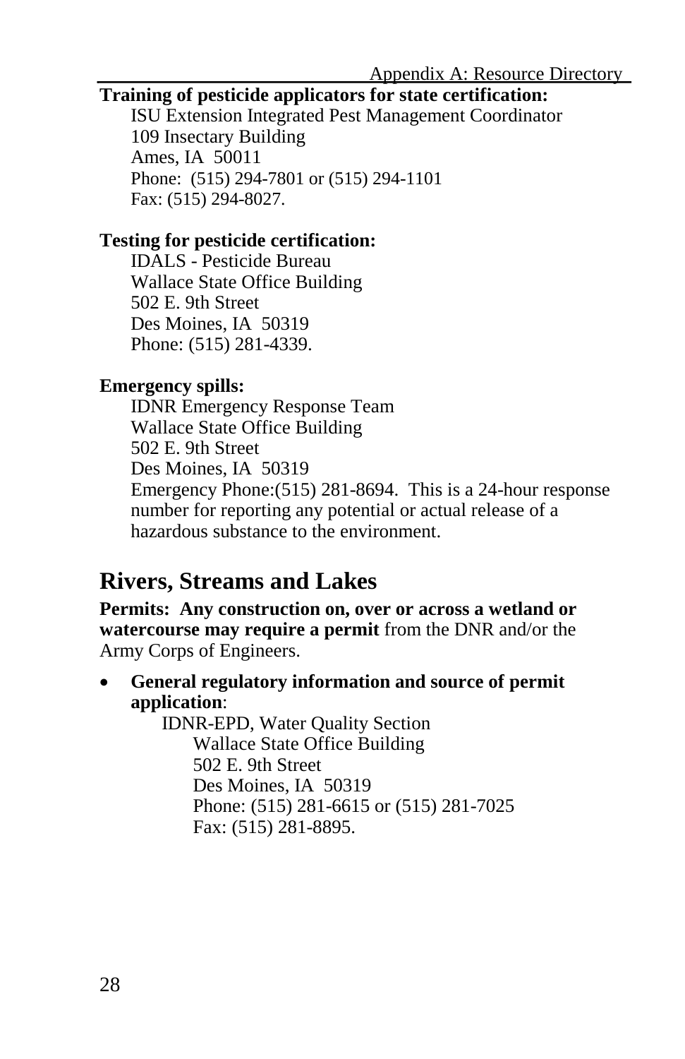**Training of pesticide applicators for state certification:**

ISU Extension Integrated Pest Management Coordinator
109 Insectary Building
Ames, IA 50011
Phone: (515) 294-7801 or (515) 294-1101
Fax: (515) 294-8027.

**Testing for pesticide certification:**

IDALS - Pesticide Bureau
Wallace State Office Building
502 E. 9th Street
Des Moines, IA 50319
Phone: (515) 281-4339.

**Emergency spills:**

IDNR Emergency Response Team
Wallace State Office Building
502 E. 9th Street
Des Moines, IA 50319
Emergency Phone:(515) 281-8694. This is a 24-hour response number for reporting any potential or actual release of a hazardous substance to the environment.

## Rivers, Streams and Lakes

**Permits: Any construction on, over or across a wetland or watercourse may require a permit** from the DNR and/or the Army Corps of Engineers.

- **General regulatory information and source of permit application**:

  IDNR-EPD, Water Quality Section
  Wallace State Office Building
  502 E. 9th Street
  Des Moines, IA 50319
  Phone: (515) 281-6615 or (515) 281-7025
  Fax: (515) 281-8895.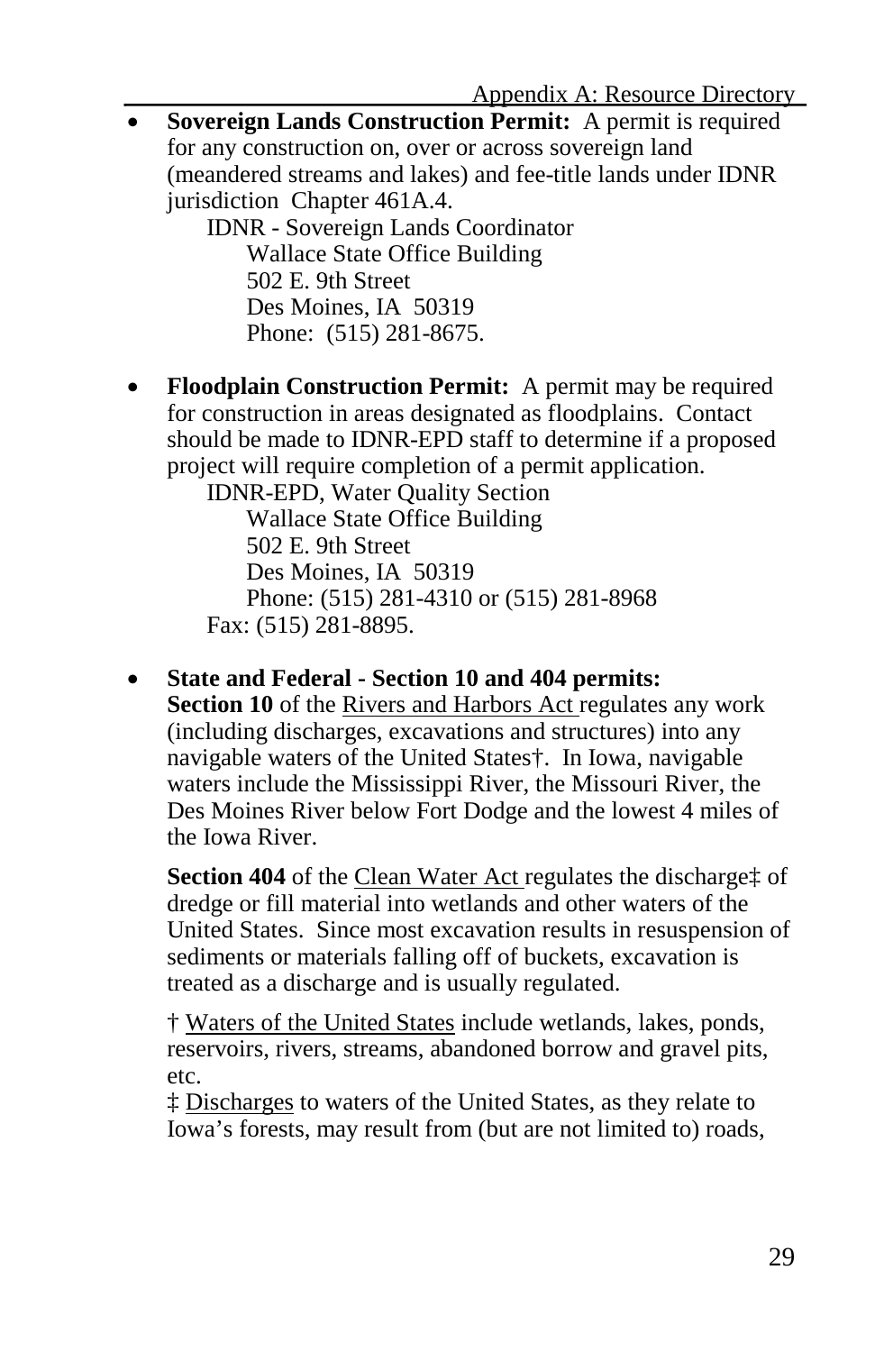- **Sovereign Lands Construction Permit:** A permit is required for any construction on, over or across sovereign land (meandered streams and lakes) and fee-title lands under IDNR jurisdiction Chapter 461A.4.

  IDNR - Sovereign Lands Coordinator
  Wallace State Office Building
  502 E. 9th Street
  Des Moines, IA 50319
  Phone: (515) 281-8675.

- **Floodplain Construction Permit:** A permit may be required for construction in areas designated as floodplains. Contact should be made to IDNR-EPD staff to determine if a proposed project will require completion of a permit application.

  IDNR-EPD, Water Quality Section
  Wallace State Office Building
  502 E. 9th Street
  Des Moines, IA 50319
  Phone: (515) 281-4310 or (515) 281-8968
  Fax: (515) 281-8895.

- **State and Federal - Section 10 and 404 permits:**
  **Section 10** of the Rivers and Harbors Act regulates any work (including discharges, excavations and structures) into any navigable waters of the United States†. In Iowa, navigable waters include the Mississippi River, the Missouri River, the Des Moines River below Fort Dodge and the lowest 4 miles of the Iowa River.

  **Section 404** of the Clean Water Act regulates the discharge‡ of dredge or fill material into wetlands and other waters of the United States. Since most excavation results in resuspension of sediments or materials falling off of buckets, excavation is treated as a discharge and is usually regulated.

  † Waters of the United States include wetlands, lakes, ponds, reservoirs, rivers, streams, abandoned borrow and gravel pits, etc.
  ‡ Discharges to waters of the United States, as they relate to Iowa's forests, may result from (but are not limited to) roads,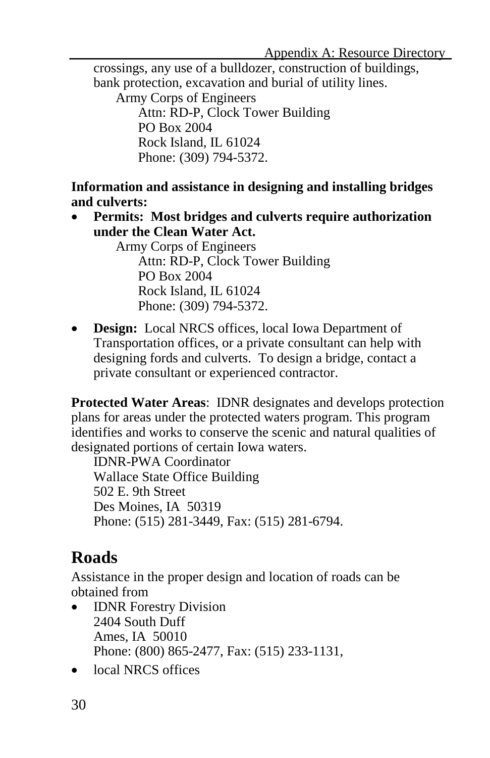crossings, any use of a bulldozer, construction of buildings, bank protection, excavation and burial of utility lines.

Army Corps of Engineers
Attn: RD-P, Clock Tower Building
PO Box 2004
Rock Island, IL 61024
Phone: (309) 794-5372.

**Information and assistance in designing and installing bridges and culverts:**

- **Permits: Most bridges and culverts require authorization under the Clean Water Act.**

  Army Corps of Engineers
  Attn: RD-P, Clock Tower Building
  PO Box 2004
  Rock Island, IL 61024
  Phone: (309) 794-5372.

- **Design:** Local NRCS offices, local Iowa Department of Transportation offices, or a private consultant can help with designing fords and culverts. To design a bridge, contact a private consultant or experienced contractor.

**Protected Water Areas**: IDNR designates and develops protection plans for areas under the protected waters program. This program identifies and works to conserve the scenic and natural qualities of designated portions of certain Iowa waters.

IDNR-PWA Coordinator
Wallace State Office Building
502 E. 9th Street
Des Moines, IA 50319
Phone: (515) 281-3449, Fax: (515) 281-6794.

## Roads

Assistance in the proper design and location of roads can be obtained from

- IDNR Forestry Division
  2404 South Duff
  Ames, IA 50010
  Phone: (800) 865-2477, Fax: (515) 233-1131,
- local NRCS offices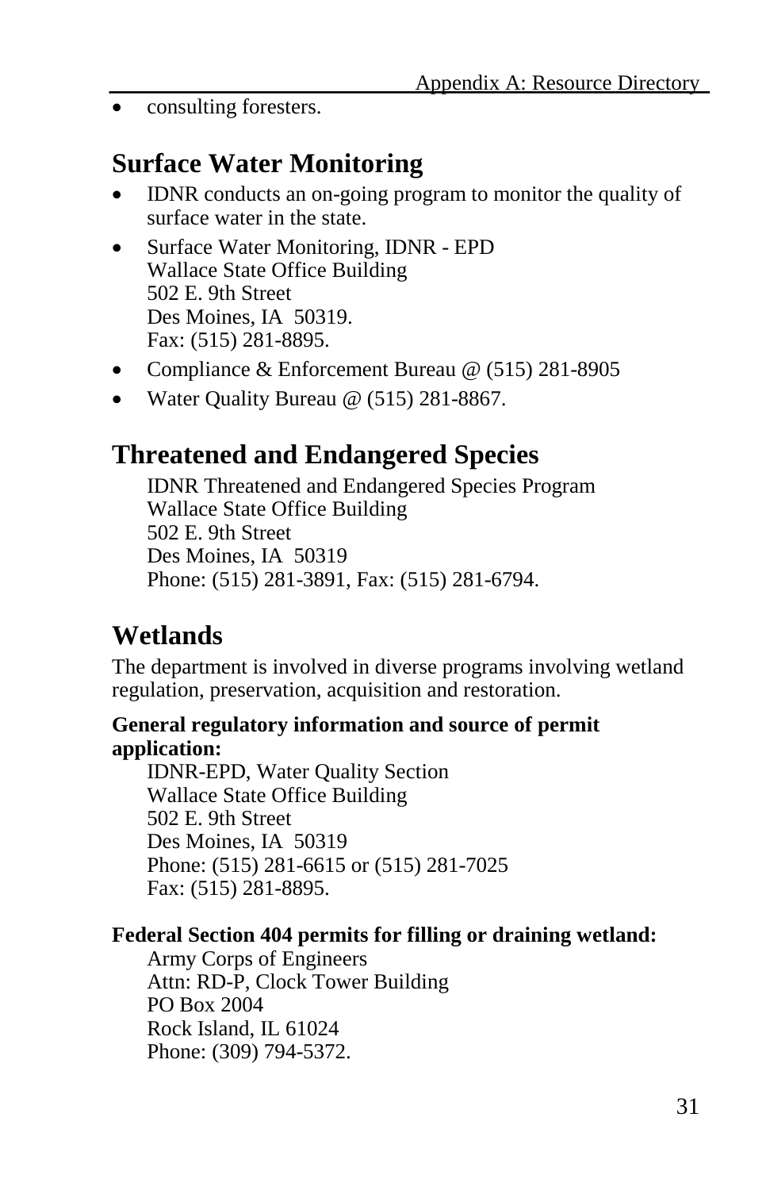- consulting foresters.

## Surface Water Monitoring

- IDNR conducts an on-going program to monitor the quality of surface water in the state.
- Surface Water Monitoring, IDNR - EPD
  Wallace State Office Building
  502 E. 9th Street
  Des Moines, IA 50319.
  Fax: (515) 281-8895.
- Compliance & Enforcement Bureau @ (515) 281-8905
- Water Quality Bureau @ (515) 281-8867.

## Threatened and Endangered Species

IDNR Threatened and Endangered Species Program
Wallace State Office Building
502 E. 9th Street
Des Moines, IA 50319
Phone: (515) 281-3891, Fax: (515) 281-6794.

## Wetlands

The department is involved in diverse programs involving wetland regulation, preservation, acquisition and restoration.

**General regulatory information and source of permit application:**

IDNR-EPD, Water Quality Section
Wallace State Office Building
502 E. 9th Street
Des Moines, IA 50319
Phone: (515) 281-6615 or (515) 281-7025
Fax: (515) 281-8895.

**Federal Section 404 permits for filling or draining wetland:**

Army Corps of Engineers
Attn: RD-P, Clock Tower Building
PO Box 2004
Rock Island, IL 61024
Phone: (309) 794-5372.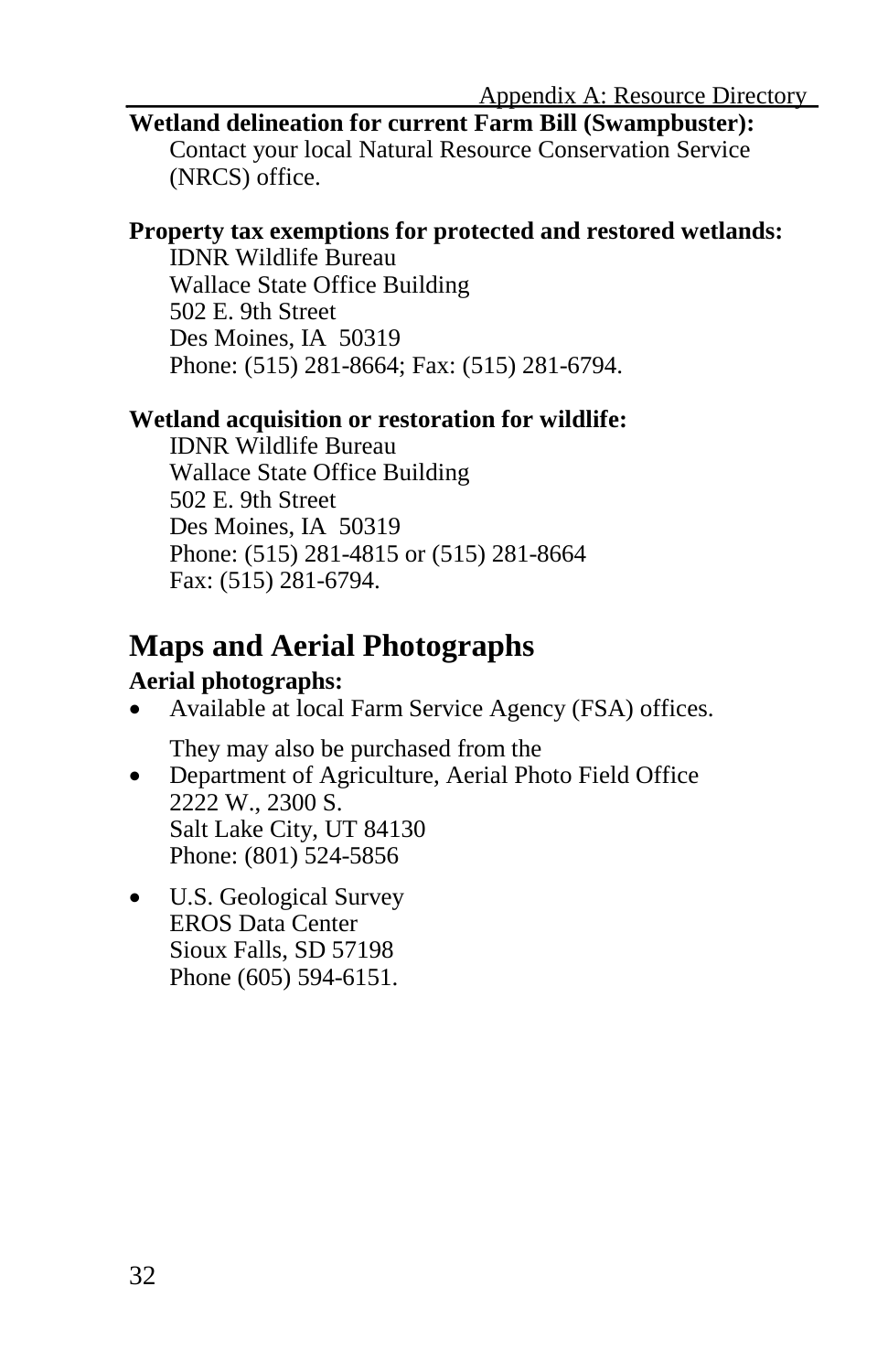**Wetland delineation for current Farm Bill (Swampbuster):**
Contact your local Natural Resource Conservation Service (NRCS) office.

**Property tax exemptions for protected and restored wetlands:**
IDNR Wildlife Bureau
Wallace State Office Building
502 E. 9th Street
Des Moines, IA 50319
Phone: (515) 281-8664; Fax: (515) 281-6794.

**Wetland acquisition or restoration for wildlife:**
IDNR Wildlife Bureau
Wallace State Office Building
502 E. 9th Street
Des Moines, IA 50319
Phone: (515) 281-4815 or (515) 281-8664
Fax: (515) 281-6794.

## Maps and Aerial Photographs

**Aerial photographs:**

- Available at local Farm Service Agency (FSA) offices.

  They may also be purchased from the
- Department of Agriculture, Aerial Photo Field Office
  2222 W., 2300 S.
  Salt Lake City, UT 84130
  Phone: (801) 524-5856
- U.S. Geological Survey
  EROS Data Center
  Sioux Falls, SD 57198
  Phone (605) 594-6151.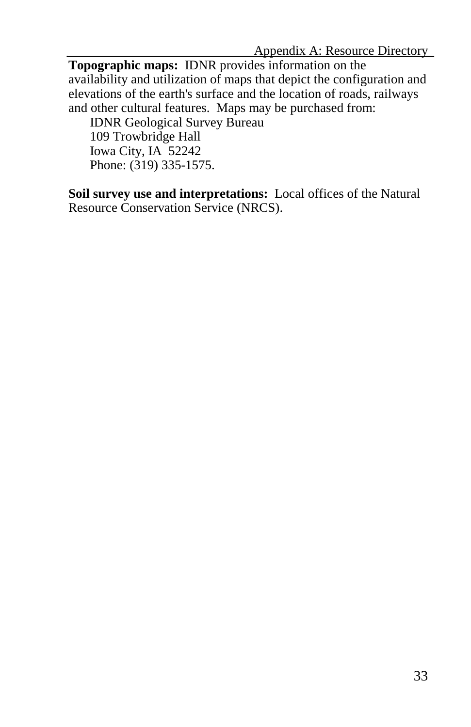**Topographic maps:** IDNR provides information on the availability and utilization of maps that depict the configuration and elevations of the earth's surface and the location of roads, railways and other cultural features. Maps may be purchased from:

IDNR Geological Survey Bureau  
109 Trowbridge Hall  
Iowa City, IA 52242  
Phone: (319) 335-1575.

**Soil survey use and interpretations:** Local offices of the Natural Resource Conservation Service (NRCS).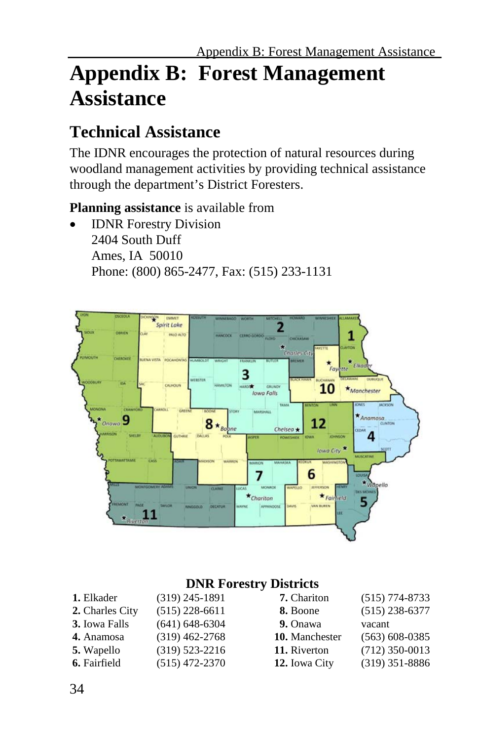# Appendix B: Forest Management Assistance

## Technical Assistance

The IDNR encourages the protection of natural resources during woodland management activities by providing technical assistance through the department's District Foresters.

**Planning assistance** is available from

- IDNR Forestry Division  
  2404 South Duff  
  Ames, IA 50010  
  Phone: (800) 865-2477, Fax: (515) 233-1131

**DNR Forestry Districts**

| District | Phone | District | Phone |
|---|---|---|---|
| **1.** Elkader | (319) 245-1891 | **7.** Chariton | (515) 774-8733 |
| **2.** Charles City | (515) 228-6611 | **8.** Boone | (515) 238-6377 |
| **3.** Iowa Falls | (641) 648-6304 | **9.** Onawa | vacant |
| **4.** Anamosa | (319) 462-2768 | **10.** Manchester | (563) 608-0385 |
| **5.** Wapello | (319) 523-2216 | **11.** Riverton | (712) 350-0013 |
| **6.** Fairfield | (515) 472-2370 | **12.** Iowa City | (319) 351-8886 |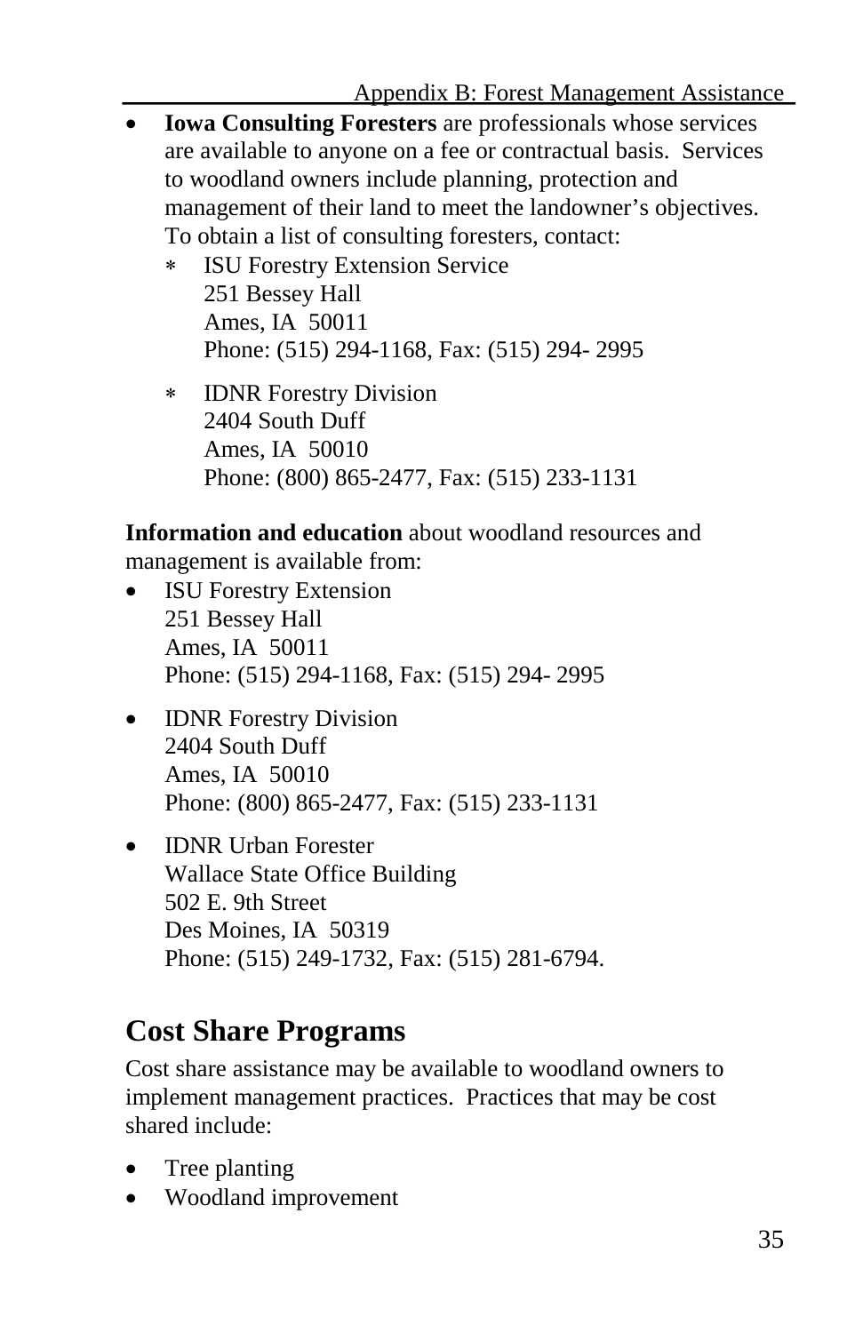- **Iowa Consulting Foresters** are professionals whose services are available to anyone on a fee or contractual basis. Services to woodland owners include planning, protection and management of their land to meet the landowner's objectives. To obtain a list of consulting foresters, contact:
  - ISU Forestry Extension Service
    251 Bessey Hall
    Ames, IA 50011
    Phone: (515) 294-1168, Fax: (515) 294- 2995
  - IDNR Forestry Division
    2404 South Duff
    Ames, IA 50010
    Phone: (800) 865-2477, Fax: (515) 233-1131

**Information and education** about woodland resources and management is available from:

- ISU Forestry Extension
  251 Bessey Hall
  Ames, IA 50011
  Phone: (515) 294-1168, Fax: (515) 294- 2995
- IDNR Forestry Division
  2404 South Duff
  Ames, IA 50010
  Phone: (800) 865-2477, Fax: (515) 233-1131
- IDNR Urban Forester
  Wallace State Office Building
  502 E. 9th Street
  Des Moines, IA 50319
  Phone: (515) 249-1732, Fax: (515) 281-6794.

## Cost Share Programs

Cost share assistance may be available to woodland owners to implement management practices. Practices that may be cost shared include:

- Tree planting
- Woodland improvement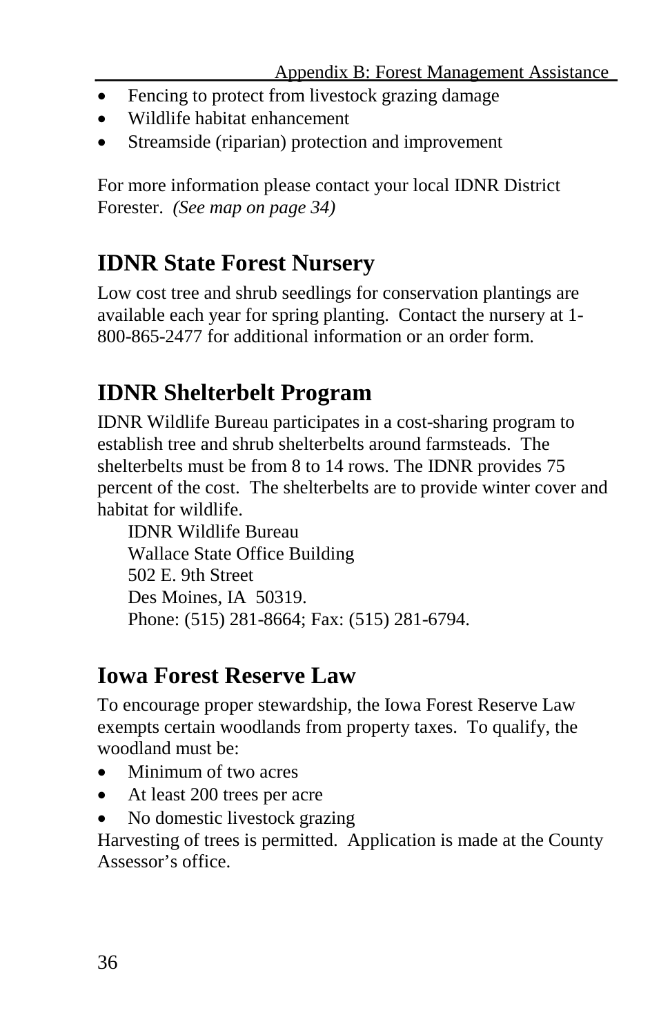- Fencing to protect from livestock grazing damage
- Wildlife habitat enhancement
- Streamside (riparian) protection and improvement

For more information please contact your local IDNR District Forester. *(See map on page 34)*

## IDNR State Forest Nursery

Low cost tree and shrub seedlings for conservation plantings are available each year for spring planting. Contact the nursery at 1-800-865-2477 for additional information or an order form.

## IDNR Shelterbelt Program

IDNR Wildlife Bureau participates in a cost-sharing program to establish tree and shrub shelterbelts around farmsteads. The shelterbelts must be from 8 to 14 rows. The IDNR provides 75 percent of the cost. The shelterbelts are to provide winter cover and habitat for wildlife.

IDNR Wildlife Bureau
Wallace State Office Building
502 E. 9th Street
Des Moines, IA 50319.
Phone: (515) 281-8664; Fax: (515) 281-6794.

## Iowa Forest Reserve Law

To encourage proper stewardship, the Iowa Forest Reserve Law exempts certain woodlands from property taxes. To qualify, the woodland must be:

- Minimum of two acres
- At least 200 trees per acre
- No domestic livestock grazing

Harvesting of trees is permitted. Application is made at the County Assessor's office.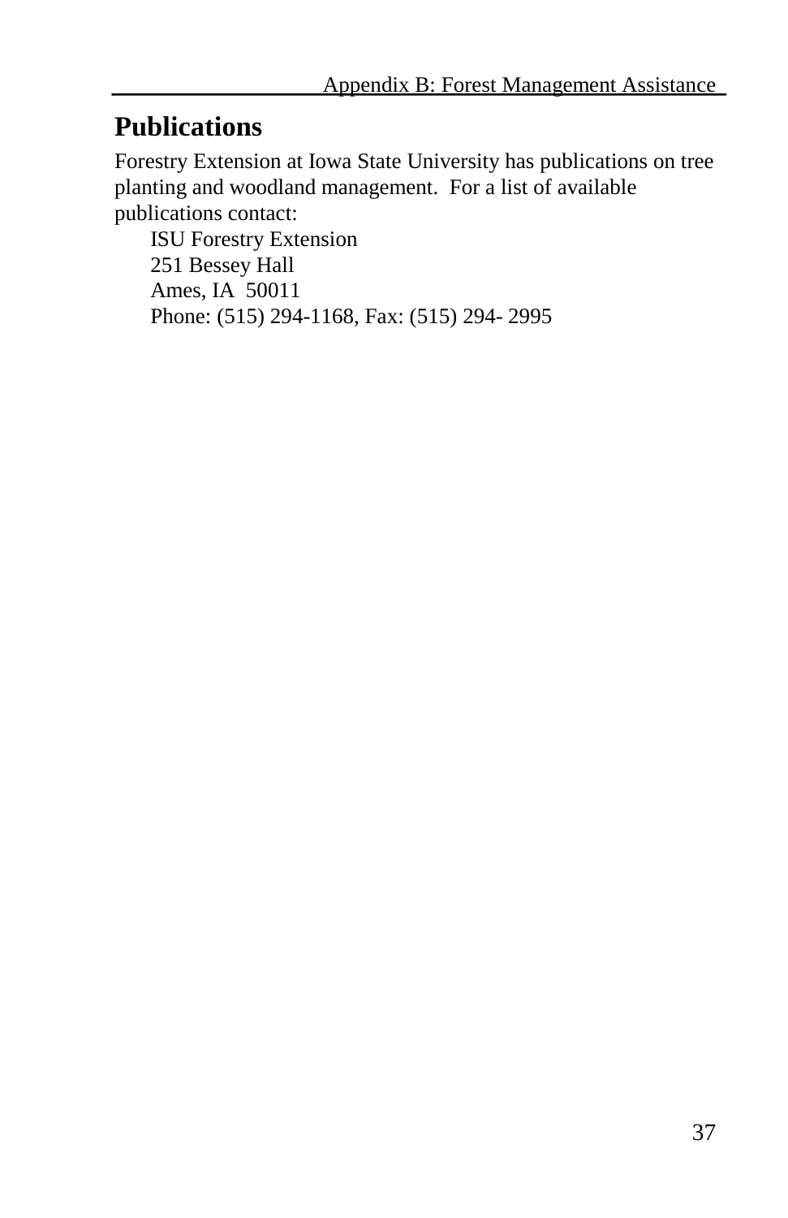## Publications

Forestry Extension at Iowa State University has publications on tree planting and woodland management. For a list of available publications contact:

ISU Forestry Extension
251 Bessey Hall
Ames, IA 50011
Phone: (515) 294-1168, Fax: (515) 294- 2995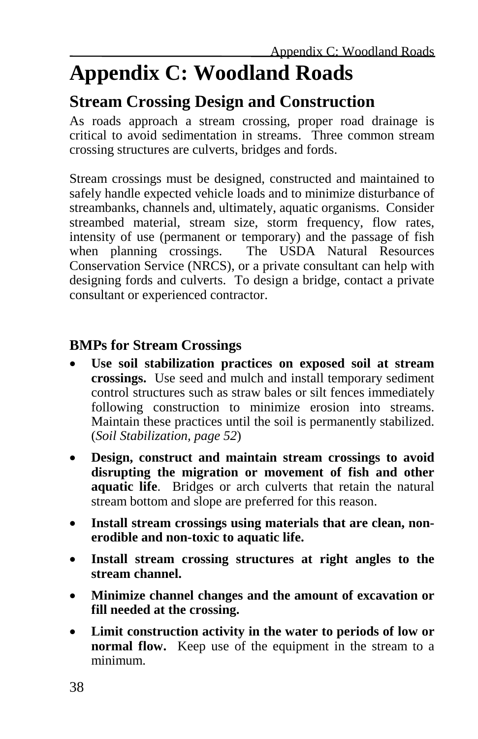# Appendix C: Woodland Roads

## Stream Crossing Design and Construction

As roads approach a stream crossing, proper road drainage is critical to avoid sedimentation in streams. Three common stream crossing structures are culverts, bridges and fords.

Stream crossings must be designed, constructed and maintained to safely handle expected vehicle loads and to minimize disturbance of streambanks, channels and, ultimately, aquatic organisms. Consider streambed material, stream size, storm frequency, flow rates, intensity of use (permanent or temporary) and the passage of fish when planning crossings. The USDA Natural Resources Conservation Service (NRCS), or a private consultant can help with designing fords and culverts. To design a bridge, contact a private consultant or experienced contractor.

### BMPs for Stream Crossings

- **Use soil stabilization practices on exposed soil at stream crossings.** Use seed and mulch and install temporary sediment control structures such as straw bales or silt fences immediately following construction to minimize erosion into streams. Maintain these practices until the soil is permanently stabilized. (*Soil Stabilization, page 52*)
- **Design, construct and maintain stream crossings to avoid disrupting the migration or movement of fish and other aquatic life**. Bridges or arch culverts that retain the natural stream bottom and slope are preferred for this reason.
- **Install stream crossings using materials that are clean, non-erodible and non-toxic to aquatic life.**
- **Install stream crossing structures at right angles to the stream channel.**
- **Minimize channel changes and the amount of excavation or fill needed at the crossing.**
- **Limit construction activity in the water to periods of low or normal flow.** Keep use of the equipment in the stream to a minimum.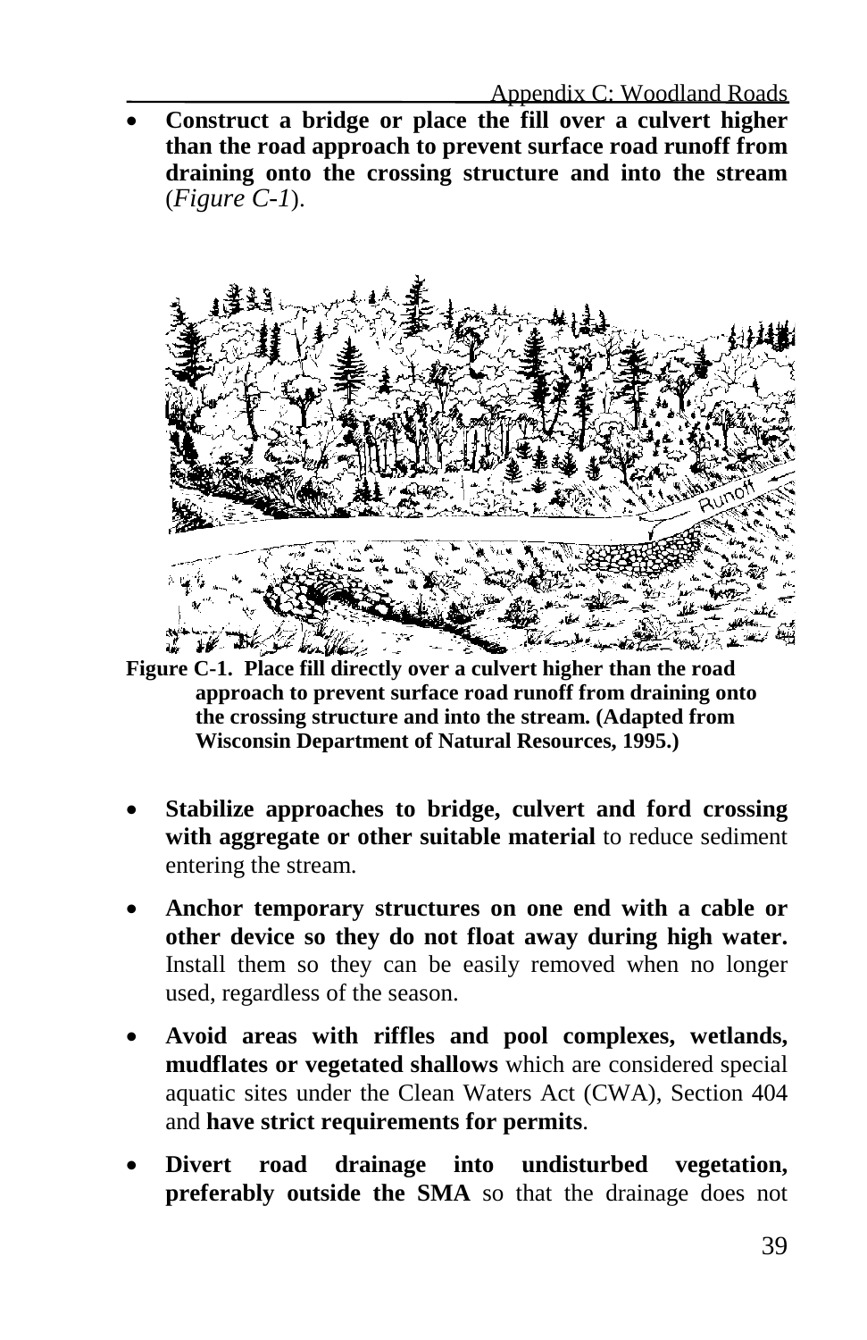- **Construct a bridge or place the fill over a culvert higher than the road approach to prevent surface road runoff from draining onto the crossing structure and into the stream** (*Figure C-1*).

**Figure C-1. Place fill directly over a culvert higher than the road approach to prevent surface road runoff from draining onto the crossing structure and into the stream. (Adapted from Wisconsin Department of Natural Resources, 1995.)**

- **Stabilize approaches to bridge, culvert and ford crossing with aggregate or other suitable material** to reduce sediment entering the stream.
- **Anchor temporary structures on one end with a cable or other device so they do not float away during high water.** Install them so they can be easily removed when no longer used, regardless of the season.
- **Avoid areas with riffles and pool complexes, wetlands, mudflates or vegetated shallows** which are considered special aquatic sites under the Clean Waters Act (CWA), Section 404 and **have strict requirements for permits**.
- **Divert road drainage into undisturbed vegetation, preferably outside the SMA** so that the drainage does not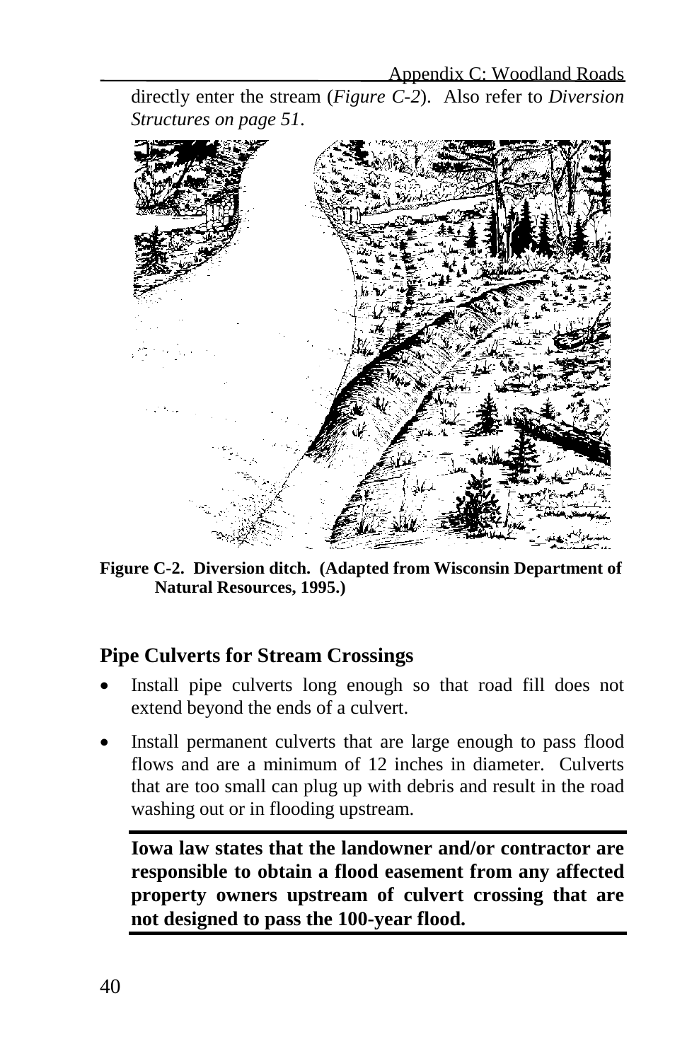directly enter the stream (*Figure C-2*). Also refer to *Diversion Structures on page 51*.

**Figure C-2. Diversion ditch. (Adapted from Wisconsin Department of Natural Resources, 1995.)**

## Pipe Culverts for Stream Crossings

- Install pipe culverts long enough so that road fill does not extend beyond the ends of a culvert.
- Install permanent culverts that are large enough to pass flood flows and are a minimum of 12 inches in diameter. Culverts that are too small can plug up with debris and result in the road washing out or in flooding upstream.

**Iowa law states that the landowner and/or contractor are responsible to obtain a flood easement from any affected property owners upstream of culvert crossing that are not designed to pass the 100-year flood.**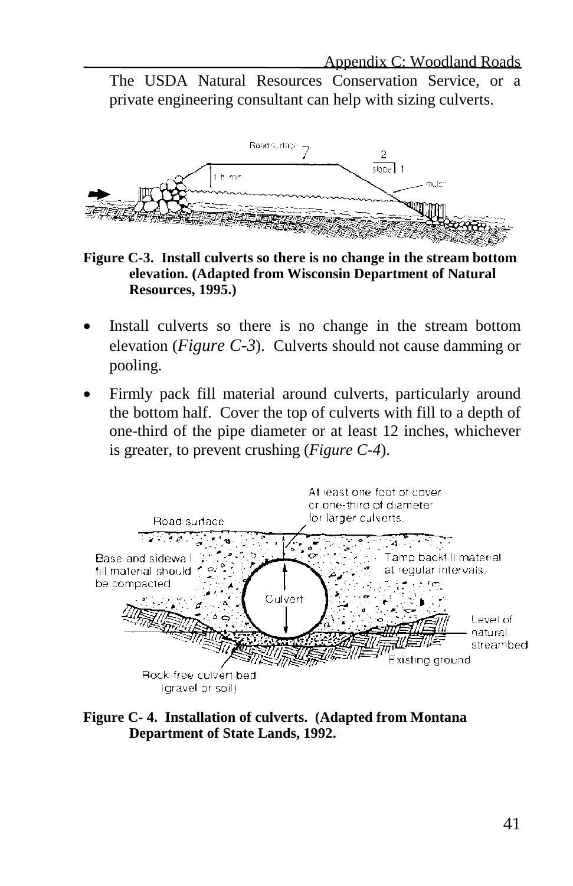The USDA Natural Resources Conservation Service, or a private engineering consultant can help with sizing culverts.

**Figure C-3. Install culverts so there is no change in the stream bottom elevation. (Adapted from Wisconsin Department of Natural Resources, 1995.)**

- Install culverts so there is no change in the stream bottom elevation (*Figure C-3*). Culverts should not cause damming or pooling.
- Firmly pack fill material around culverts, particularly around the bottom half. Cover the top of culverts with fill to a depth of one-third of the pipe diameter or at least 12 inches, whichever is greater, to prevent crushing (*Figure C-4*).

**Figure C- 4. Installation of culverts. (Adapted from Montana Department of State Lands, 1992.**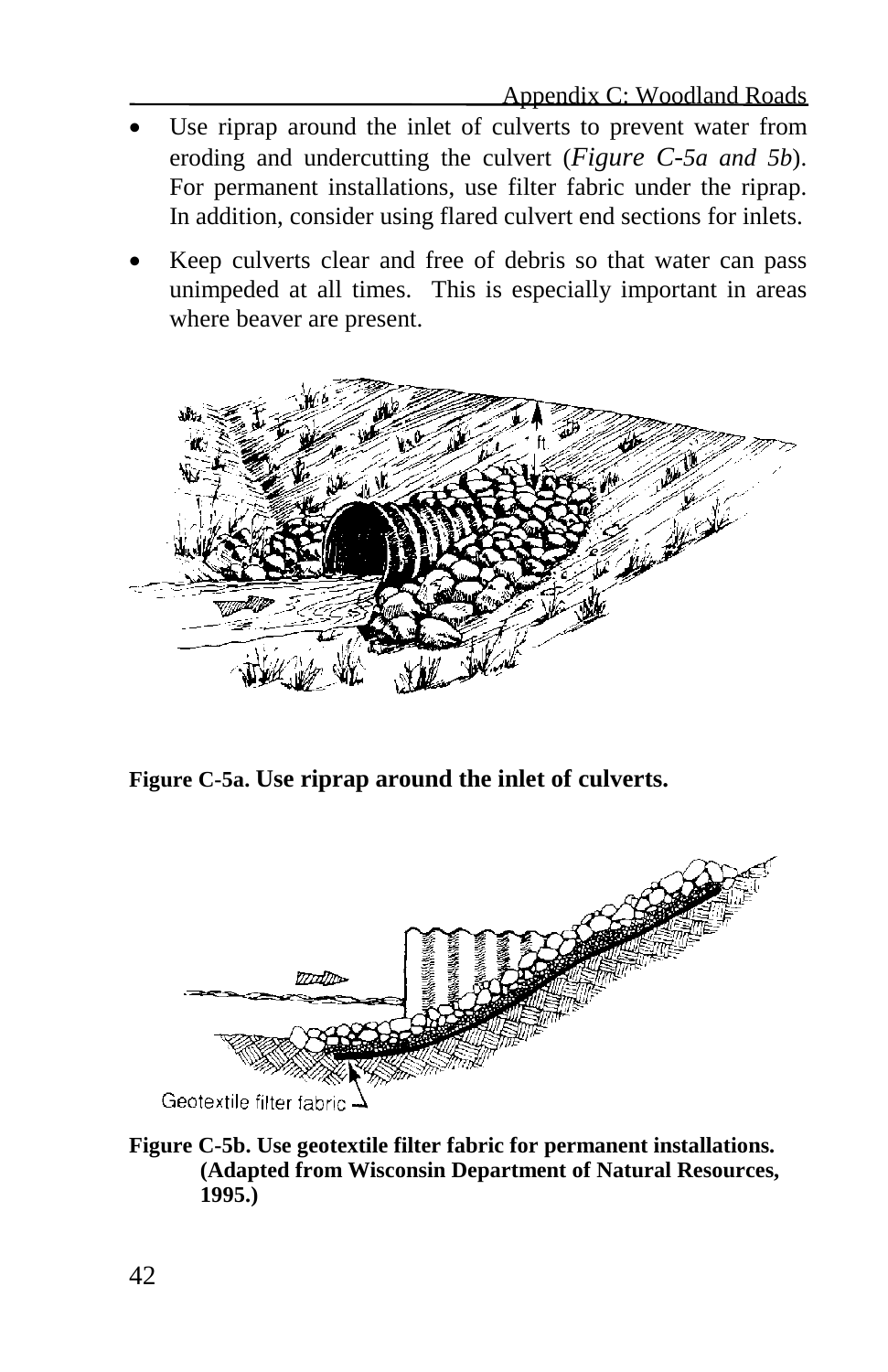- Use riprap around the inlet of culverts to prevent water from eroding and undercutting the culvert (*Figure C-5a and 5b*). For permanent installations, use filter fabric under the riprap. In addition, consider using flared culvert end sections for inlets.
- Keep culverts clear and free of debris so that water can pass unimpeded at all times. This is especially important in areas where beaver are present.

**Figure C-5a. Use riprap around the inlet of culverts.**

Geotextile filter fabric

**Figure C-5b. Use geotextile filter fabric for permanent installations. (Adapted from Wisconsin Department of Natural Resources, 1995.)**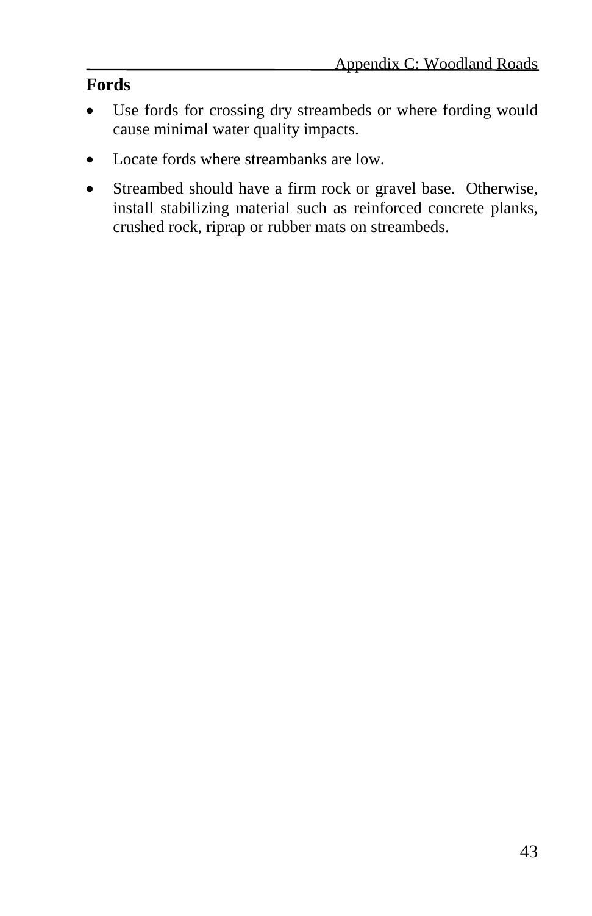## Fords

- Use fords for crossing dry streambeds or where fording would cause minimal water quality impacts.
- Locate fords where streambanks are low.
- Streambed should have a firm rock or gravel base. Otherwise, install stabilizing material such as reinforced concrete planks, crushed rock, riprap or rubber mats on streambeds.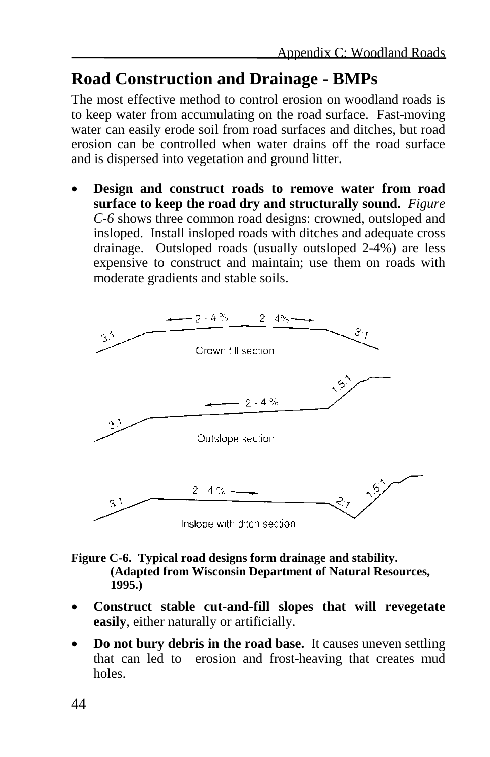## Road Construction and Drainage - BMPs

The most effective method to control erosion on woodland roads is to keep water from accumulating on the road surface. Fast-moving water can easily erode soil from road surfaces and ditches, but road erosion can be controlled when water drains off the road surface and is dispersed into vegetation and ground litter.

- **Design and construct roads to remove water from road surface to keep the road dry and structurally sound.** *Figure C-6* shows three common road designs: crowned, outsloped and insloped. Install insloped roads with ditches and adequate cross drainage. Outsloped roads (usually outsloped 2-4%) are less expensive to construct and maintain; use them on roads with moderate gradients and stable soils.

**Figure C-6. Typical road designs form drainage and stability. (Adapted from Wisconsin Department of Natural Resources, 1995.)**

- **Construct stable cut-and-fill slopes that will revegetate easily**, either naturally or artificially.
- **Do not bury debris in the road base.** It causes uneven settling that can led to erosion and frost-heaving that creates mud holes.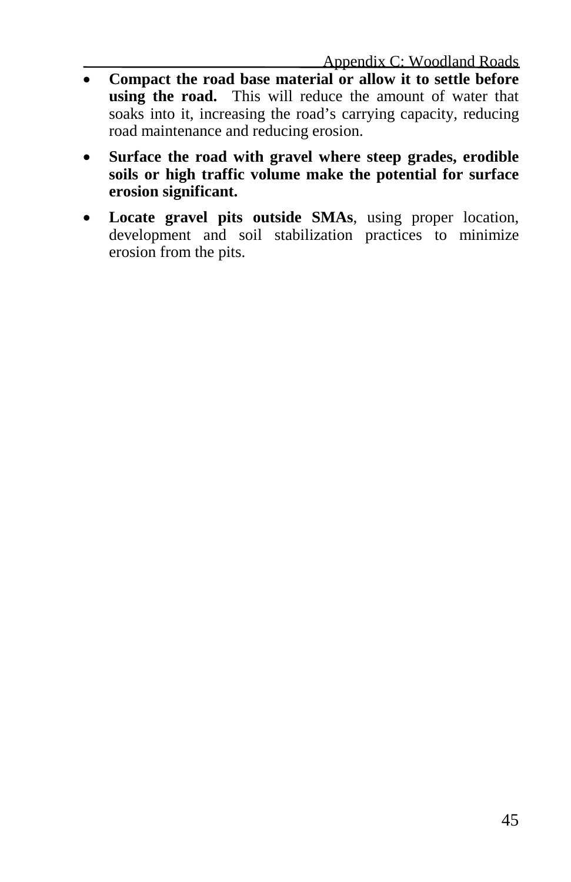- **Compact the road base material or allow it to settle before using the road.** This will reduce the amount of water that soaks into it, increasing the road's carrying capacity, reducing road maintenance and reducing erosion.
- **Surface the road with gravel where steep grades, erodible soils or high traffic volume make the potential for surface erosion significant.**
- **Locate gravel pits outside SMAs**, using proper location, development and soil stabilization practices to minimize erosion from the pits.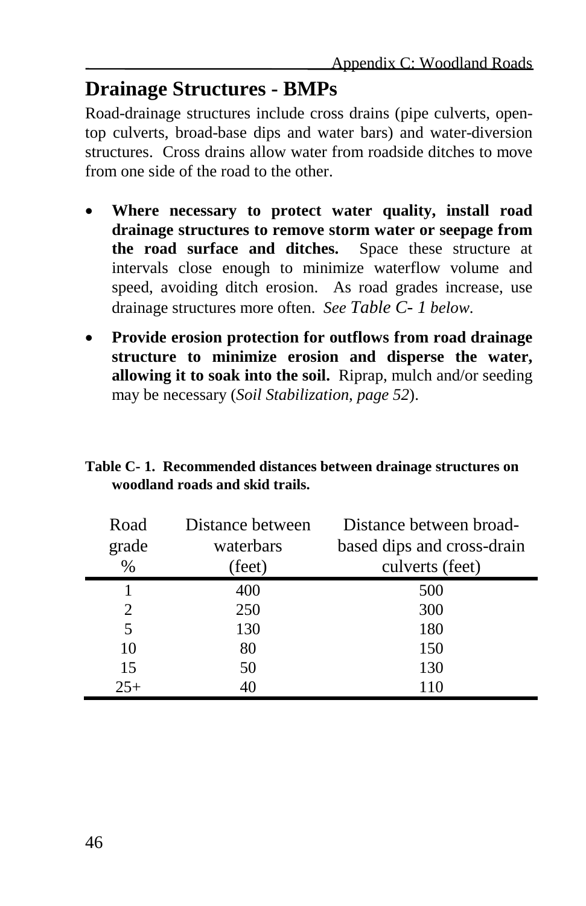## Drainage Structures - BMPs

Road-drainage structures include cross drains (pipe culverts, open-top culverts, broad-base dips and water bars) and water-diversion structures. Cross drains allow water from roadside ditches to move from one side of the road to the other.

- **Where necessary to protect water quality, install road drainage structures to remove storm water or seepage from the road surface and ditches.** Space these structure at intervals close enough to minimize waterflow volume and speed, avoiding ditch erosion. As road grades increase, use drainage structures more often. *See Table C- 1 below.*
- **Provide erosion protection for outflows from road drainage structure to minimize erosion and disperse the water, allowing it to soak into the soil.** Riprap, mulch and/or seeding may be necessary (*Soil Stabilization, page 52*).

**Table C- 1. Recommended distances between drainage structures on woodland roads and skid trails.**

| Road grade % | Distance between waterbars (feet) | Distance between broad-based dips and cross-drain culverts (feet) |
|---|---|---|
| 1 | 400 | 500 |
| 2 | 250 | 300 |
| 5 | 130 | 180 |
| 10 | 80 | 150 |
| 15 | 50 | 130 |
| 25+ | 40 | 110 |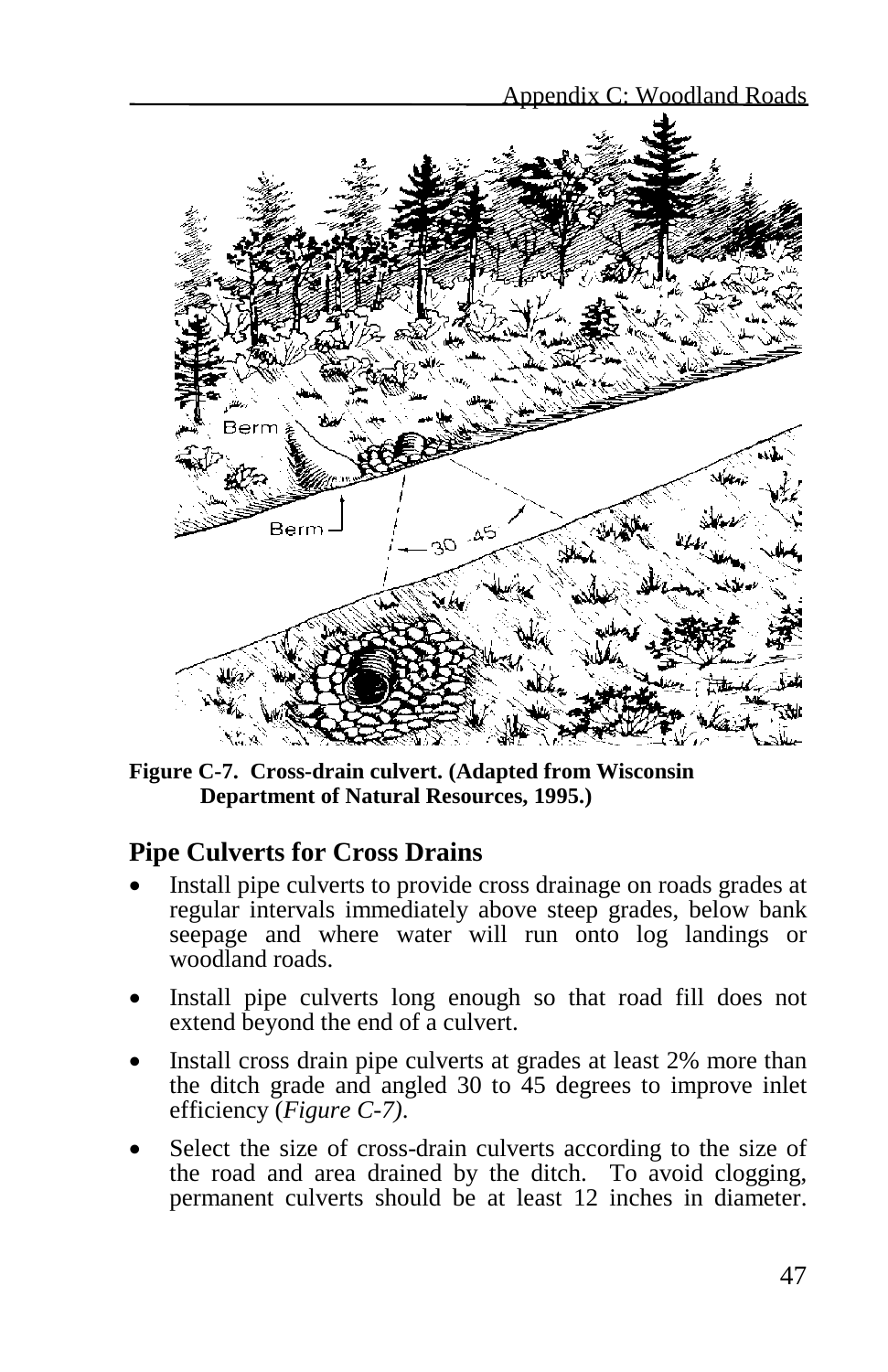Figure C-7. Cross-drain culvert. (Adapted from Wisconsin Department of Natural Resources, 1995.)

## Pipe Culverts for Cross Drains

- Install pipe culverts to provide cross drainage on roads grades at regular intervals immediately above steep grades, below bank seepage and where water will run onto log landings or woodland roads.
- Install pipe culverts long enough so that road fill does not extend beyond the end of a culvert.
- Install cross drain pipe culverts at grades at least 2% more than the ditch grade and angled 30 to 45 degrees to improve inlet efficiency (*Figure C-7)*.
- Select the size of cross-drain culverts according to the size of the road and area drained by the ditch. To avoid clogging, permanent culverts should be at least 12 inches in diameter.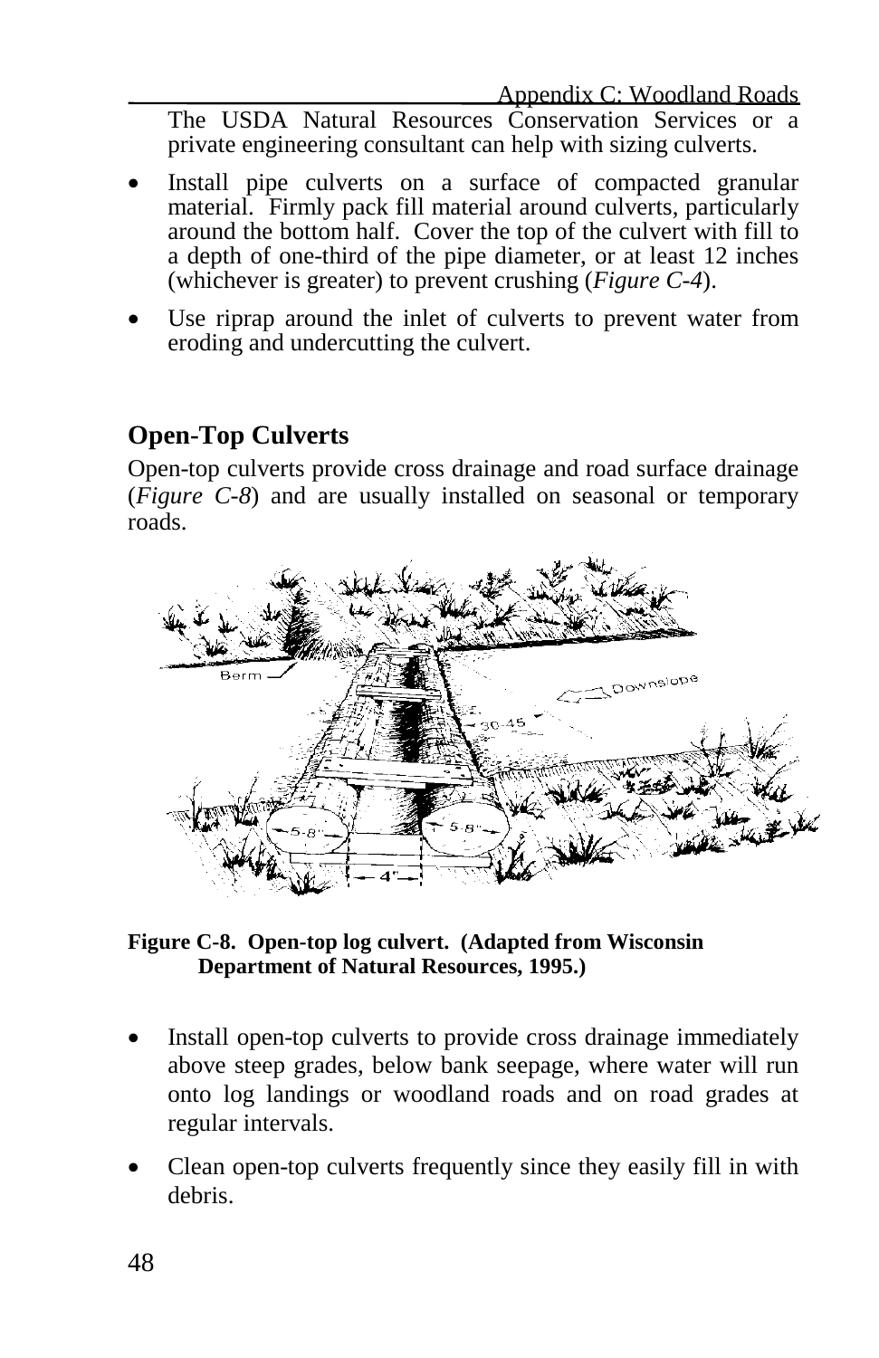The USDA Natural Resources Conservation Services or a private engineering consultant can help with sizing culverts.

- Install pipe culverts on a surface of compacted granular material. Firmly pack fill material around culverts, particularly around the bottom half. Cover the top of the culvert with fill to a depth of one-third of the pipe diameter, or at least 12 inches (whichever is greater) to prevent crushing (*Figure C-4*).
- Use riprap around the inlet of culverts to prevent water from eroding and undercutting the culvert.

## Open-Top Culverts

Open-top culverts provide cross drainage and road surface drainage (*Figure C-8*) and are usually installed on seasonal or temporary roads.

**Figure C-8. Open-top log culvert. (Adapted from Wisconsin Department of Natural Resources, 1995.)**

- Install open-top culverts to provide cross drainage immediately above steep grades, below bank seepage, where water will run onto log landings or woodland roads and on road grades at regular intervals.
- Clean open-top culverts frequently since they easily fill in with debris.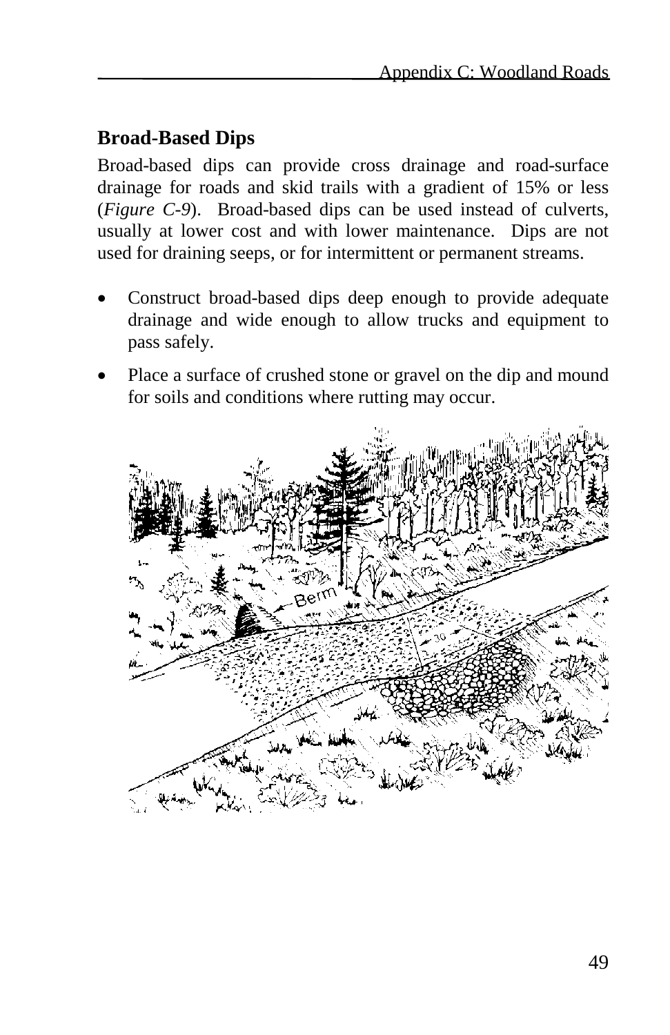## Broad-Based Dips

Broad-based dips can provide cross drainage and road-surface drainage for roads and skid trails with a gradient of 15% or less (*Figure C-9*). Broad-based dips can be used instead of culverts, usually at lower cost and with lower maintenance. Dips are not used for draining seeps, or for intermittent or permanent streams.

- Construct broad-based dips deep enough to provide adequate drainage and wide enough to allow trucks and equipment to pass safely.
- Place a surface of crushed stone or gravel on the dip and mound for soils and conditions where rutting may occur.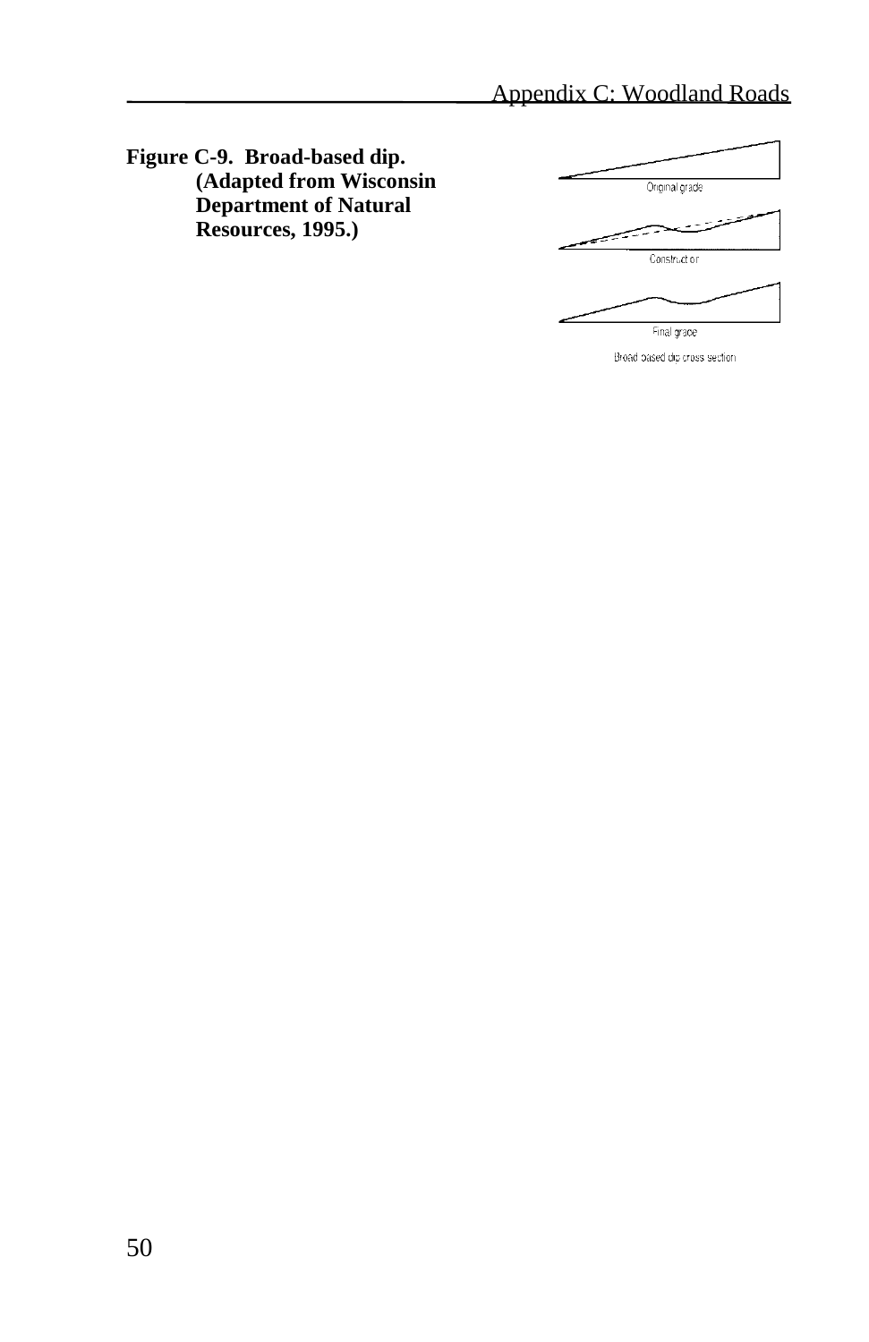**Figure C-9. Broad-based dip. (Adapted from Wisconsin Department of Natural Resources, 1995.)**

Original grade

Construction

Final grade

Broad based dip cross section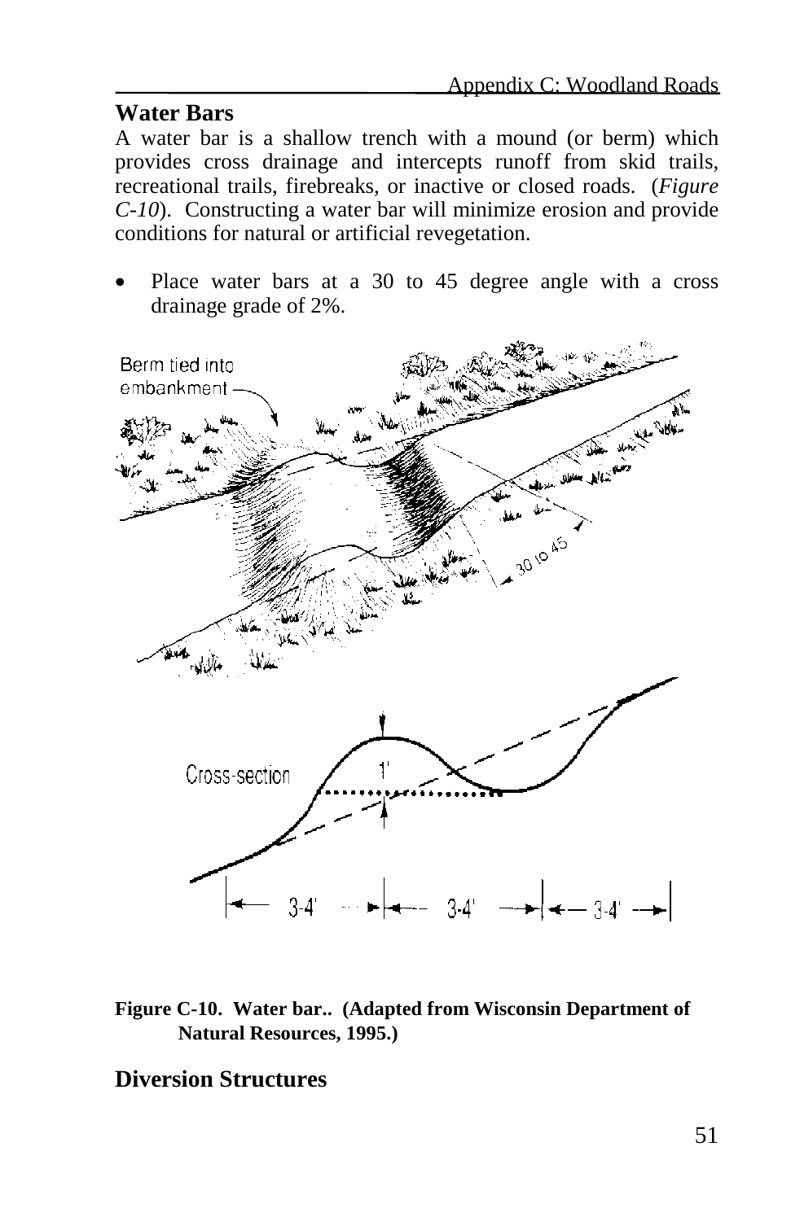## Water Bars

A water bar is a shallow trench with a mound (or berm) which provides cross drainage and intercepts runoff from skid trails, recreational trails, firebreaks, or inactive or closed roads. (*Figure C-10*). Constructing a water bar will minimize erosion and provide conditions for natural or artificial revegetation.

- Place water bars at a 30 to 45 degree angle with a cross drainage grade of 2%.

**Figure C-10. Water bar.. (Adapted from Wisconsin Department of Natural Resources, 1995.)**

## Diversion Structures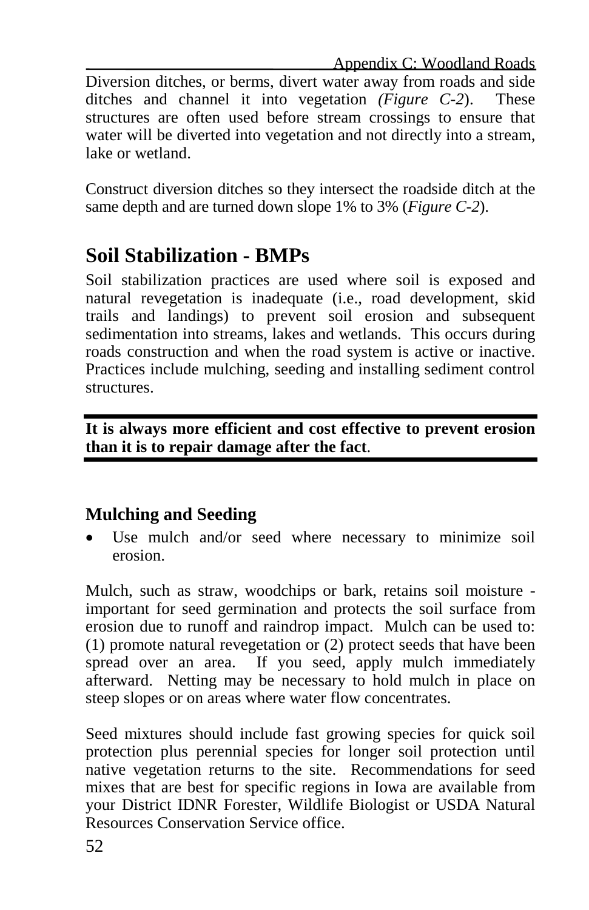Diversion ditches, or berms, divert water away from roads and side ditches and channel it into vegetation (*Figure C-2*). These structures are often used before stream crossings to ensure that water will be diverted into vegetation and not directly into a stream, lake or wetland.

Construct diversion ditches so they intersect the roadside ditch at the same depth and are turned down slope 1% to 3% (*Figure C-2*).

## Soil Stabilization - BMPs

Soil stabilization practices are used where soil is exposed and natural revegetation is inadequate (i.e., road development, skid trails and landings) to prevent soil erosion and subsequent sedimentation into streams, lakes and wetlands. This occurs during roads construction and when the road system is active or inactive. Practices include mulching, seeding and installing sediment control structures.

---

**It is always more efficient and cost effective to prevent erosion than it is to repair damage after the fact**.

---

### Mulching and Seeding

- Use mulch and/or seed where necessary to minimize soil erosion.

Mulch, such as straw, woodchips or bark, retains soil moisture - important for seed germination and protects the soil surface from erosion due to runoff and raindrop impact. Mulch can be used to: (1) promote natural revegetation or (2) protect seeds that have been spread over an area. If you seed, apply mulch immediately afterward. Netting may be necessary to hold mulch in place on steep slopes or on areas where water flow concentrates.

Seed mixtures should include fast growing species for quick soil protection plus perennial species for longer soil protection until native vegetation returns to the site. Recommendations for seed mixes that are best for specific regions in Iowa are available from your District IDNR Forester, Wildlife Biologist or USDA Natural Resources Conservation Service office.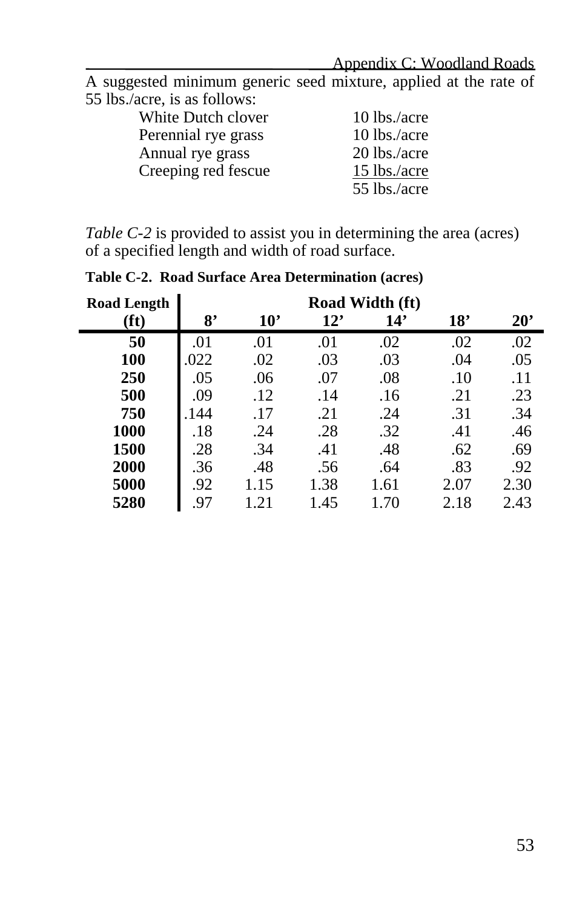A suggested minimum generic seed mixture, applied at the rate of 55 lbs./acre, is as follows:

| | |
|---|---|
| White Dutch clover | 10 lbs./acre |
| Perennial rye grass | 10 lbs./acre |
| Annual rye grass | 20 lbs./acre |
| Creeping red fescue | 15 lbs./acre |
| | 55 lbs./acre |

*Table C-2* is provided to assist you in determining the area (acres) of a specified length and width of road surface.

**Table C-2. Road Surface Area Determination (acres)**

| Road Length (ft) | Road Width (ft) 8’ | 10’ | 12’ | 14’ | 18’ | 20’ |
|---|---|---|---|---|---|---|
| **50** | .01 | .01 | .01 | .02 | .02 | .02 |
| **100** | .022 | .02 | .03 | .03 | .04 | .05 |
| **250** | .05 | .06 | .07 | .08 | .10 | .11 |
| **500** | .09 | .12 | .14 | .16 | .21 | .23 |
| **750** | .144 | .17 | .21 | .24 | .31 | .34 |
| **1000** | .18 | .24 | .28 | .32 | .41 | .46 |
| **1500** | .28 | .34 | .41 | .48 | .62 | .69 |
| **2000** | .36 | .48 | .56 | .64 | .83 | .92 |
| **5000** | .92 | 1.15 | 1.38 | 1.61 | 2.07 | 2.30 |
| **5280** | .97 | 1.21 | 1.45 | 1.70 | 2.18 | 2.43 |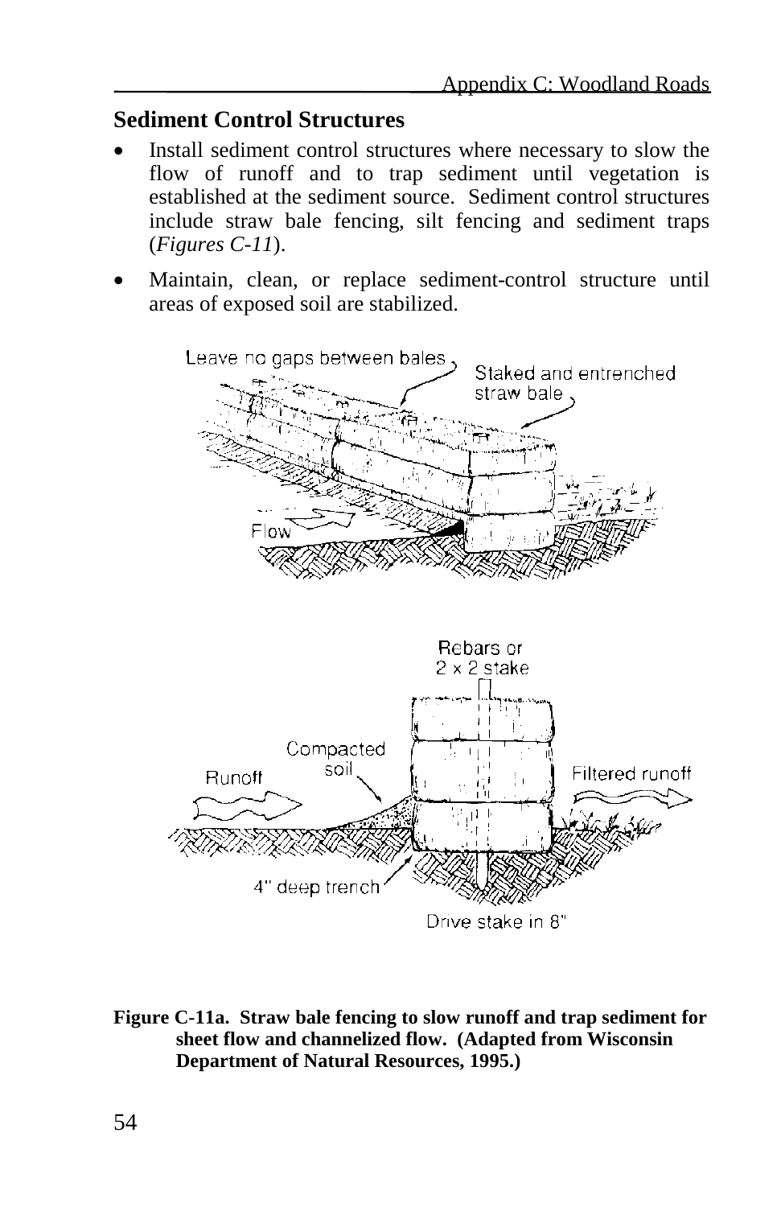## Sediment Control Structures

- Install sediment control structures where necessary to slow the flow of runoff and to trap sediment until vegetation is established at the sediment source. Sediment control structures include straw bale fencing, silt fencing and sediment traps (*Figures C-11*).
- Maintain, clean, or replace sediment-control structure until areas of exposed soil are stabilized.

**Figure C-11a. Straw bale fencing to slow runoff and trap sediment for sheet flow and channelized flow. (Adapted from Wisconsin Department of Natural Resources, 1995.)**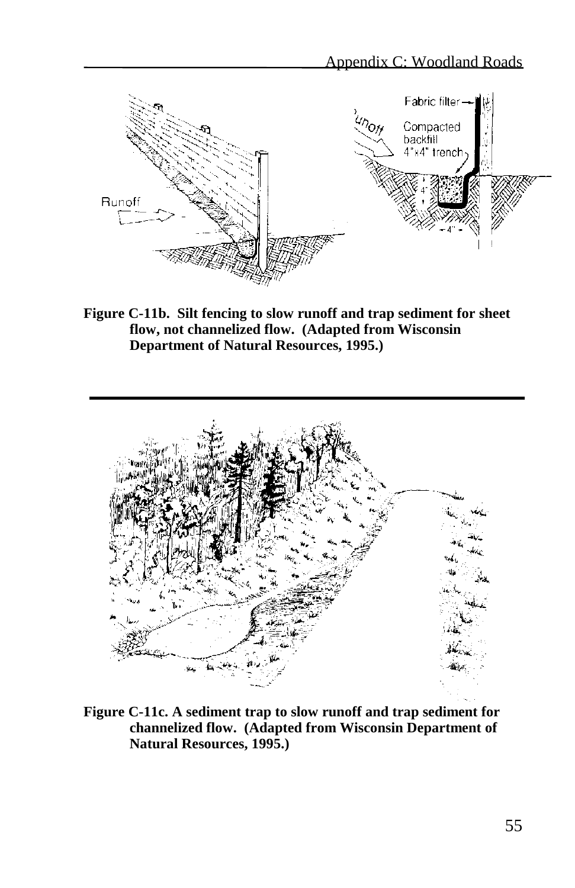Figure C-11b. Silt fencing to slow runoff and trap sediment for sheet flow, not channelized flow. (Adapted from Wisconsin Department of Natural Resources, 1995.)

Figure C-11c. A sediment trap to slow runoff and trap sediment for channelized flow. (Adapted from Wisconsin Department of Natural Resources, 1995.)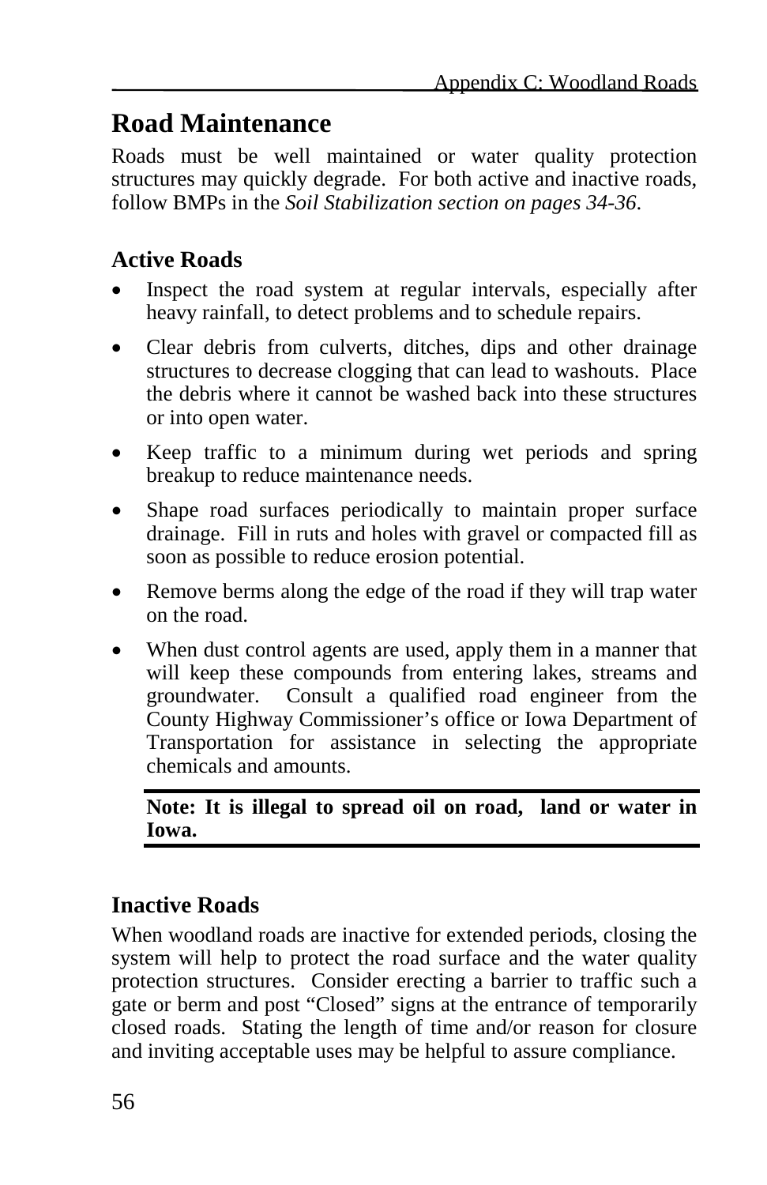## Road Maintenance

Roads must be well maintained or water quality protection structures may quickly degrade. For both active and inactive roads, follow BMPs in the *Soil Stabilization section on pages 34-36*.

### Active Roads

- Inspect the road system at regular intervals, especially after heavy rainfall, to detect problems and to schedule repairs.
- Clear debris from culverts, ditches, dips and other drainage structures to decrease clogging that can lead to washouts. Place the debris where it cannot be washed back into these structures or into open water.
- Keep traffic to a minimum during wet periods and spring breakup to reduce maintenance needs.
- Shape road surfaces periodically to maintain proper surface drainage. Fill in ruts and holes with gravel or compacted fill as soon as possible to reduce erosion potential.
- Remove berms along the edge of the road if they will trap water on the road.
- When dust control agents are used, apply them in a manner that will keep these compounds from entering lakes, streams and groundwater. Consult a qualified road engineer from the County Highway Commissioner's office or Iowa Department of Transportation for assistance in selecting the appropriate chemicals and amounts.

**Note: It is illegal to spread oil on road, land or water in Iowa.**

### Inactive Roads

When woodland roads are inactive for extended periods, closing the system will help to protect the road surface and the water quality protection structures. Consider erecting a barrier to traffic such a gate or berm and post "Closed" signs at the entrance of temporarily closed roads. Stating the length of time and/or reason for closure and inviting acceptable uses may be helpful to assure compliance.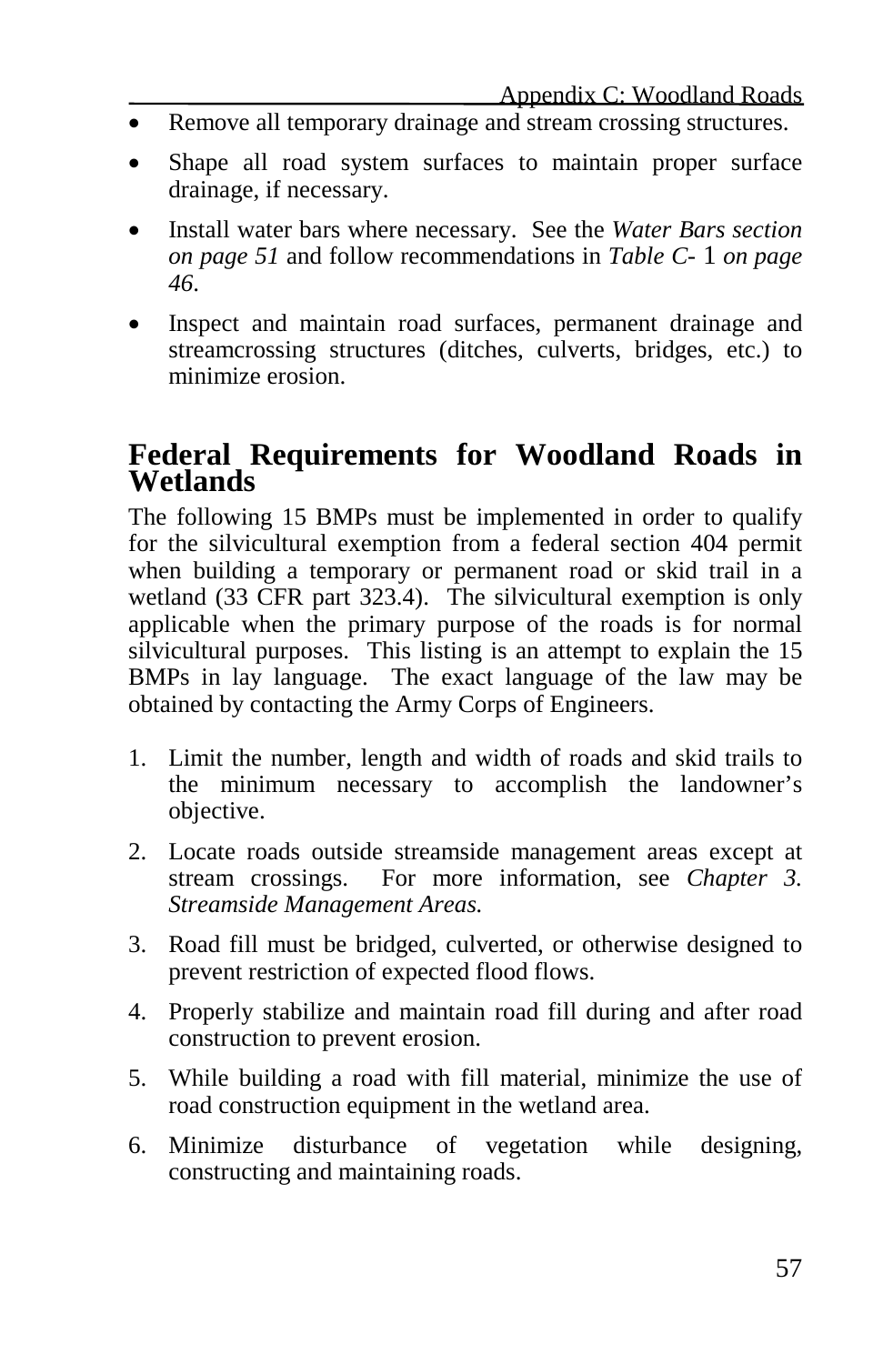- Remove all temporary drainage and stream crossing structures.
- Shape all road system surfaces to maintain proper surface drainage, if necessary.
- Install water bars where necessary. See the *Water Bars section on page 51* and follow recommendations in *Table C- 1 on page 46*.
- Inspect and maintain road surfaces, permanent drainage and streamcrossing structures (ditches, culverts, bridges, etc.) to minimize erosion.

## Federal Requirements for Woodland Roads in Wetlands

The following 15 BMPs must be implemented in order to qualify for the silvicultural exemption from a federal section 404 permit when building a temporary or permanent road or skid trail in a wetland (33 CFR part 323.4). The silvicultural exemption is only applicable when the primary purpose of the roads is for normal silvicultural purposes. This listing is an attempt to explain the 15 BMPs in lay language. The exact language of the law may be obtained by contacting the Army Corps of Engineers.

1. Limit the number, length and width of roads and skid trails to the minimum necessary to accomplish the landowner's objective.
2. Locate roads outside streamside management areas except at stream crossings. For more information, see *Chapter 3. Streamside Management Areas.*
3. Road fill must be bridged, culverted, or otherwise designed to prevent restriction of expected flood flows.
4. Properly stabilize and maintain road fill during and after road construction to prevent erosion.
5. While building a road with fill material, minimize the use of road construction equipment in the wetland area.
6. Minimize disturbance of vegetation while designing, constructing and maintaining roads.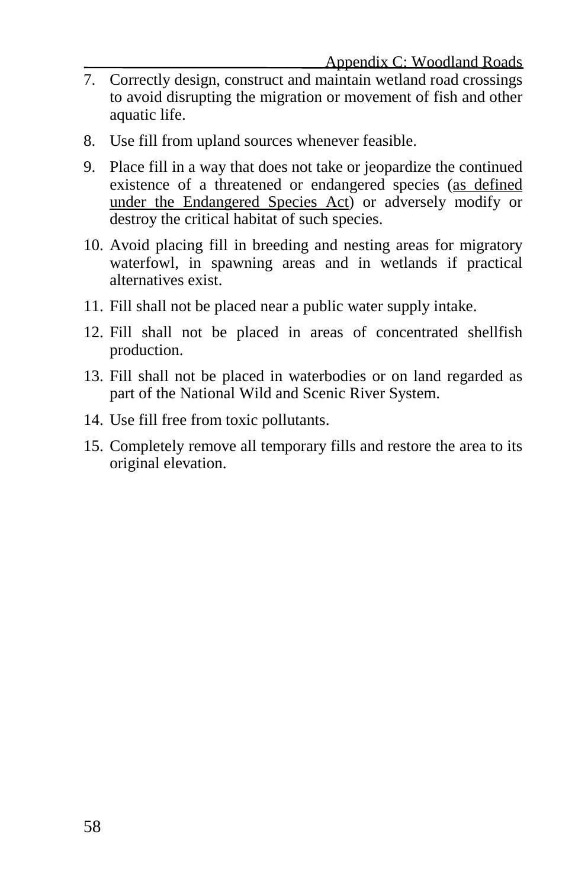7. Correctly design, construct and maintain wetland road crossings to avoid disrupting the migration or movement of fish and other aquatic life.

8. Use fill from upland sources whenever feasible.

9. Place fill in a way that does not take or jeopardize the continued existence of a threatened or endangered species (as defined under the Endangered Species Act) or adversely modify or destroy the critical habitat of such species.

10. Avoid placing fill in breeding and nesting areas for migratory waterfowl, in spawning areas and in wetlands if practical alternatives exist.

11. Fill shall not be placed near a public water supply intake.

12. Fill shall not be placed in areas of concentrated shellfish production.

13. Fill shall not be placed in waterbodies or on land regarded as part of the National Wild and Scenic River System.

14. Use fill free from toxic pollutants.

15. Completely remove all temporary fills and restore the area to its original elevation.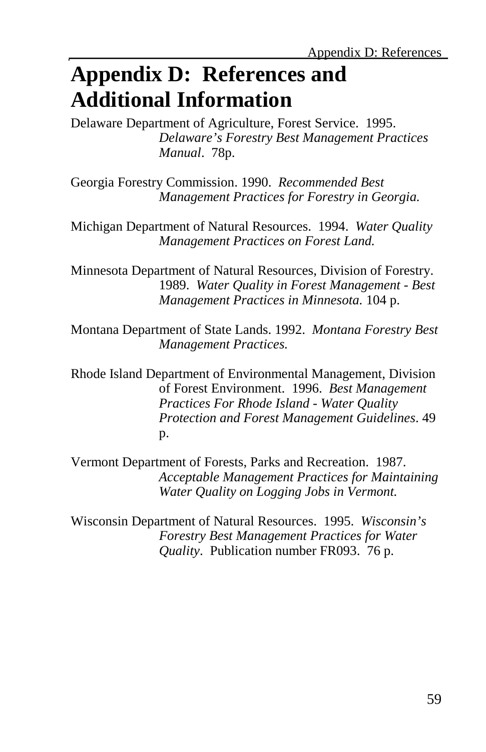# Appendix D: References and Additional Information

Delaware Department of Agriculture, Forest Service. 1995. *Delaware's Forestry Best Management Practices Manual*. 78p.

Georgia Forestry Commission. 1990. *Recommended Best Management Practices for Forestry in Georgia.*

Michigan Department of Natural Resources. 1994. *Water Quality Management Practices on Forest Land.*

Minnesota Department of Natural Resources, Division of Forestry. 1989. *Water Quality in Forest Management - Best Management Practices in Minnesota.* 104 p.

Montana Department of State Lands. 1992. *Montana Forestry Best Management Practices.*

Rhode Island Department of Environmental Management, Division of Forest Environment. 1996. *Best Management Practices For Rhode Island - Water Quality Protection and Forest Management Guidelines*. 49 p.

Vermont Department of Forests, Parks and Recreation. 1987. *Acceptable Management Practices for Maintaining Water Quality on Logging Jobs in Vermont.*

Wisconsin Department of Natural Resources. 1995. *Wisconsin's Forestry Best Management Practices for Water Quality*. Publication number FR093. 76 p.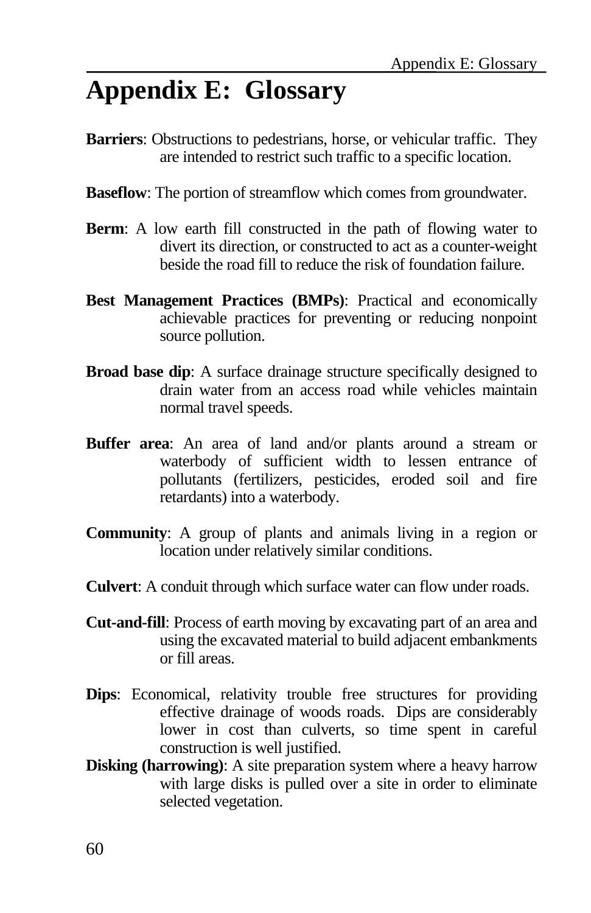# Appendix E: Glossary

**Barriers**: Obstructions to pedestrians, horse, or vehicular traffic. They are intended to restrict such traffic to a specific location.

**Baseflow**: The portion of streamflow which comes from groundwater.

**Berm**: A low earth fill constructed in the path of flowing water to divert its direction, or constructed to act as a counter-weight beside the road fill to reduce the risk of foundation failure.

**Best Management Practices (BMPs)**: Practical and economically achievable practices for preventing or reducing nonpoint source pollution.

**Broad base dip**: A surface drainage structure specifically designed to drain water from an access road while vehicles maintain normal travel speeds.

**Buffer area**: An area of land and/or plants around a stream or waterbody of sufficient width to lessen entrance of pollutants (fertilizers, pesticides, eroded soil and fire retardants) into a waterbody.

**Community**: A group of plants and animals living in a region or location under relatively similar conditions.

**Culvert**: A conduit through which surface water can flow under roads.

**Cut-and-fill**: Process of earth moving by excavating part of an area and using the excavated material to build adjacent embankments or fill areas.

**Dips**: Economical, relativity trouble free structures for providing effective drainage of woods roads. Dips are considerably lower in cost than culverts, so time spent in careful construction is well justified.

**Disking (harrowing)**: A site preparation system where a heavy harrow with large disks is pulled over a site in order to eliminate selected vegetation.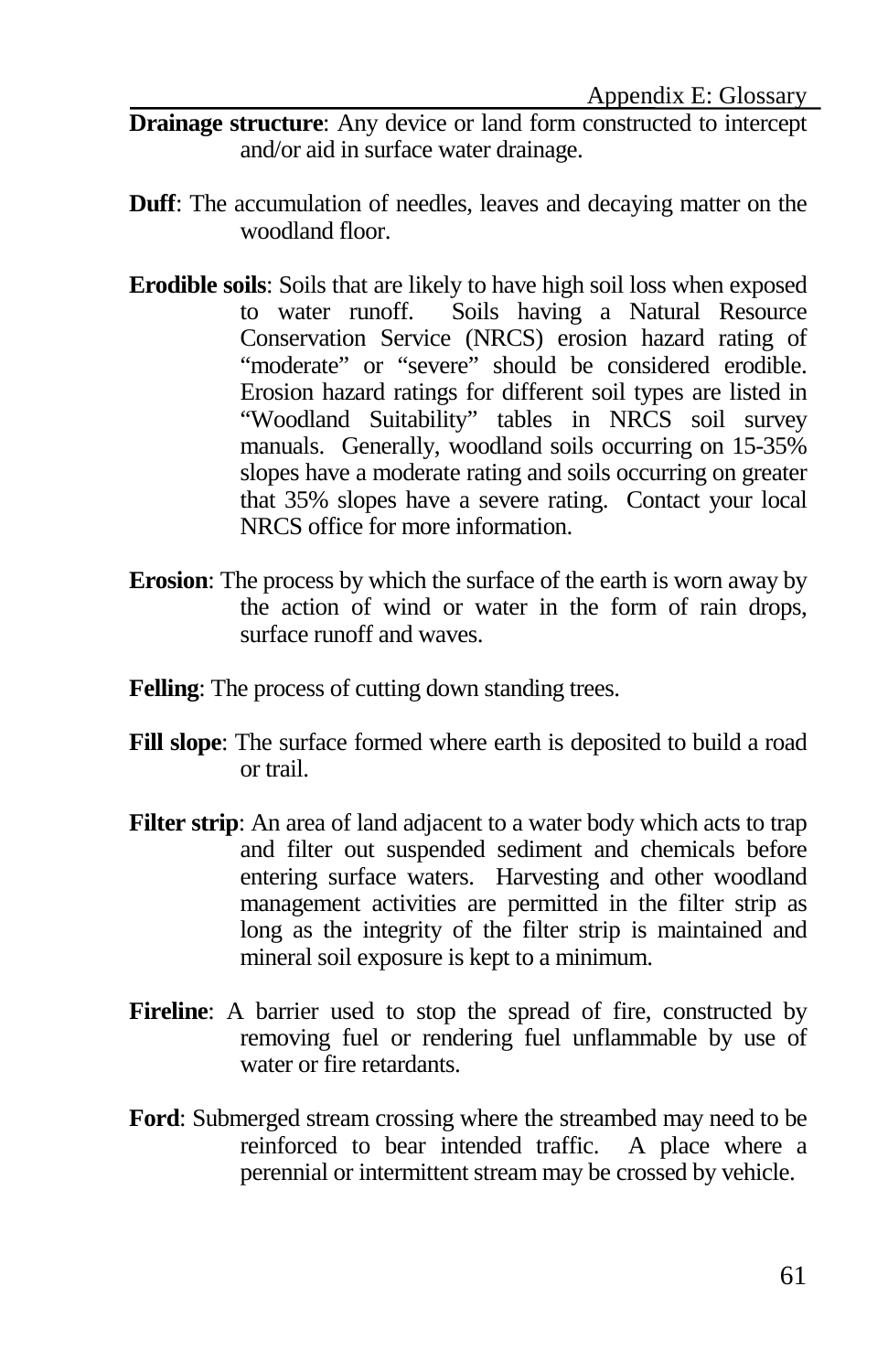**Drainage structure**: Any device or land form constructed to intercept and/or aid in surface water drainage.

**Duff**: The accumulation of needles, leaves and decaying matter on the woodland floor.

**Erodible soils**: Soils that are likely to have high soil loss when exposed to water runoff. Soils having a Natural Resource Conservation Service (NRCS) erosion hazard rating of "moderate" or "severe" should be considered erodible. Erosion hazard ratings for different soil types are listed in "Woodland Suitability" tables in NRCS soil survey manuals. Generally, woodland soils occurring on 15-35% slopes have a moderate rating and soils occurring on greater that 35% slopes have a severe rating. Contact your local NRCS office for more information.

**Erosion**: The process by which the surface of the earth is worn away by the action of wind or water in the form of rain drops, surface runoff and waves.

**Felling**: The process of cutting down standing trees.

**Fill slope**: The surface formed where earth is deposited to build a road or trail.

**Filter strip**: An area of land adjacent to a water body which acts to trap and filter out suspended sediment and chemicals before entering surface waters. Harvesting and other woodland management activities are permitted in the filter strip as long as the integrity of the filter strip is maintained and mineral soil exposure is kept to a minimum.

**Fireline**: A barrier used to stop the spread of fire, constructed by removing fuel or rendering fuel unflammable by use of water or fire retardants.

**Ford**: Submerged stream crossing where the streambed may need to be reinforced to bear intended traffic. A place where a perennial or intermittent stream may be crossed by vehicle.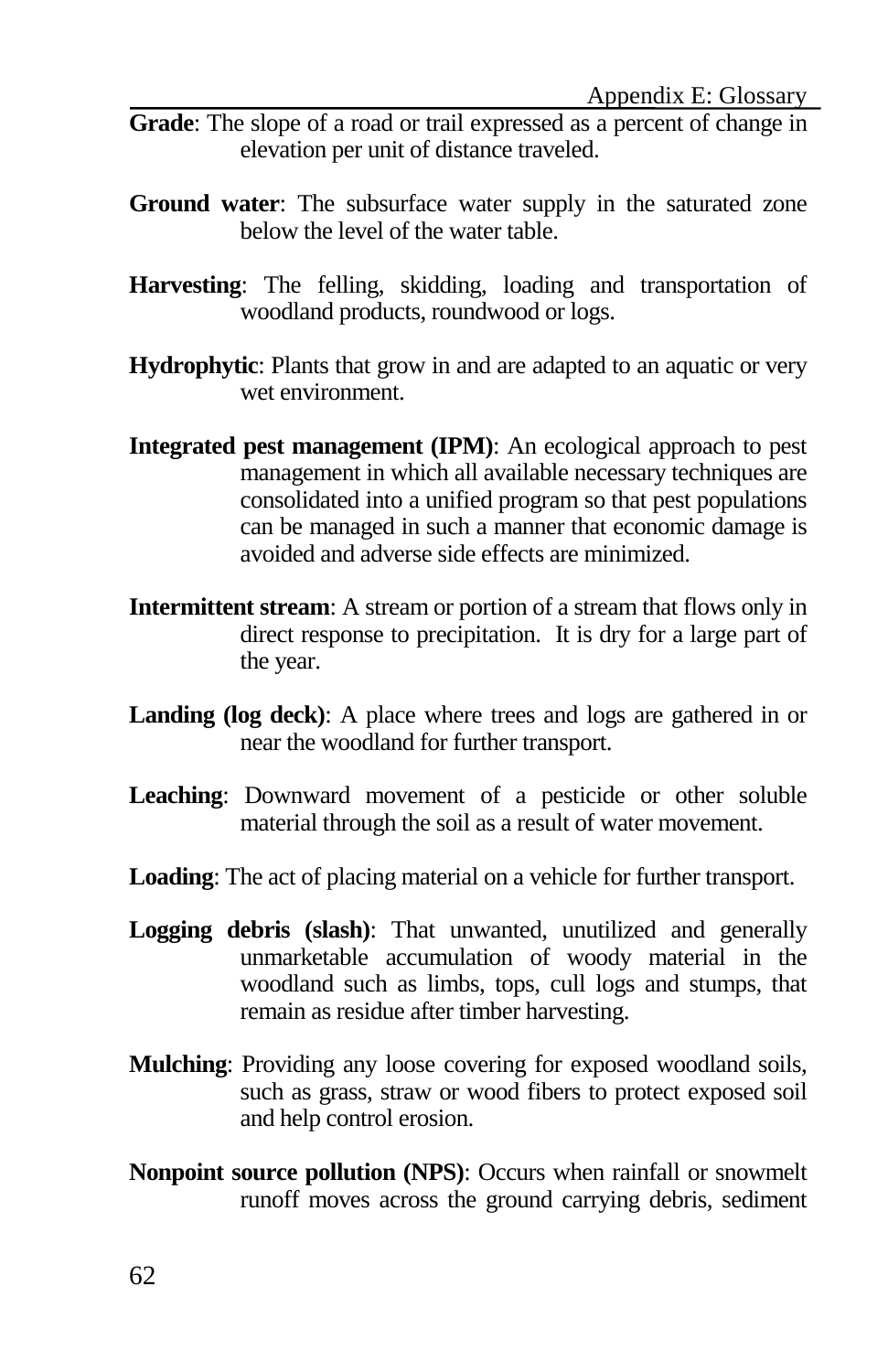**Grade**: The slope of a road or trail expressed as a percent of change in elevation per unit of distance traveled.

**Ground water**: The subsurface water supply in the saturated zone below the level of the water table.

**Harvesting**: The felling, skidding, loading and transportation of woodland products, roundwood or logs.

**Hydrophytic**: Plants that grow in and are adapted to an aquatic or very wet environment.

**Integrated pest management (IPM)**: An ecological approach to pest management in which all available necessary techniques are consolidated into a unified program so that pest populations can be managed in such a manner that economic damage is avoided and adverse side effects are minimized.

**Intermittent stream**: A stream or portion of a stream that flows only in direct response to precipitation. It is dry for a large part of the year.

**Landing (log deck)**: A place where trees and logs are gathered in or near the woodland for further transport.

**Leaching**: Downward movement of a pesticide or other soluble material through the soil as a result of water movement.

**Loading**: The act of placing material on a vehicle for further transport.

**Logging debris (slash)**: That unwanted, unutilized and generally unmarketable accumulation of woody material in the woodland such as limbs, tops, cull logs and stumps, that remain as residue after timber harvesting.

**Mulching**: Providing any loose covering for exposed woodland soils, such as grass, straw or wood fibers to protect exposed soil and help control erosion.

**Nonpoint source pollution (NPS)**: Occurs when rainfall or snowmelt runoff moves across the ground carrying debris, sediment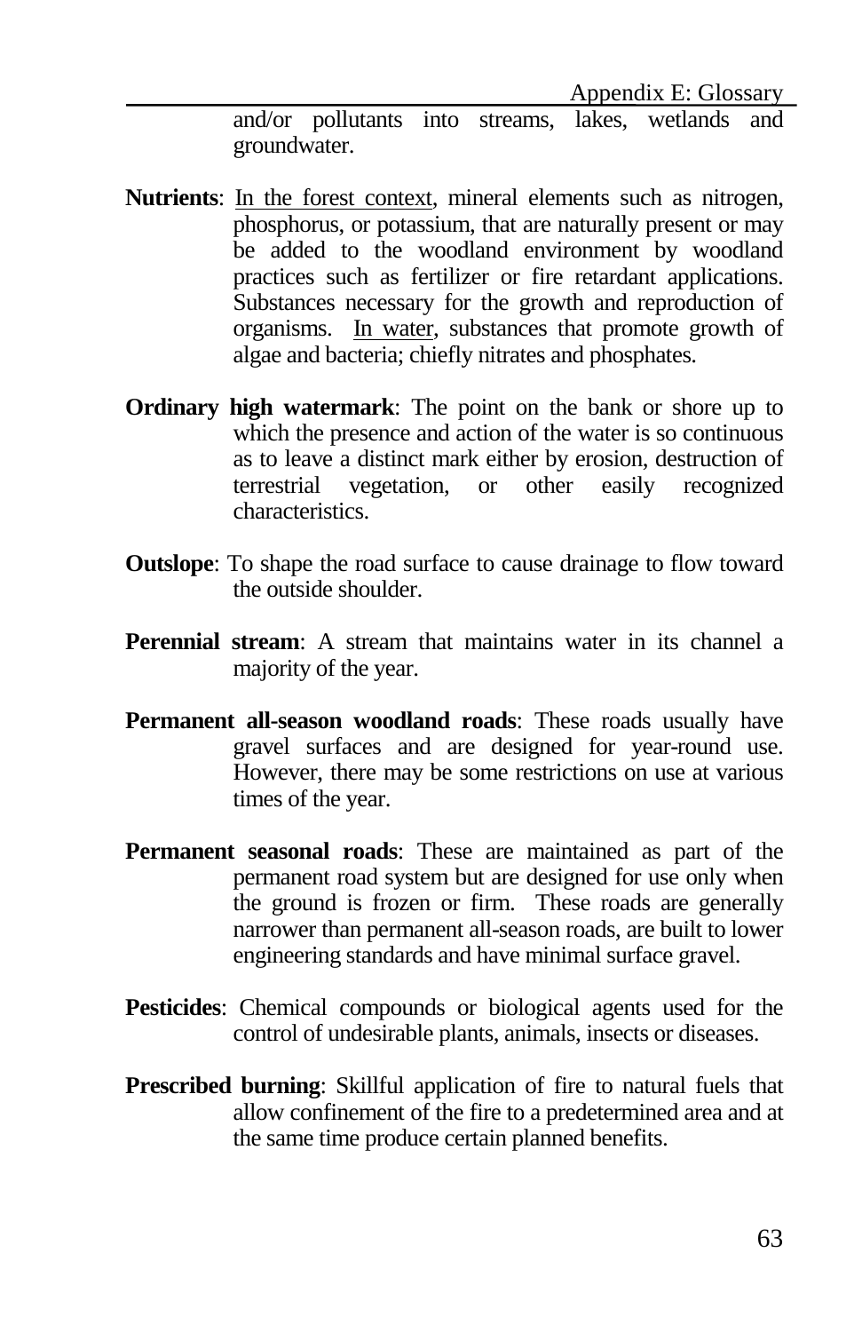and/or pollutants into streams, lakes, wetlands and groundwater.

**Nutrients**: <u>In the forest context</u>, mineral elements such as nitrogen, phosphorus, or potassium, that are naturally present or may be added to the woodland environment by woodland practices such as fertilizer or fire retardant applications. Substances necessary for the growth and reproduction of organisms. <u>In water</u>, substances that promote growth of algae and bacteria; chiefly nitrates and phosphates.

**Ordinary high watermark**: The point on the bank or shore up to which the presence and action of the water is so continuous as to leave a distinct mark either by erosion, destruction of terrestrial vegetation, or other easily recognized characteristics.

**Outslope**: To shape the road surface to cause drainage to flow toward the outside shoulder.

**Perennial stream**: A stream that maintains water in its channel a majority of the year.

**Permanent all-season woodland roads**: These roads usually have gravel surfaces and are designed for year-round use. However, there may be some restrictions on use at various times of the year.

**Permanent seasonal roads**: These are maintained as part of the permanent road system but are designed for use only when the ground is frozen or firm. These roads are generally narrower than permanent all-season roads, are built to lower engineering standards and have minimal surface gravel.

**Pesticides**: Chemical compounds or biological agents used for the control of undesirable plants, animals, insects or diseases.

**Prescribed burning**: Skillful application of fire to natural fuels that allow confinement of the fire to a predetermined area and at the same time produce certain planned benefits.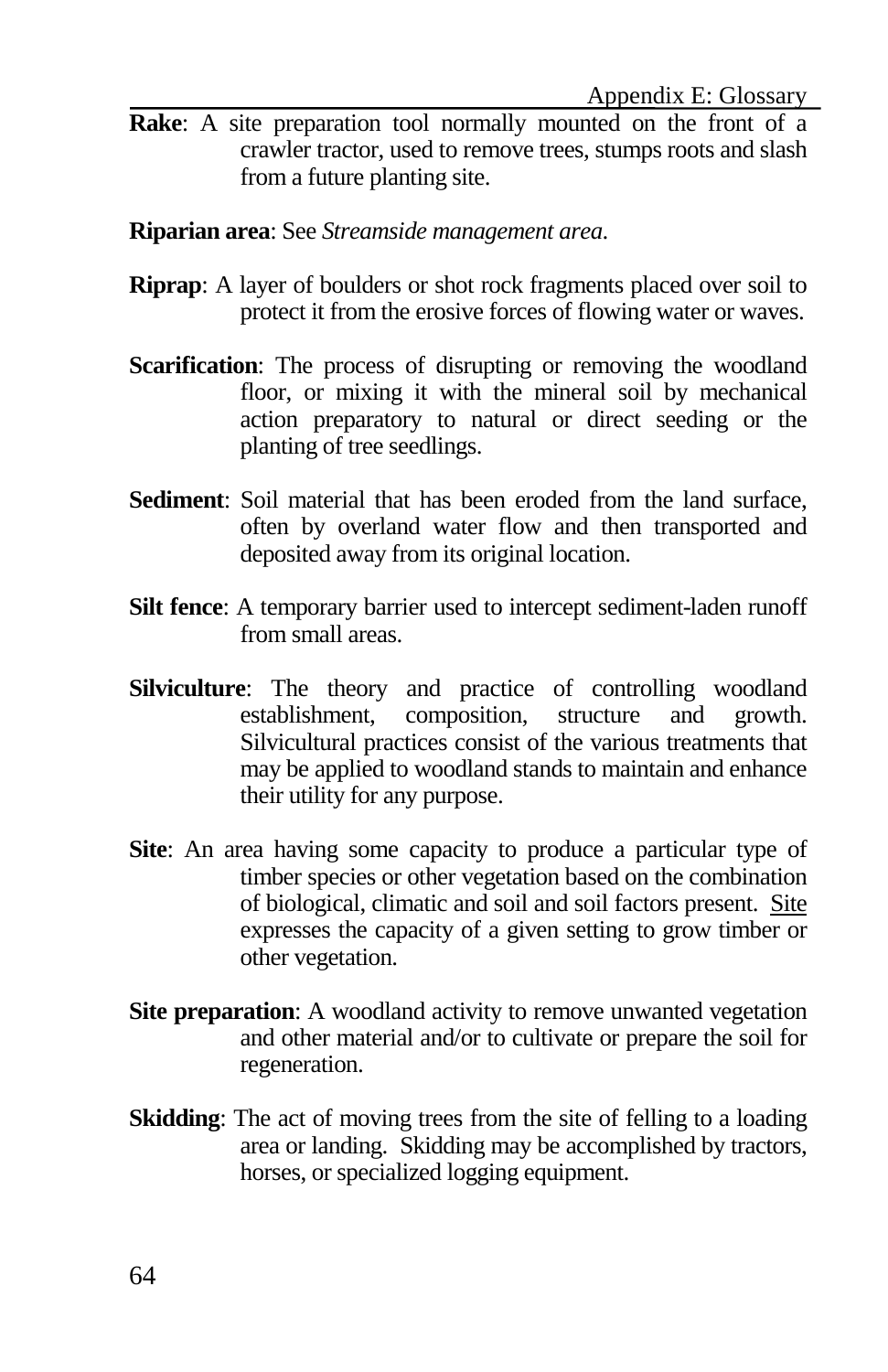**Rake**: A site preparation tool normally mounted on the front of a crawler tractor, used to remove trees, stumps roots and slash from a future planting site.

**Riparian area**: See *Streamside management area.*

**Riprap**: A layer of boulders or shot rock fragments placed over soil to protect it from the erosive forces of flowing water or waves.

**Scarification**: The process of disrupting or removing the woodland floor, or mixing it with the mineral soil by mechanical action preparatory to natural or direct seeding or the planting of tree seedlings.

**Sediment**: Soil material that has been eroded from the land surface, often by overland water flow and then transported and deposited away from its original location.

**Silt fence**: A temporary barrier used to intercept sediment-laden runoff from small areas.

**Silviculture**: The theory and practice of controlling woodland establishment, composition, structure and growth. Silvicultural practices consist of the various treatments that may be applied to woodland stands to maintain and enhance their utility for any purpose.

**Site**: An area having some capacity to produce a particular type of timber species or other vegetation based on the combination of biological, climatic and soil and soil factors present. Site expresses the capacity of a given setting to grow timber or other vegetation.

**Site preparation**: A woodland activity to remove unwanted vegetation and other material and/or to cultivate or prepare the soil for regeneration.

**Skidding**: The act of moving trees from the site of felling to a loading area or landing. Skidding may be accomplished by tractors, horses, or specialized logging equipment.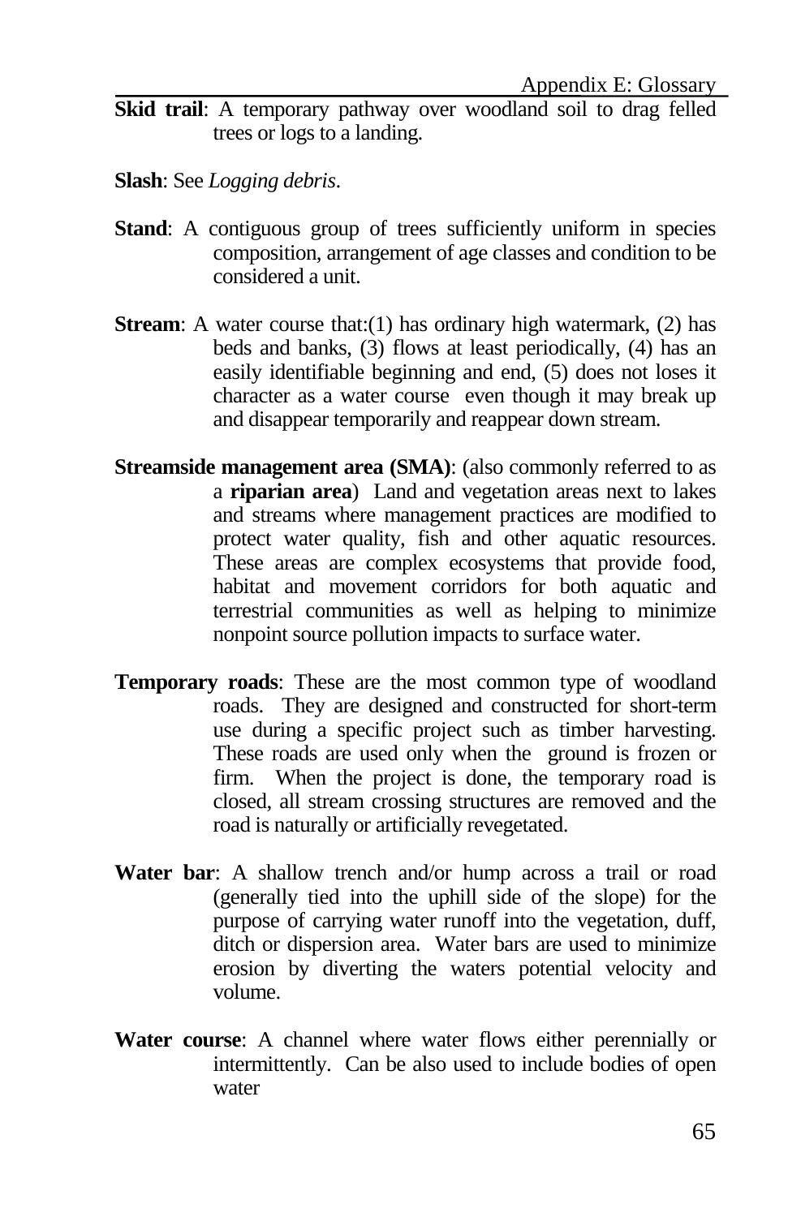**Skid trail**: A temporary pathway over woodland soil to drag felled trees or logs to a landing.

**Slash**: See *Logging debris*.

**Stand**: A contiguous group of trees sufficiently uniform in species composition, arrangement of age classes and condition to be considered a unit.

**Stream**: A water course that:(1) has ordinary high watermark, (2) has beds and banks, (3) flows at least periodically, (4) has an easily identifiable beginning and end, (5) does not loses it character as a water course even though it may break up and disappear temporarily and reappear down stream.

**Streamside management area (SMA)**: (also commonly referred to as a **riparian area**) Land and vegetation areas next to lakes and streams where management practices are modified to protect water quality, fish and other aquatic resources. These areas are complex ecosystems that provide food, habitat and movement corridors for both aquatic and terrestrial communities as well as helping to minimize nonpoint source pollution impacts to surface water.

**Temporary roads**: These are the most common type of woodland roads. They are designed and constructed for short-term use during a specific project such as timber harvesting. These roads are used only when the ground is frozen or firm. When the project is done, the temporary road is closed, all stream crossing structures are removed and the road is naturally or artificially revegetated.

**Water bar**: A shallow trench and/or hump across a trail or road (generally tied into the uphill side of the slope) for the purpose of carrying water runoff into the vegetation, duff, ditch or dispersion area. Water bars are used to minimize erosion by diverting the waters potential velocity and volume.

**Water course**: A channel where water flows either perennially or intermittently. Can be also used to include bodies of open water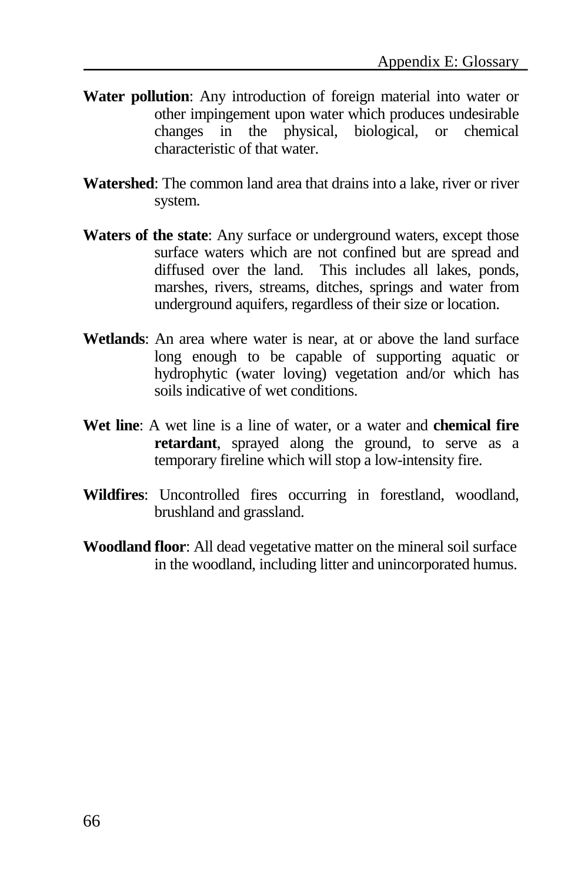**Water pollution**: Any introduction of foreign material into water or other impingement upon water which produces undesirable changes in the physical, biological, or chemical characteristic of that water.

**Watershed**: The common land area that drains into a lake, river or river system.

**Waters of the state**: Any surface or underground waters, except those surface waters which are not confined but are spread and diffused over the land. This includes all lakes, ponds, marshes, rivers, streams, ditches, springs and water from underground aquifers, regardless of their size or location.

**Wetlands**: An area where water is near, at or above the land surface long enough to be capable of supporting aquatic or hydrophytic (water loving) vegetation and/or which has soils indicative of wet conditions.

**Wet line**: A wet line is a line of water, or a water and **chemical fire retardant**, sprayed along the ground, to serve as a temporary fireline which will stop a low-intensity fire.

**Wildfires**: Uncontrolled fires occurring in forestland, woodland, brushland and grassland.

**Woodland floor**: All dead vegetative matter on the mineral soil surface in the woodland, including litter and unincorporated humus.